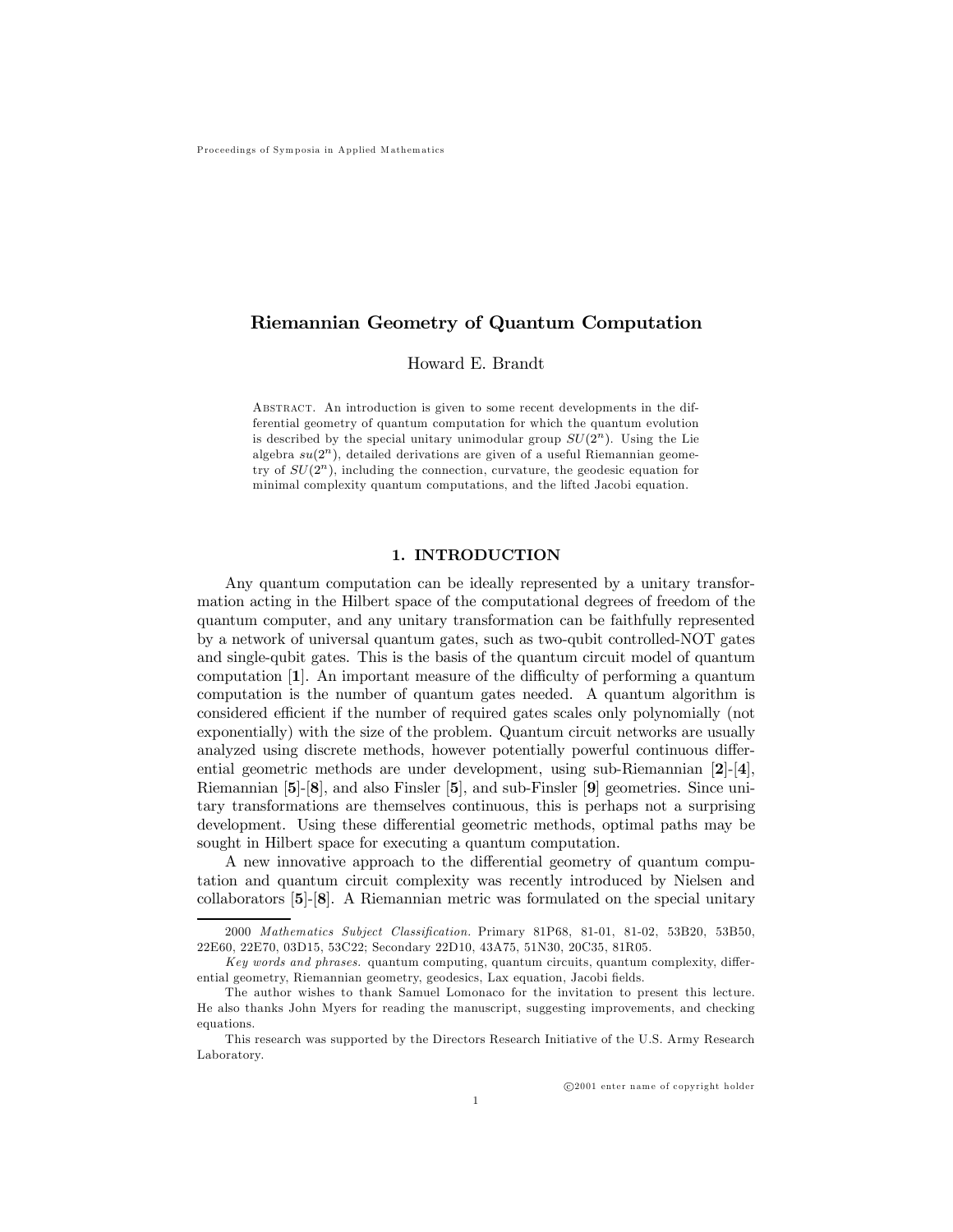# Riemannian Geometry of Quantum Computation

Howard E. Brandt

Abstract. An introduction is given to some recent developments in the differential geometry of quantum computation for which the quantum evolution is described by the special unitary unimodular group $SU(2^n)$. Using the Lie algebra $su(2^n)$, detailed derivations are given of a useful Riemannian geometry of $SU(2^n)$, including the connection, curvature, the geodesic equation for minimal complexity quantum computations, and the lifted Jacobi equation.

## 1. INTRODUCTION

Any quantum computation can be ideally represented by a unitary transformation acting in the Hilbert space of the computational degrees of freedom of the quantum computer, and any unitary transformation can be faithfully represented by a network of universal quantum gates, such as two-qubit controlled-NOT gates and single-qubit gates. This is the basis of the quantum circuit model of quantum computation [**1**]. An important measure of the difficulty of performing a quantum computation is the number of quantum gates needed. A quantum algorithm is considered efficient if the number of required gates scales only polynomially (not exponentially) with the size of the problem. Quantum circuit networks are usually analyzed using discrete methods, however potentially powerful continuous differential geometric methods are under development, using sub-Riemannian [**2**]-[**4**], Riemannian [**5**]-[**8**], and also Finsler [**5**], and sub-Finsler [**9**] geometries. Since unitary transformations are themselves continuous, this is perhaps not a surprising development. Using these differential geometric methods, optimal paths may be sought in Hilbert space for executing a quantum computation.

A new innovative approach to the differential geometry of quantum computation and quantum circuit complexity was recently introduced by Nielsen and collaborators [**5**]-[**8**]. A Riemannian metric was formulated on the special unitary

---

2000 *Mathematics Subject Classification.* Primary 81P68, 81-01, 81-02, 53B20, 53B50, 22E60, 22E70, 03D15, 53C22; Secondary 22D10, 43A75, 51N30, 20C35, 81R05.

*Key words and phrases.* quantum computing, quantum circuits, quantum complexity, differential geometry, Riemannian geometry, geodesics, Lax equation, Jacobi fields.

The author wishes to thank Samuel Lomonaco for the invitation to present this lecture. He also thanks John Myers for reading the manuscript, suggesting improvements, and checking equations.

This research was supported by the Directors Research Initiative of the U.S. Army Research Laboratory.

©2001 enter name of copyright holder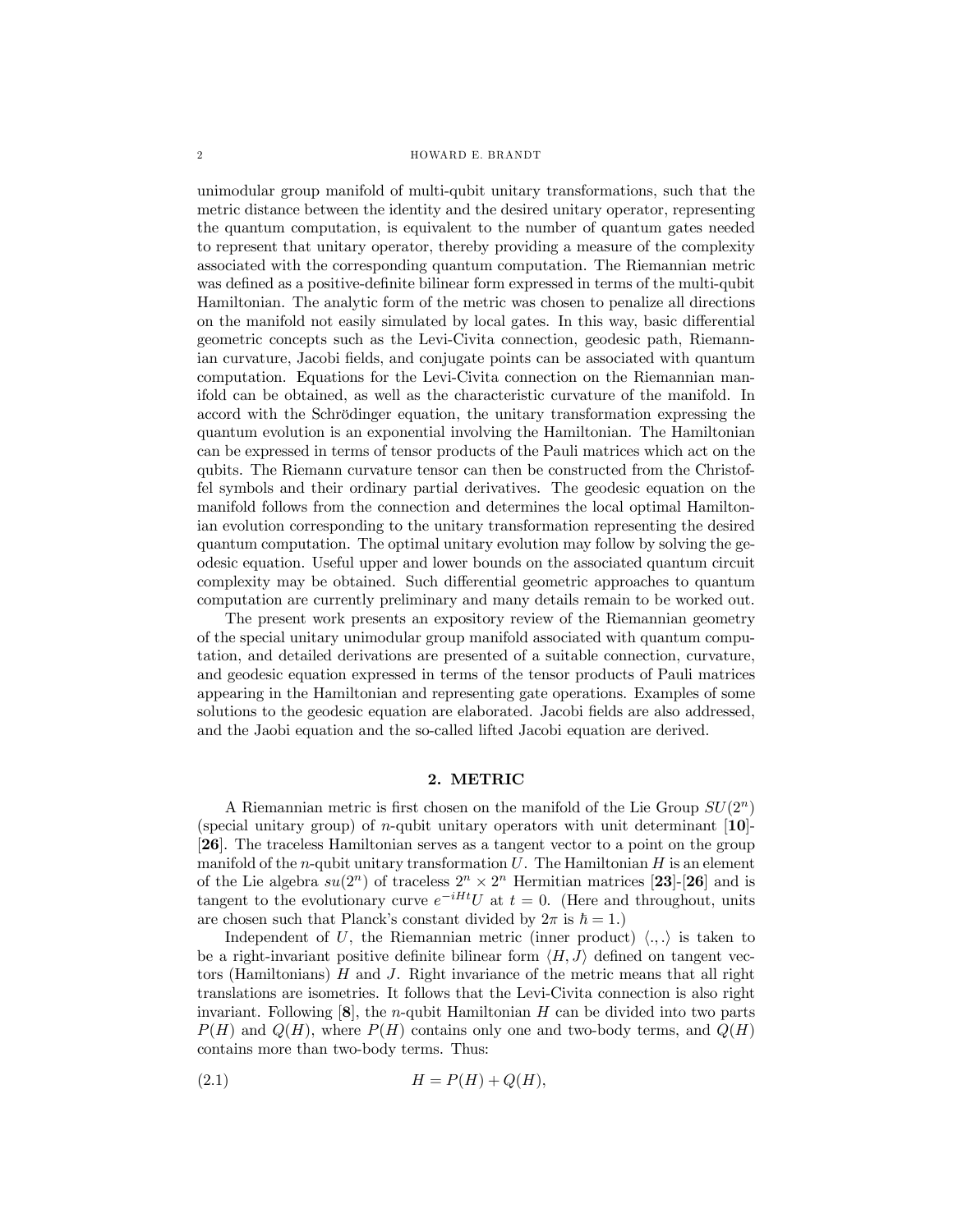unimodular group manifold of multi-qubit unitary transformations, such that the metric distance between the identity and the desired unitary operator, representing the quantum computation, is equivalent to the number of quantum gates needed to represent that unitary operator, thereby providing a measure of the complexity associated with the corresponding quantum computation. The Riemannian metric was defined as a positive-definite bilinear form expressed in terms of the multi-qubit Hamiltonian. The analytic form of the metric was chosen to penalize all directions on the manifold not easily simulated by local gates. In this way, basic differential geometric concepts such as the Levi-Civita connection, geodesic path, Riemannian curvature, Jacobi fields, and conjugate points can be associated with quantum computation. Equations for the Levi-Civita connection on the Riemannian manifold can be obtained, as well as the characteristic curvature of the manifold. In accord with the Schrödinger equation, the unitary transformation expressing the quantum evolution is an exponential involving the Hamiltonian. The Hamiltonian can be expressed in terms of tensor products of the Pauli matrices which act on the qubits. The Riemann curvature tensor can then be constructed from the Christoffel symbols and their ordinary partial derivatives. The geodesic equation on the manifold follows from the connection and determines the local optimal Hamiltonian evolution corresponding to the unitary transformation representing the desired quantum computation. The optimal unitary evolution may follow by solving the geodesic equation. Useful upper and lower bounds on the associated quantum circuit complexity may be obtained. Such differential geometric approaches to quantum computation are currently preliminary and many details remain to be worked out.

The present work presents an expository review of the Riemannian geometry of the special unitary unimodular group manifold associated with quantum computation, and detailed derivations are presented of a suitable connection, curvature, and geodesic equation expressed in terms of the tensor products of Pauli matrices appearing in the Hamiltonian and representing gate operations. Examples of some solutions to the geodesic equation are elaborated. Jacobi fields are also addressed, and the Jaobi equation and the so-called lifted Jacobi equation are derived.

## 2. METRIC

A Riemannian metric is first chosen on the manifold of the Lie Group $SU(2^n)$ (special unitary group) of $n$-qubit unitary operators with unit determinant [**10**]-[**26**]. The traceless Hamiltonian serves as a tangent vector to a point on the group manifold of the $n$-qubit unitary transformation $U$. The Hamiltonian $H$ is an element of the Lie algebra $su(2^n)$ of traceless $2^n \times 2^n$ Hermitian matrices [**23**]-[**26**] and is tangent to the evolutionary curve $e^{-iHt}U$ at $t = 0$. (Here and throughout, units are chosen such that Planck's constant divided by $2\pi$ is $\hbar = 1$.)

Independent of $U$, the Riemannian metric (inner product) $\langle .,. \rangle$ is taken to be a right-invariant positive definite bilinear form $\langle H, J \rangle$ defined on tangent vectors (Hamiltonians) $H$ and $J$. Right invariance of the metric means that all right translations are isometries. It follows that the Levi-Civita connection is also right invariant. Following [**8**], the $n$-qubit Hamiltonian $H$ can be divided into two parts $P(H)$ and $Q(H)$, where $P(H)$ contains only one and two-body terms, and $Q(H)$ contains more than two-body terms. Thus:

$$H = P(H) + Q(H), \tag{2.1}$$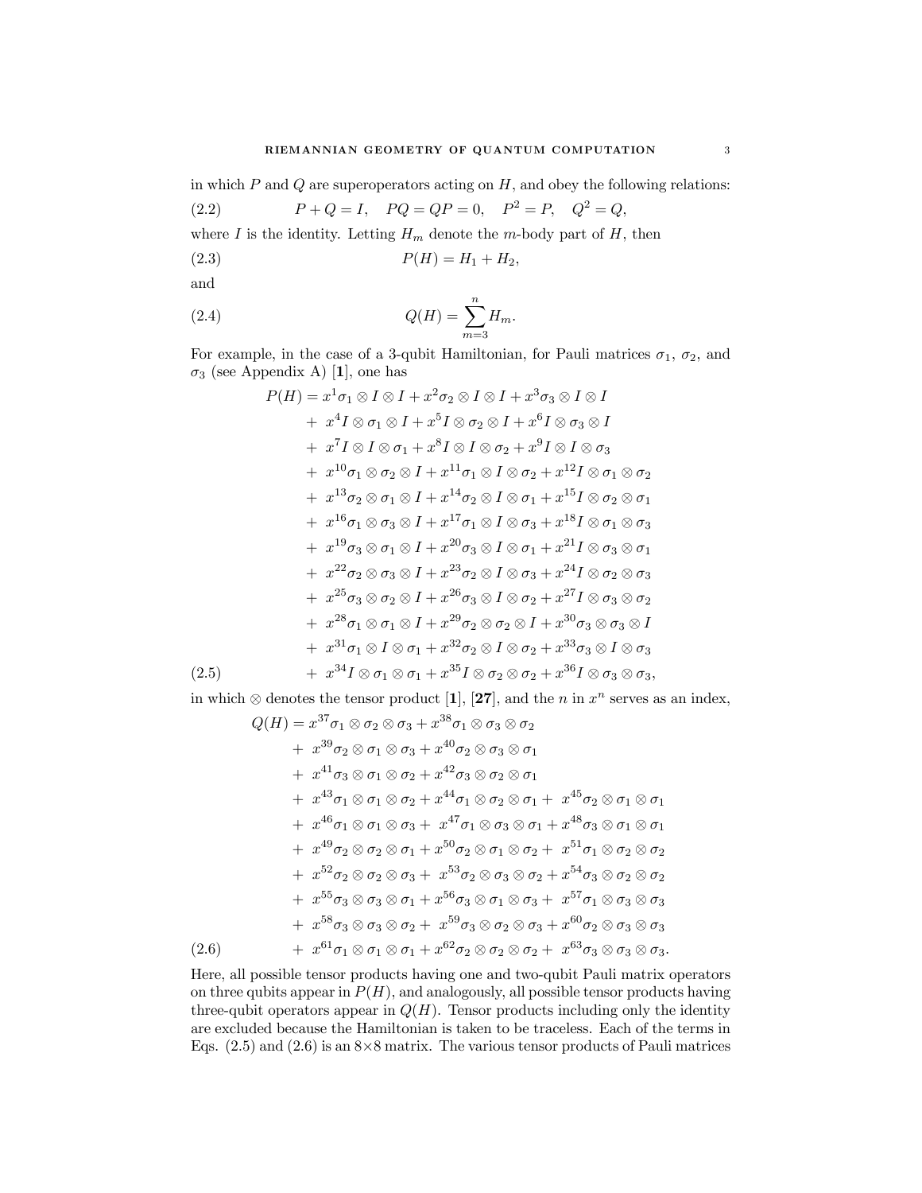in which $P$ and $Q$ are superoperators acting on $H$, and obey the following relations:

$$P + Q = I, \quad PQ = QP = 0, \quad P^2 = P, \quad Q^2 = Q, \tag{2.2}$$

where $I$ is the identity. Letting $H_m$ denote the $m$-body part of $H$, then

$$P(H) = H_1 + H_2, \tag{2.3}$$

and

$$Q(H) = \sum_{m=3}^{n} H_m. \tag{2.4}$$

For example, in the case of a 3-qubit Hamiltonian, for Pauli matrices $\sigma_1$, $\sigma_2$, and $\sigma_3$ (see Appendix A) [**1**], one has

$$\begin{aligned}
P(H) = \; & x^1\sigma_1 \otimes I \otimes I + x^2\sigma_2 \otimes I \otimes I + x^3\sigma_3 \otimes I \otimes I \\
+ \; & x^4 I \otimes \sigma_1 \otimes I + x^5 I \otimes \sigma_2 \otimes I + x^6 I \otimes \sigma_3 \otimes I \\
+ \; & x^7 I \otimes I \otimes \sigma_1 + x^8 I \otimes I \otimes \sigma_2 + x^9 I \otimes I \otimes \sigma_3 \\
+ \; & x^{10}\sigma_1 \otimes \sigma_2 \otimes I + x^{11}\sigma_1 \otimes I \otimes \sigma_2 + x^{12} I \otimes \sigma_1 \otimes \sigma_2 \\
+ \; & x^{13}\sigma_2 \otimes \sigma_1 \otimes I + x^{14}\sigma_2 \otimes I \otimes \sigma_1 + x^{15} I \otimes \sigma_2 \otimes \sigma_1 \\
+ \; & x^{16}\sigma_1 \otimes \sigma_3 \otimes I + x^{17}\sigma_1 \otimes I \otimes \sigma_3 + x^{18} I \otimes \sigma_1 \otimes \sigma_3 \\
+ \; & x^{19}\sigma_3 \otimes \sigma_1 \otimes I + x^{20}\sigma_3 \otimes I \otimes \sigma_1 + x^{21} I \otimes \sigma_3 \otimes \sigma_1 \\
+ \; & x^{22}\sigma_2 \otimes \sigma_3 \otimes I + x^{23}\sigma_2 \otimes I \otimes \sigma_3 + x^{24} I \otimes \sigma_2 \otimes \sigma_3 \\
+ \; & x^{25}\sigma_3 \otimes \sigma_2 \otimes I + x^{26}\sigma_3 \otimes I \otimes \sigma_2 + x^{27} I \otimes \sigma_3 \otimes \sigma_2 \\
+ \; & x^{28}\sigma_1 \otimes \sigma_1 \otimes I + x^{29}\sigma_2 \otimes \sigma_2 \otimes I + x^{30}\sigma_3 \otimes \sigma_3 \otimes I \\
+ \; & x^{31}\sigma_1 \otimes I \otimes \sigma_1 + x^{32}\sigma_2 \otimes I \otimes \sigma_2 + x^{33}\sigma_3 \otimes I \otimes \sigma_3 \\
+ \; & x^{34} I \otimes \sigma_1 \otimes \sigma_1 + x^{35} I \otimes \sigma_2 \otimes \sigma_2 + x^{36} I \otimes \sigma_3 \otimes \sigma_3,
\end{aligned} \tag{2.5}$$

in which $\otimes$ denotes the tensor product [**1**], [**27**], and the $n$ in $x^n$ serves as an index,

$$\begin{aligned}
Q(H) = \; & x^{37}\sigma_1 \otimes \sigma_2 \otimes \sigma_3 + x^{38}\sigma_1 \otimes \sigma_3 \otimes \sigma_2 \\
+ \; & x^{39}\sigma_2 \otimes \sigma_1 \otimes \sigma_3 + x^{40}\sigma_2 \otimes \sigma_3 \otimes \sigma_1 \\
+ \; & x^{41}\sigma_3 \otimes \sigma_1 \otimes \sigma_2 + x^{42}\sigma_3 \otimes \sigma_2 \otimes \sigma_1 \\
+ \; & x^{43}\sigma_1 \otimes \sigma_1 \otimes \sigma_2 + x^{44}\sigma_1 \otimes \sigma_2 \otimes \sigma_1 + x^{45}\sigma_2 \otimes \sigma_1 \otimes \sigma_1 \\
+ \; & x^{46}\sigma_1 \otimes \sigma_1 \otimes \sigma_3 + x^{47}\sigma_1 \otimes \sigma_3 \otimes \sigma_1 + x^{48}\sigma_3 \otimes \sigma_1 \otimes \sigma_1 \\
+ \; & x^{49}\sigma_2 \otimes \sigma_2 \otimes \sigma_1 + x^{50}\sigma_2 \otimes \sigma_1 \otimes \sigma_2 + x^{51}\sigma_1 \otimes \sigma_2 \otimes \sigma_2 \\
+ \; & x^{52}\sigma_2 \otimes \sigma_2 \otimes \sigma_3 + x^{53}\sigma_2 \otimes \sigma_3 \otimes \sigma_2 + x^{54}\sigma_3 \otimes \sigma_2 \otimes \sigma_2 \\
+ \; & x^{55}\sigma_3 \otimes \sigma_3 \otimes \sigma_1 + x^{56}\sigma_3 \otimes \sigma_1 \otimes \sigma_3 + x^{57}\sigma_1 \otimes \sigma_3 \otimes \sigma_3 \\
+ \; & x^{58}\sigma_3 \otimes \sigma_3 \otimes \sigma_2 + x^{59}\sigma_3 \otimes \sigma_2 \otimes \sigma_3 + x^{60}\sigma_2 \otimes \sigma_3 \otimes \sigma_3 \\
+ \; & x^{61}\sigma_1 \otimes \sigma_1 \otimes \sigma_1 + x^{62}\sigma_2 \otimes \sigma_2 \otimes \sigma_2 + x^{63}\sigma_3 \otimes \sigma_3 \otimes \sigma_3.
\end{aligned} \tag{2.6}$$

Here, all possible tensor products having one and two-qubit Pauli matrix operators on three qubits appear in $P(H)$, and analogously, all possible tensor products having three-qubit operators appear in $Q(H)$. Tensor products including only the identity are excluded because the Hamiltonian is taken to be traceless. Each of the terms in Eqs. (2.5) and (2.6) is an $8{\times}8$ matrix. The various tensor products of Pauli matrices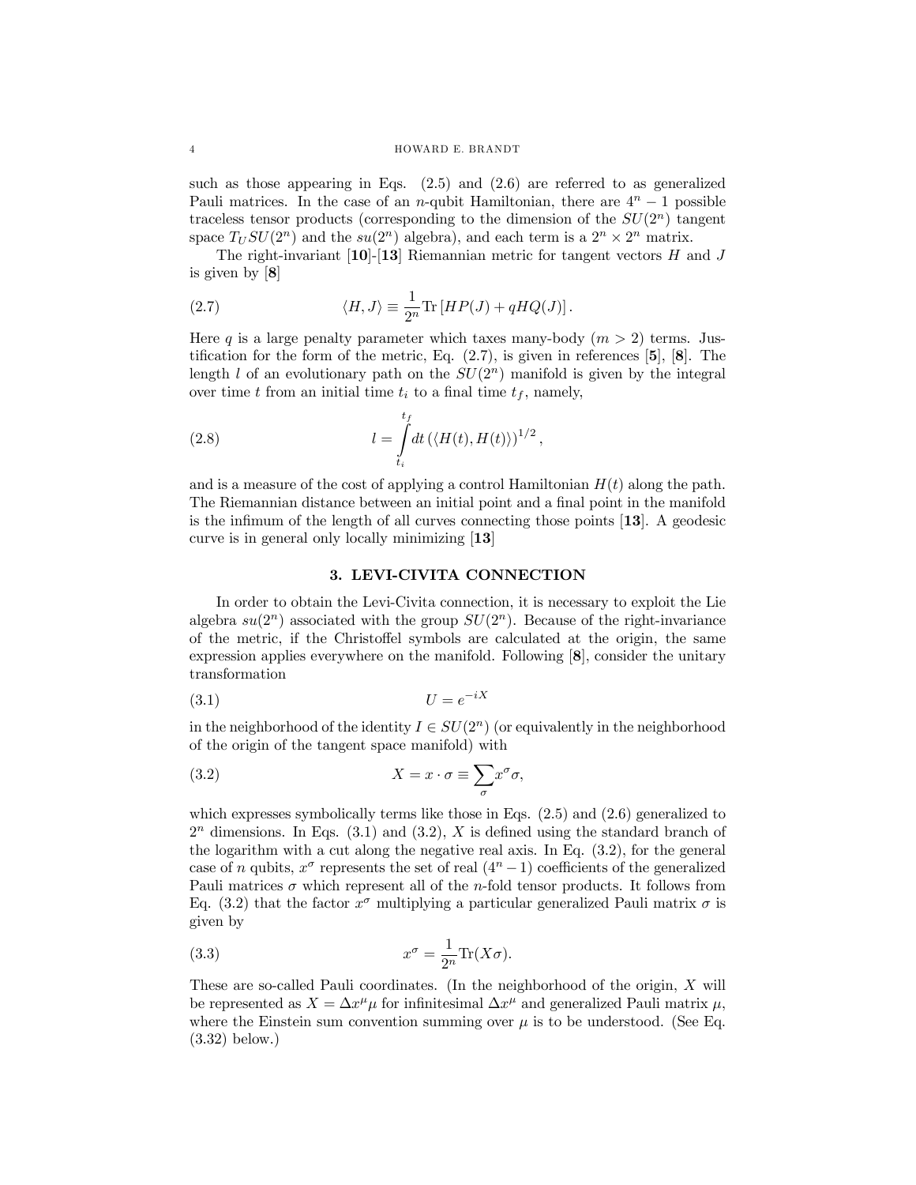such as those appearing in Eqs. (2.5) and (2.6) are referred to as generalized Pauli matrices. In the case of an $n$-qubit Hamiltonian, there are $4^n - 1$ possible traceless tensor products (corresponding to the dimension of the $SU(2^n)$ tangent space $T_U SU(2^n)$ and the $su(2^n)$ algebra), and each term is a $2^n \times 2^n$ matrix.

The right-invariant [**10**]-[**13**] Riemannian metric for tangent vectors $H$ and $J$ is given by [**8**]

$$\langle H, J \rangle \equiv \frac{1}{2^n} \mathrm{Tr}\left[ HP(J) + qHQ(J) \right]. \tag{2.7}$$

Here $q$ is a large penalty parameter which taxes many-body ($m > 2$) terms. Justification for the form of the metric, Eq. (2.7), is given in references [**5**], [**8**]. The length $l$ of an evolutionary path on the $SU(2^n)$ manifold is given by the integral over time $t$ from an initial time $t_i$ to a final time $t_f$, namely,

$$l = \int_{t_i}^{t_f} dt \left( \langle H(t), H(t) \rangle \right)^{1/2}, \tag{2.8}$$

and is a measure of the cost of applying a control Hamiltonian $H(t)$ along the path. The Riemannian distance between an initial point and a final point in the manifold is the infimum of the length of all curves connecting those points [**13**]. A geodesic curve is in general only locally minimizing [**13**]

## 3. LEVI-CIVITA CONNECTION

In order to obtain the Levi-Civita connection, it is necessary to exploit the Lie algebra $su(2^n)$ associated with the group $SU(2^n)$. Because of the right-invariance of the metric, if the Christoffel symbols are calculated at the origin, the same expression applies everywhere on the manifold. Following [**8**], consider the unitary transformation

$$U = e^{-iX} \tag{3.1}$$

in the neighborhood of the identity $I \in SU(2^n)$ (or equivalently in the neighborhood of the origin of the tangent space manifold) with

$$X = x \cdot \sigma \equiv \sum_{\sigma} x^{\sigma} \sigma, \tag{3.2}$$

which expresses symbolically terms like those in Eqs. (2.5) and (2.6) generalized to $2^n$ dimensions. In Eqs. (3.1) and (3.2), $X$ is defined using the standard branch of the logarithm with a cut along the negative real axis. In Eq. (3.2), for the general case of $n$ qubits, $x^{\sigma}$ represents the set of real $(4^n - 1)$ coefficients of the generalized Pauli matrices $\sigma$ which represent all of the $n$-fold tensor products. It follows from Eq. (3.2) that the factor $x^{\sigma}$ multiplying a particular generalized Pauli matrix $\sigma$ is given by

$$x^{\sigma} = \frac{1}{2^n} \mathrm{Tr}(X\sigma). \tag{3.3}$$

These are so-called Pauli coordinates. (In the neighborhood of the origin, $X$ will be represented as $X = \Delta x^{\mu} \mu$ for infinitesimal $\Delta x^{\mu}$ and generalized Pauli matrix $\mu$, where the Einstein sum convention summing over $\mu$ is to be understood. (See Eq. (3.32) below.)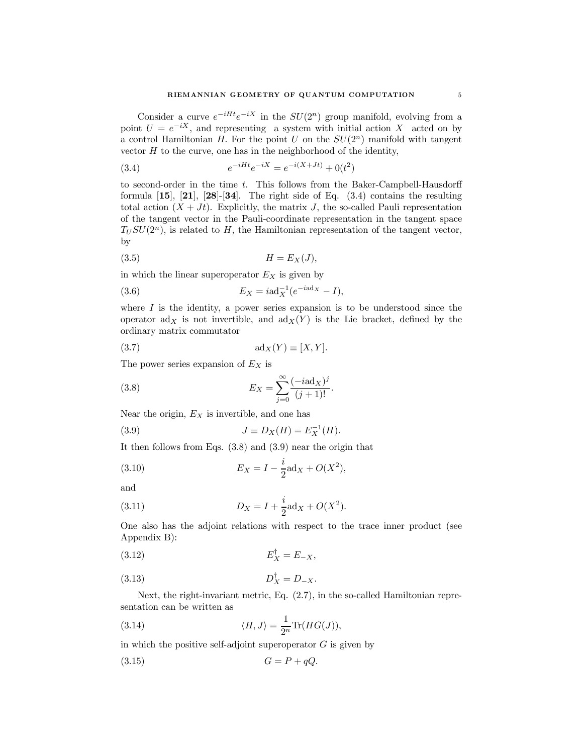Consider a curve $e^{-iHt}e^{-iX}$ in the $SU(2^n)$ group manifold, evolving from a point $U = e^{-iX}$, and representing a system with initial action $X$ acted on by a control Hamiltonian $H$. For the point $U$ on the $SU(2^n)$ manifold with tangent vector $H$ to the curve, one has in the neighborhood of the identity,

$$e^{-iHt}e^{-iX} = e^{-i(X+Jt)} + 0(t^2) \tag{3.4}$$

to second-order in the time $t$. This follows from the Baker-Campbell-Hausdorff formula [**15**], [**21**], [**28**]-[**34**]. The right side of Eq. (3.4) contains the resulting total action $(X + Jt)$. Explicitly, the matrix $J$, the so-called Pauli representation of the tangent vector in the Pauli-coordinate representation in the tangent space $T_U SU(2^n)$, is related to $H$, the Hamiltonian representation of the tangent vector, by

$$H = E_X(J), \tag{3.5}$$

in which the linear superoperator $E_X$ is given by

$$E_X = i\mathrm{ad}_X^{-1}(e^{-i\mathrm{ad}_X} - I), \tag{3.6}$$

where $I$ is the identity, a power series expansion is to be understood since the operator $\mathrm{ad}_X$ is not invertible, and $\mathrm{ad}_X(Y)$ is the Lie bracket, defined by the ordinary matrix commutator

$$\mathrm{ad}_X(Y) \equiv [X, Y]. \tag{3.7}$$

The power series expansion of $E_X$ is

$$E_X = \sum_{j=0}^{\infty} \frac{(-i\mathrm{ad}_X)^j}{(j+1)!}. \tag{3.8}$$

Near the origin, $E_X$ is invertible, and one has

$$J \equiv D_X(H) = E_X^{-1}(H). \tag{3.9}$$

It then follows from Eqs. (3.8) and (3.9) near the origin that

$$E_X = I - \frac{i}{2}\mathrm{ad}_X + O(X^2), \tag{3.10}$$

and

$$D_X = I + \frac{i}{2}\mathrm{ad}_X + O(X^2). \tag{3.11}$$

One also has the adjoint relations with respect to the trace inner product (see Appendix B):

$$E_X^\dagger = E_{-X}, \tag{3.12}$$

$$D_X^\dagger = D_{-X}. \tag{3.13}$$

Next, the right-invariant metric, Eq. (2.7), in the so-called Hamiltonian representation can be written as

$$\langle H, J \rangle = \frac{1}{2^n}\mathrm{Tr}(HG(J)), \tag{3.14}$$

in which the positive self-adjoint superoperator $G$ is given by

$$G = P + qQ. \tag{3.15}$$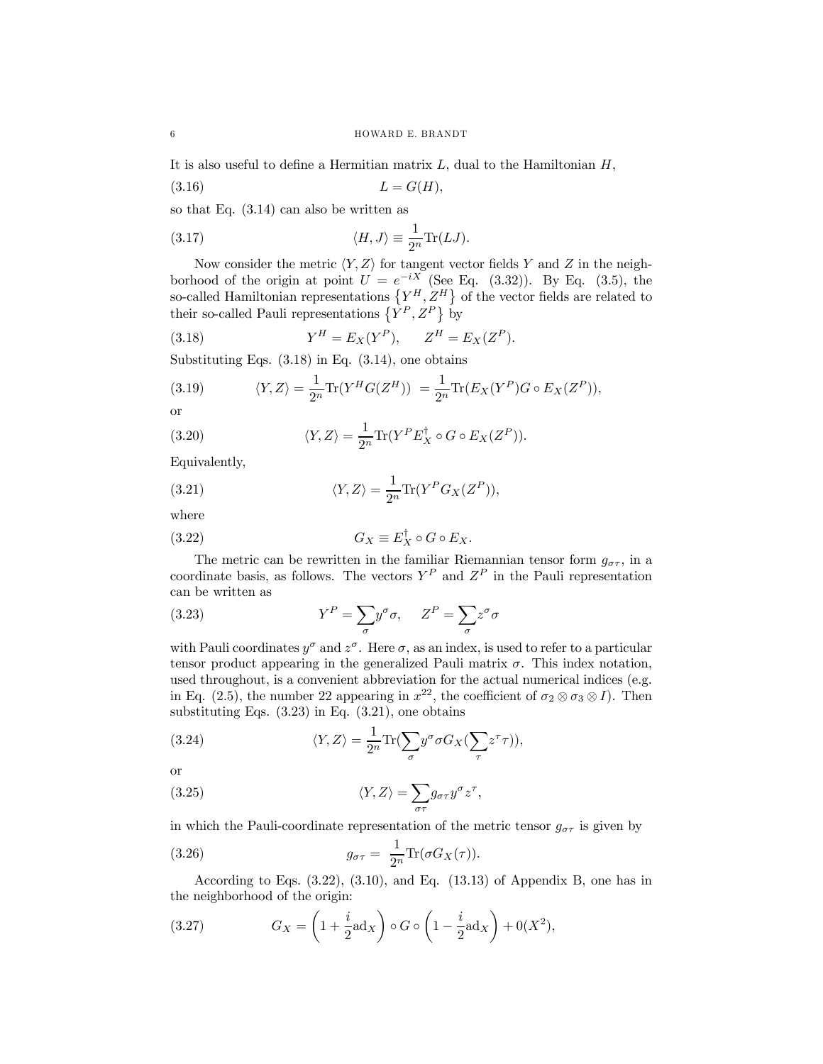It is also useful to define a Hermitian matrix $L$, dual to the Hamiltonian $H$,

$$L = G(H), \tag{3.16}$$

so that Eq. (3.14) can also be written as

$$\langle H, J\rangle \equiv \frac{1}{2^n}\mathrm{Tr}(LJ). \tag{3.17}$$

Now consider the metric $\langle Y, Z\rangle$ for tangent vector fields $Y$ and $Z$ in the neighborhood of the origin at point $U = e^{-iX}$ (See Eq. (3.32)). By Eq. (3.5), the so-called Hamiltonian representations $\{Y^H, Z^H\}$ of the vector fields are related to their so-called Pauli representations $\{Y^P, Z^P\}$ by

$$Y^H = E_X(Y^P), \qquad Z^H = E_X(Z^P). \tag{3.18}$$

Substituting Eqs. (3.18) in Eq. (3.14), one obtains

$$\langle Y, Z\rangle = \frac{1}{2^n}\mathrm{Tr}(Y^H G(Z^H)) \; = \frac{1}{2^n}\mathrm{Tr}(E_X(Y^P) G \circ E_X(Z^P)), \tag{3.19}$$

or

$$\langle Y, Z\rangle = \frac{1}{2^n}\mathrm{Tr}(Y^P E_X^{\dagger} \circ G \circ E_X(Z^P)). \tag{3.20}$$

Equivalently,

$$\langle Y, Z\rangle = \frac{1}{2^n}\mathrm{Tr}(Y^P G_X(Z^P)), \tag{3.21}$$

where

$$G_X \equiv E_X^{\dagger} \circ G \circ E_X. \tag{3.22}$$

The metric can be rewritten in the familiar Riemannian tensor form $g_{\sigma\tau}$, in a coordinate basis, as follows. The vectors $Y^P$ and $Z^P$ in the Pauli representation can be written as

$$Y^P = \sum_{\sigma} y^{\sigma}\sigma, \qquad Z^P = \sum_{\sigma} z^{\sigma}\sigma \tag{3.23}$$

with Pauli coordinates $y^{\sigma}$ and $z^{\sigma}$. Here $\sigma$, as an index, is used to refer to a particular tensor product appearing in the generalized Pauli matrix $\sigma$. This index notation, used throughout, is a convenient abbreviation for the actual numerical indices (e.g. in Eq. (2.5), the number 22 appearing in $x^{22}$, the coefficient of $\sigma_2 \otimes \sigma_3 \otimes I$). Then substituting Eqs. (3.23) in Eq. (3.21), one obtains

$$\langle Y, Z\rangle = \frac{1}{2^n}\mathrm{Tr}\Big(\sum_{\sigma} y^{\sigma}\sigma G_X\Big(\sum_{\tau} z^{\tau}\tau\Big)\Big), \tag{3.24}$$

or

$$\langle Y, Z\rangle = \sum_{\sigma\tau} g_{\sigma\tau} y^{\sigma} z^{\tau}, \tag{3.25}$$

in which the Pauli-coordinate representation of the metric tensor $g_{\sigma\tau}$ is given by

$$g_{\sigma\tau} = \; \frac{1}{2^n}\mathrm{Tr}(\sigma G_X(\tau)). \tag{3.26}$$

According to Eqs. (3.22), (3.10), and Eq. (13.13) of Appendix B, one has in the neighborhood of the origin:

$$G_X = \left(1 + \frac{i}{2}\mathrm{ad}_X\right) \circ G \circ \left(1 - \frac{i}{2}\mathrm{ad}_X\right) + 0(X^2), \tag{3.27}$$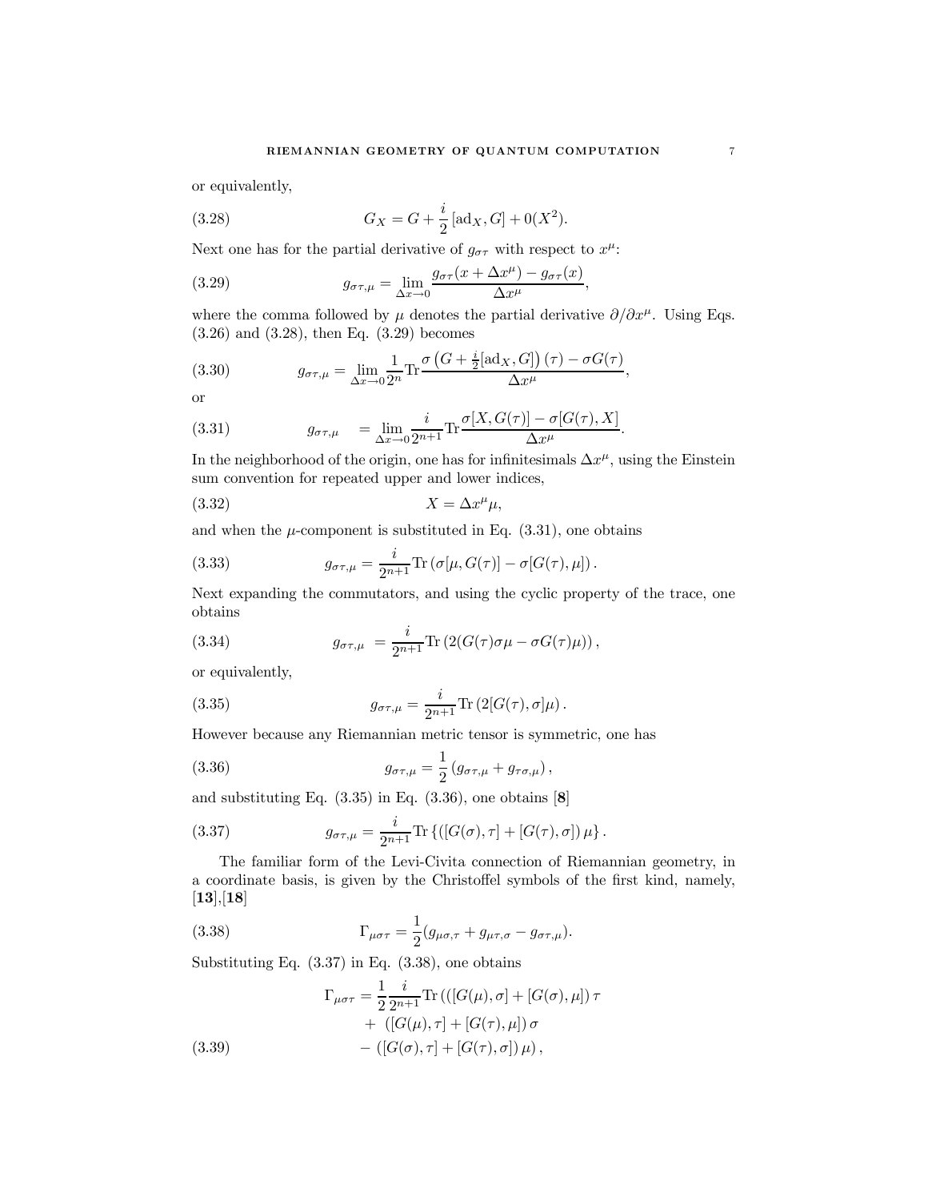or equivalently,

$$G_X = G + \frac{i}{2}\left[\mathrm{ad}_X, G\right] + 0(X^2). \tag{3.28}$$

Next one has for the partial derivative of $g_{\sigma\tau}$ with respect to $x^\mu$:

$$g_{\sigma\tau,\mu} = \lim_{\Delta x \to 0} \frac{g_{\sigma\tau}(x + \Delta x^\mu) - g_{\sigma\tau}(x)}{\Delta x^\mu}, \tag{3.29}$$

where the comma followed by $\mu$ denotes the partial derivative $\partial/\partial x^\mu$. Using Eqs. (3.26) and (3.28), then Eq. (3.29) becomes

$$g_{\sigma\tau,\mu} = \lim_{\Delta x \to 0} \frac{1}{2^n} \mathrm{Tr} \frac{\sigma\left(G + \frac{i}{2}[\mathrm{ad}_X, G]\right)(\tau) - \sigma G(\tau)}{\Delta x^\mu}, \tag{3.30}$$

or

$$g_{\sigma\tau,\mu} \quad = \lim_{\Delta x \to 0} \frac{i}{2^{n+1}} \mathrm{Tr} \frac{\sigma[X, G(\tau)] - \sigma[G(\tau), X]}{\Delta x^\mu}. \tag{3.31}$$

In the neighborhood of the origin, one has for infinitesimals $\Delta x^\mu$, using the Einstein sum convention for repeated upper and lower indices,

$$X = \Delta x^\mu \mu, \tag{3.32}$$

and when the $\mu$-component is substituted in Eq. (3.31), one obtains

$$g_{\sigma\tau,\mu} = \frac{i}{2^{n+1}} \mathrm{Tr}\left(\sigma[\mu, G(\tau)] - \sigma[G(\tau), \mu]\right). \tag{3.33}$$

Next expanding the commutators, and using the cyclic property of the trace, one obtains

$$g_{\sigma\tau,\mu} \; = \frac{i}{2^{n+1}} \mathrm{Tr}\left(2(G(\tau)\sigma\mu - \sigma G(\tau)\mu)\right), \tag{3.34}$$

or equivalently,

$$g_{\sigma\tau,\mu} = \frac{i}{2^{n+1}} \mathrm{Tr}\left(2[G(\tau), \sigma]\mu\right). \tag{3.35}$$

However because any Riemannian metric tensor is symmetric, one has

$$g_{\sigma\tau,\mu} = \frac{1}{2}\left(g_{\sigma\tau,\mu} + g_{\tau\sigma,\mu}\right), \tag{3.36}$$

and substituting Eq. (3.35) in Eq. (3.36), one obtains [8]

$$g_{\sigma\tau,\mu} = \frac{i}{2^{n+1}} \mathrm{Tr}\left\{\left([G(\sigma), \tau] + [G(\tau), \sigma]\right)\mu\right\}. \tag{3.37}$$

The familiar form of the Levi-Civita connection of Riemannian geometry, in a coordinate basis, is given by the Christoffel symbols of the first kind, namely, [13],[18]

$$\Gamma_{\mu\sigma\tau} = \frac{1}{2}(g_{\mu\sigma,\tau} + g_{\mu\tau,\sigma} - g_{\sigma\tau,\mu}). \tag{3.38}$$

Substituting Eq. (3.37) in Eq. (3.38), one obtains

$$\begin{aligned} \Gamma_{\mu\sigma\tau} = \frac{1}{2}\frac{i}{2^{n+1}} \mathrm{Tr}\,&\left(\left([G(\mu), \sigma] + [G(\sigma), \mu]\right)\tau \right.\\ &+ \left([G(\mu), \tau] + [G(\tau), \mu]\right)\sigma \\ &- \left.\left([G(\sigma), \tau] + [G(\tau), \sigma]\right)\mu\right), \end{aligned} \tag{3.39}$$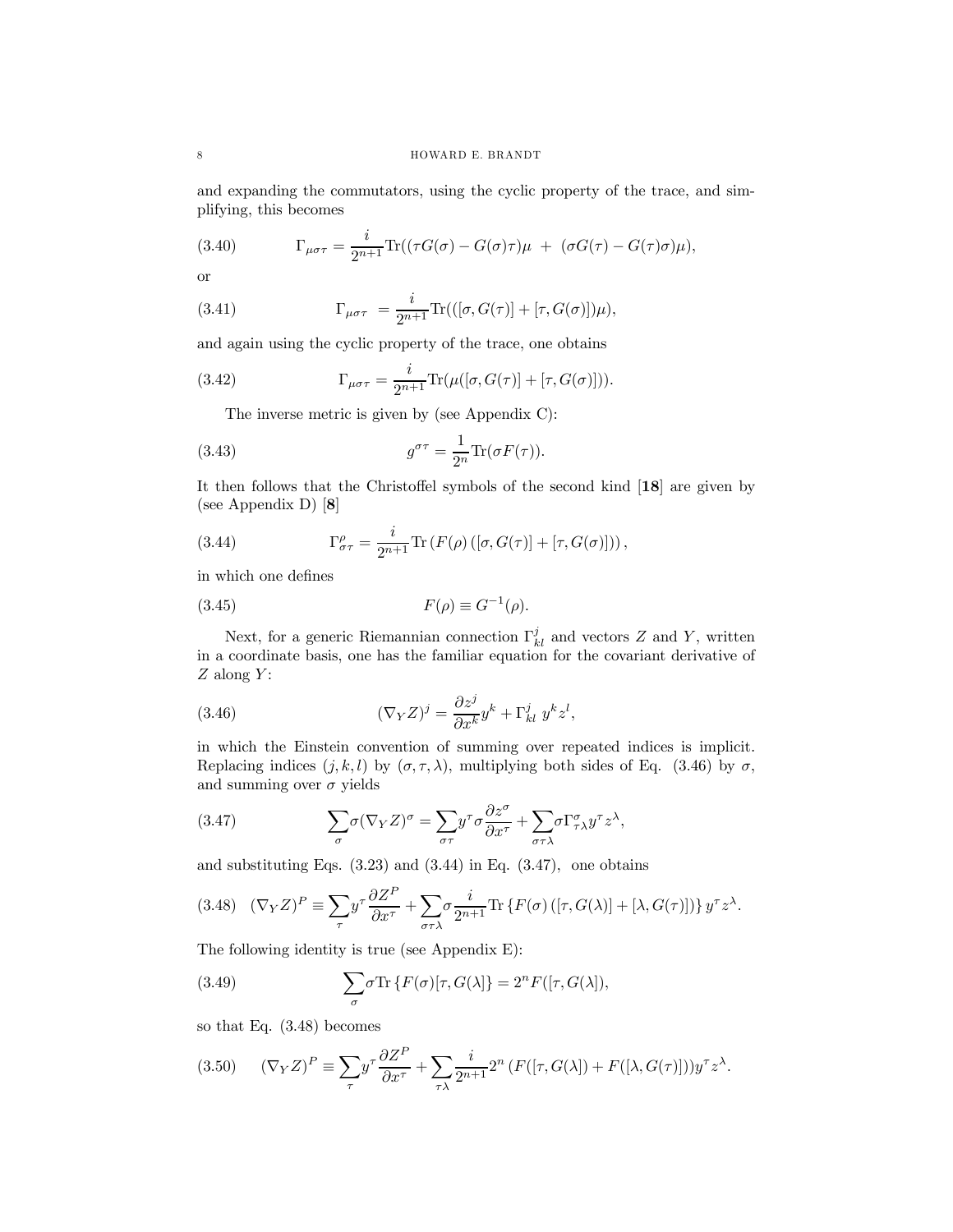and expanding the commutators, using the cyclic property of the trace, and simplifying, this becomes

$$\Gamma_{\mu\sigma\tau} = \frac{i}{2^{n+1}}\mathrm{Tr}((\tau G(\sigma) - G(\sigma)\tau)\mu \;+\; (\sigma G(\tau) - G(\tau)\sigma)\mu), \tag{3.40}$$

or

$$\Gamma_{\mu\sigma\tau} \;= \frac{i}{2^{n+1}}\mathrm{Tr}(([\sigma, G(\tau)] + [\tau, G(\sigma)])\mu), \tag{3.41}$$

and again using the cyclic property of the trace, one obtains

$$\Gamma_{\mu\sigma\tau} = \frac{i}{2^{n+1}}\mathrm{Tr}(\mu([\sigma, G(\tau)] + [\tau, G(\sigma)])). \tag{3.42}$$

The inverse metric is given by (see Appendix C):

$$g^{\sigma\tau} = \frac{1}{2^n}\mathrm{Tr}(\sigma F(\tau)). \tag{3.43}$$

It then follows that the Christoffel symbols of the second kind [**18**] are given by (see Appendix D) [**8**]

$$\Gamma^{\rho}_{\sigma\tau} = \frac{i}{2^{n+1}}\mathrm{Tr}\left(F(\rho)\left([\sigma, G(\tau)] + [\tau, G(\sigma)]\right)\right), \tag{3.44}$$

in which one defines

$$F(\rho) \equiv G^{-1}(\rho). \tag{3.45}$$

Next, for a generic Riemannian connection $\Gamma^j_{kl}$ and vectors $Z$ and $Y$, written in a coordinate basis, one has the familiar equation for the covariant derivative of $Z$ along $Y$:

$$(\nabla_Y Z)^j = \frac{\partial z^j}{\partial x^k}y^k + \Gamma^j_{kl}\; y^k z^l, \tag{3.46}$$

in which the Einstein convention of summing over repeated indices is implicit. Replacing indices $(j, k, l)$ by $(\sigma, \tau, \lambda)$, multiplying both sides of Eq. (3.46) by $\sigma$, and summing over $\sigma$ yields

$$\sum_{\sigma}\sigma(\nabla_Y Z)^{\sigma} = \sum_{\sigma\tau} y^{\tau}\sigma\frac{\partial z^{\sigma}}{\partial x^{\tau}} + \sum_{\sigma\tau\lambda}\sigma\Gamma^{\sigma}_{\tau\lambda}y^{\tau}z^{\lambda}, \tag{3.47}$$

and substituting Eqs. (3.23) and (3.44) in Eq. (3.47), one obtains

$$(\nabla_Y Z)^P = \sum_{\tau} y^{\tau}\frac{\partial Z^P}{\partial x^{\tau}} + \sum_{\sigma\tau\lambda}\sigma\frac{i}{2^{n+1}}\mathrm{Tr}\left\{F(\sigma)\left([\tau, G(\lambda)] + [\lambda, G(\tau)]\right)\right\}y^{\tau}z^{\lambda}. \tag{3.48}$$

The following identity is true (see Appendix E):

$$\sum_{\sigma}\sigma\mathrm{Tr}\left\{F(\sigma)[\tau, G(\lambda)\right\} = 2^n F([\tau, G(\lambda]), \tag{3.49}$$

so that Eq. (3.48) becomes

$$(\nabla_Y Z)^P \equiv \sum_{\tau} y^{\tau}\frac{\partial Z^P}{\partial x^{\tau}} + \sum_{\tau\lambda}\frac{i}{2^{n+1}}2^n\left(F([\tau, G(\lambda]) + F([\lambda, G(\tau)])\right)y^{\tau}z^{\lambda}. \tag{3.50}$$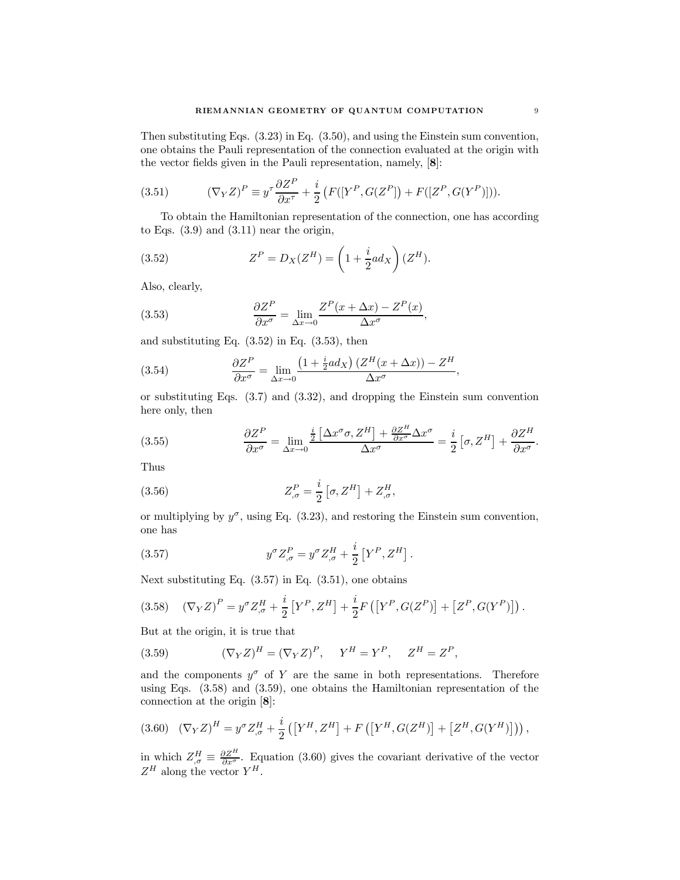Then substituting Eqs. (3.23) in Eq. (3.50), and using the Einstein sum convention, one obtains the Pauli representation of the connection evaluated at the origin with the vector fields given in the Pauli representation, namely, [**8**]:

$$(\nabla_Y Z)^P \equiv y^\tau \frac{\partial Z^P}{\partial x^\tau} + \frac{i}{2}\left(F([Y^P, G(Z^P]) + F([Z^P, G(Y^P)])\right). \tag{3.51}$$

To obtain the Hamiltonian representation of the connection, one has according to Eqs. (3.9) and (3.11) near the origin,

$$Z^P = D_X(Z^H) = \left(1 + \frac{i}{2} ad_X\right)(Z^H). \tag{3.52}$$

Also, clearly,

$$\frac{\partial Z^P}{\partial x^\sigma} = \lim_{\Delta x \to 0} \frac{Z^P(x + \Delta x) - Z^P(x)}{\Delta x^\sigma}, \tag{3.53}$$

and substituting Eq. (3.52) in Eq. (3.53), then

$$\frac{\partial Z^P}{\partial x^\sigma} = \lim_{\Delta x \to 0} \frac{\left(1 + \frac{i}{2} ad_X\right)(Z^H(x + \Delta x)) - Z^H}{\Delta x^\sigma}, \tag{3.54}$$

or substituting Eqs. (3.7) and (3.32), and dropping the Einstein sum convention here only, then

$$\frac{\partial Z^P}{\partial x^\sigma} = \lim_{\Delta x \to 0} \frac{\frac{i}{2}\left[\Delta x^\sigma \sigma, Z^H\right] + \frac{\partial Z^H}{\partial x^\sigma}\Delta x^\sigma}{\Delta x^\sigma} = \frac{i}{2}\left[\sigma, Z^H\right] + \frac{\partial Z^H}{\partial x^\sigma}. \tag{3.55}$$

Thus

$$Z^P_{,\sigma} = \frac{i}{2}\left[\sigma, Z^H\right] + Z^H_{,\sigma}, \tag{3.56}$$

or multiplying by $y^\sigma$, using Eq. (3.23), and restoring the Einstein sum convention, one has

$$y^\sigma Z^P_{,\sigma} = y^\sigma Z^H_{,\sigma} + \frac{i}{2}\left[Y^P, Z^H\right]. \tag{3.57}$$

Next substituting Eq. (3.57) in Eq. (3.51), one obtains

$$(\nabla_Y Z)^P = y^\sigma Z^H_{,\sigma} + \frac{i}{2}\left[Y^P, Z^H\right] + \frac{i}{2} F\left(\left[Y^P, G(Z^P)\right] + \left[Z^P, G(Y^P)\right]\right). \tag{3.58}$$

But at the origin, it is true that

$$(\nabla_Y Z)^H = (\nabla_Y Z)^P, \quad Y^H = Y^P, \quad Z^H = Z^P, \tag{3.59}$$

and the components $y^\sigma$ of $Y$ are the same in both representations. Therefore using Eqs. (3.58) and (3.59), one obtains the Hamiltonian representation of the connection at the origin [**8**]:

$$(\nabla_Y Z)^H = y^\sigma Z^H_{,\sigma} + \frac{i}{2}\left(\left[Y^H, Z^H\right] + F\left(\left[Y^H, G(Z^H)\right] + \left[Z^H, G(Y^H)\right]\right)\right), \tag{3.60}$$

in which $Z^H_{,\sigma} \equiv \frac{\partial Z^H}{\partial x^\sigma}$. Equation (3.60) gives the covariant derivative of the vector $Z^H$ along the vector $Y^H$.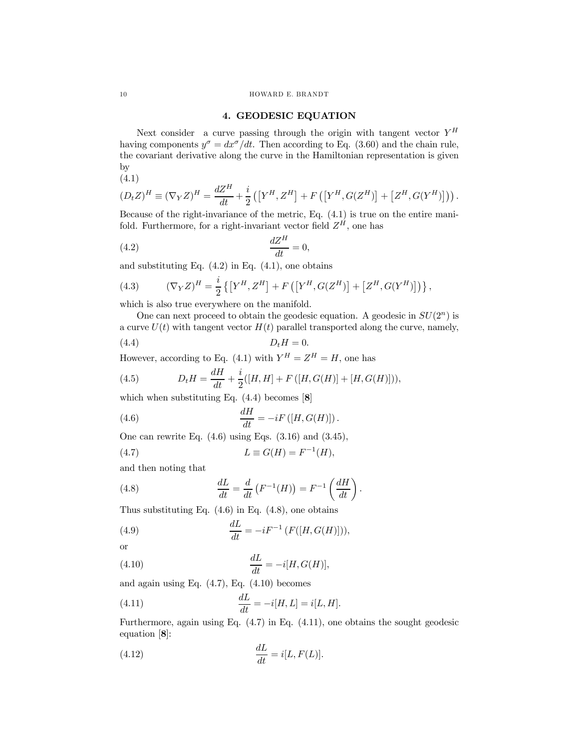## 4. GEODESIC EQUATION

Next consider a curve passing through the origin with tangent vector $Y^H$ having components $y^\sigma = dx^\sigma/dt$. Then according to Eq. (3.60) and the chain rule, the covariant derivative along the curve in the Hamiltonian representation is given by

$$(D_t Z)^H \equiv (\nabla_Y Z)^H = \frac{dZ^H}{dt} + \frac{i}{2}\left(\left[Y^H, Z^H\right] + F\left(\left[Y^H, G(Z^H)\right] + \left[Z^H, G(Y^H)\right]\right)\right). \tag{4.1}$$

Because of the right-invariance of the metric, Eq. (4.1) is true on the entire manifold. Furthermore, for a right-invariant vector field $Z^H$, one has

$$\frac{dZ^H}{dt} = 0, \tag{4.2}$$

and substituting Eq. (4.2) in Eq. (4.1), one obtains

$$(\nabla_Y Z)^H = \frac{i}{2}\left\{\left[Y^H, Z^H\right] + F\left(\left[Y^H, G(Z^H)\right] + \left[Z^H, G(Y^H)\right]\right)\right\}, \tag{4.3}$$

which is also true everywhere on the manifold.

One can next proceed to obtain the geodesic equation. A geodesic in $SU(2^n)$ is a curve $U(t)$ with tangent vector $H(t)$ parallel transported along the curve, namely,

$$D_t H = 0. \tag{4.4}$$

However, according to Eq. (4.1) with $Y^H = Z^H = H$, one has

$$D_t H = \frac{dH}{dt} + \frac{i}{2}([H, H] + F\left([H, G(H)] + [H, G(H)]\right)), \tag{4.5}$$

which when substituting Eq. (4.4) becomes [8]

$$\frac{dH}{dt} = -iF\left([H, G(H)]\right). \tag{4.6}$$

One can rewrite Eq. (4.6) using Eqs. (3.16) and (3.45),

$$L \equiv G(H) = F^{-1}(H), \tag{4.7}$$

and then noting that

$$\frac{dL}{dt} = \frac{d}{dt}\left(F^{-1}(H)\right) = F^{-1}\left(\frac{dH}{dt}\right). \tag{4.8}$$

Thus substituting Eq. (4.6) in Eq. (4.8), one obtains

$$\frac{dL}{dt} = -iF^{-1}\left(F([H, G(H)])\right), \tag{4.9}$$

or

$$\frac{dL}{dt} = -i[H, G(H)], \tag{4.10}$$

and again using Eq. (4.7), Eq. (4.10) becomes

$$\frac{dL}{dt} = -i[H, L] = i[L, H]. \tag{4.11}$$

Furthermore, again using Eq. (4.7) in Eq. (4.11), one obtains the sought geodesic equation [8]:

$$\frac{dL}{dt} = i[L, F(L)]. \tag{4.12}$$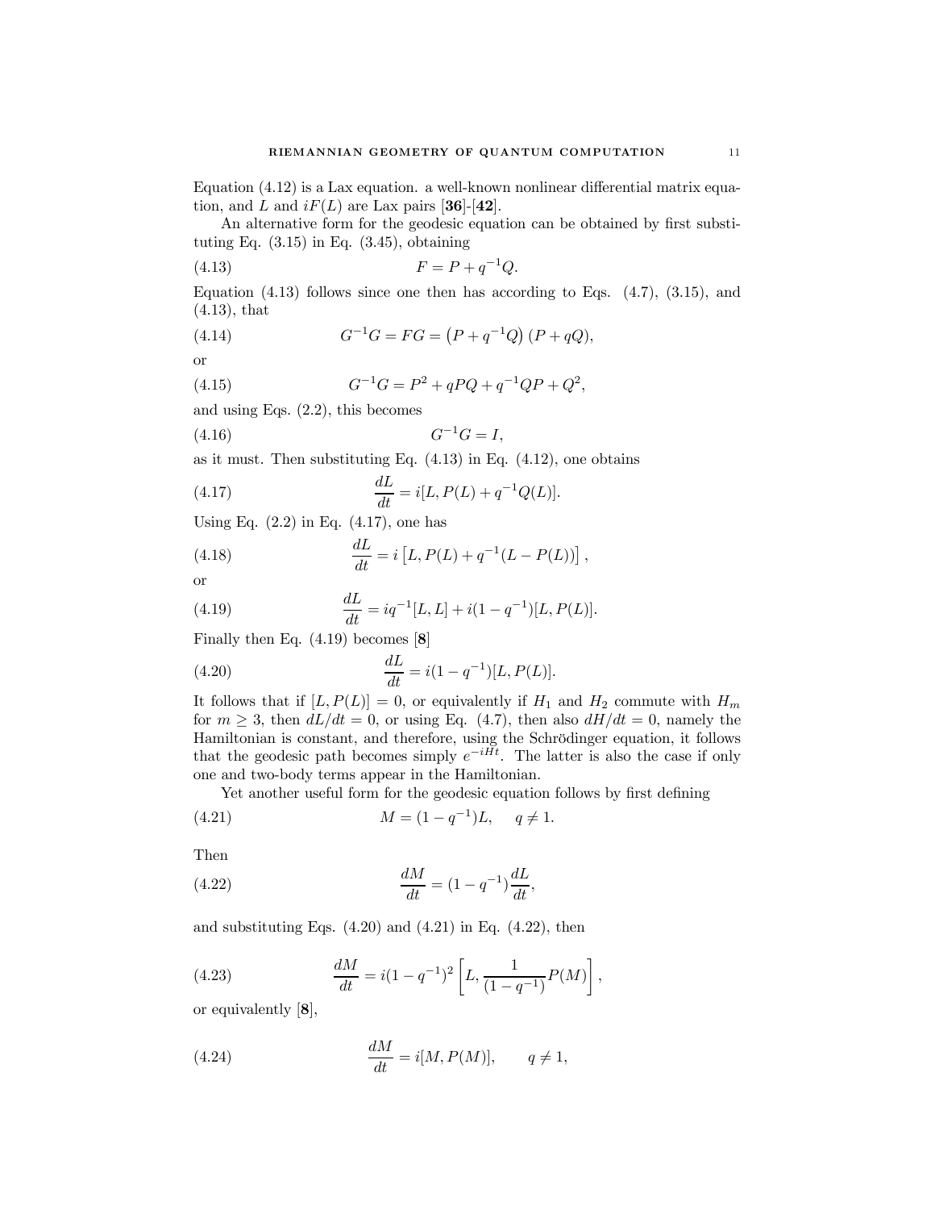Equation (4.12) is a Lax equation. a well-known nonlinear differential matrix equation, and $L$ and $iF(L)$ are Lax pairs [**36**]-[**42**].

An alternative form for the geodesic equation can be obtained by first substituting Eq. (3.15) in Eq. (3.45), obtaining

$$F = P + q^{-1}Q. \tag{4.13}$$

Equation (4.13) follows since one then has according to Eqs. (4.7), (3.15), and (4.13), that

$$G^{-1}G = FG = \left(P + q^{-1}Q\right)(P + qQ), \tag{4.14}$$

or

$$G^{-1}G = P^2 + qPQ + q^{-1}QP + Q^2, \tag{4.15}$$

and using Eqs. (2.2), this becomes

$$G^{-1}G = I, \tag{4.16}$$

as it must. Then substituting Eq. (4.13) in Eq. (4.12), one obtains

$$\frac{dL}{dt} = i[L, P(L) + q^{-1}Q(L)]. \tag{4.17}$$

Using Eq. (2.2) in Eq. (4.17), one has

$$\frac{dL}{dt} = i\left[L, P(L) + q^{-1}(L - P(L))\right], \tag{4.18}$$

or

$$\frac{dL}{dt} = iq^{-1}[L, L] + i(1 - q^{-1})[L, P(L)]. \tag{4.19}$$

Finally then Eq. (4.19) becomes [**8**]

$$\frac{dL}{dt} = i(1 - q^{-1})[L, P(L)]. \tag{4.20}$$

It follows that if $[L, P(L)] = 0$, or equivalently if $H_1$ and $H_2$ commute with $H_m$ for $m \geq 3$, then $dL/dt = 0$, or using Eq. (4.7), then also $dH/dt = 0$, namely the Hamiltonian is constant, and therefore, using the Schrödinger equation, it follows that the geodesic path becomes simply $e^{-iHt}$. The latter is also the case if only one and two-body terms appear in the Hamiltonian.

Yet another useful form for the geodesic equation follows by first defining

$$M = (1 - q^{-1})L, \quad q \neq 1. \tag{4.21}$$

Then

$$\frac{dM}{dt} = (1 - q^{-1})\frac{dL}{dt}, \tag{4.22}$$

and substituting Eqs. (4.20) and (4.21) in Eq. (4.22), then

$$\frac{dM}{dt} = i(1 - q^{-1})^2\left[L, \frac{1}{(1 - q^{-1})}P(M)\right], \tag{4.23}$$

or equivalently [**8**],

$$\frac{dM}{dt} = i[M, P(M)], \qquad q \neq 1, \tag{4.24}$$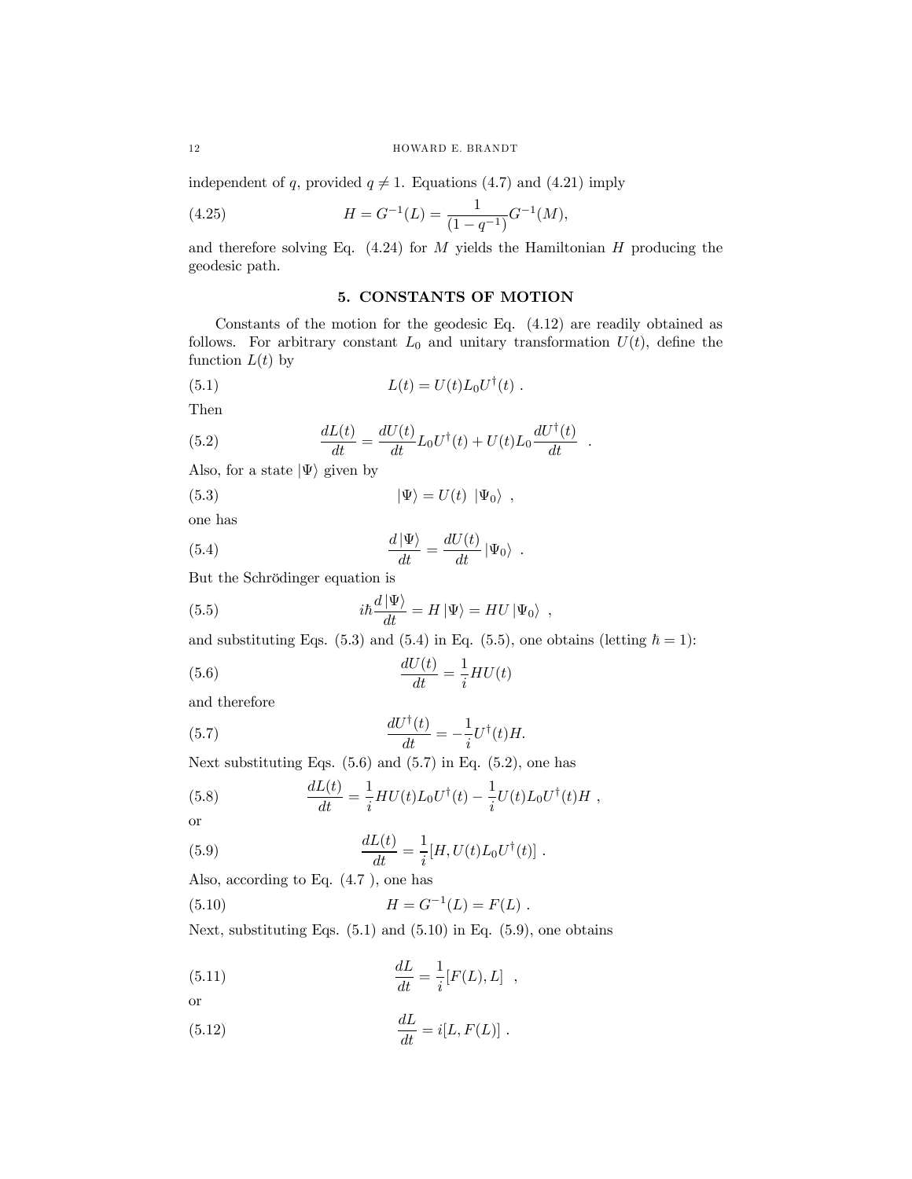independent of $q$, provided $q \neq 1$. Equations (4.7) and (4.21) imply

$$H = G^{-1}(L) = \frac{1}{(1-q^{-1})} G^{-1}(M), \tag{4.25}$$

and therefore solving Eq. (4.24) for $M$ yields the Hamiltonian $H$ producing the geodesic path.

## 5. CONSTANTS OF MOTION

Constants of the motion for the geodesic Eq. (4.12) are readily obtained as follows. For arbitrary constant $L_0$ and unitary transformation $U(t)$, define the function $L(t)$ by

$$L(t) = U(t) L_0 U^{\dagger}(t) \ . \tag{5.1}$$

Then

$$\frac{dL(t)}{dt} = \frac{dU(t)}{dt} L_0 U^{\dagger}(t) + U(t) L_0 \frac{dU^{\dagger}(t)}{dt} \ . \tag{5.2}$$

Also, for a state $|\Psi\rangle$ given by

$$|\Psi\rangle = U(t) \ |\Psi_0\rangle \ , \tag{5.3}$$

one has

$$\frac{d\,|\Psi\rangle}{dt} = \frac{dU(t)}{dt} |\Psi_0\rangle \ . \tag{5.4}$$

But the Schrödinger equation is

$$i\hbar \frac{d\,|\Psi\rangle}{dt} = H\,|\Psi\rangle = HU\,|\Psi_0\rangle \ , \tag{5.5}$$

and substituting Eqs. (5.3) and (5.4) in Eq. (5.5), one obtains (letting $\hbar = 1$):

$$\frac{dU(t)}{dt} = \frac{1}{i} H U(t) \tag{5.6}$$

and therefore

$$\frac{dU^{\dagger}(t)}{dt} = -\frac{1}{i} U^{\dagger}(t) H. \tag{5.7}$$

Next substituting Eqs. (5.6) and (5.7) in Eq. (5.2), one has

$$\frac{dL(t)}{dt} = \frac{1}{i} H U(t) L_0 U^{\dagger}(t) - \frac{1}{i} U(t) L_0 U^{\dagger}(t) H \ , \tag{5.8}$$

or

$$\frac{dL(t)}{dt} = \frac{1}{i} [H, U(t) L_0 U^{\dagger}(t)] \ . \tag{5.9}$$

Also, according to Eq. (4.7 ), one has

$$H = G^{-1}(L) = F(L) \ . \tag{5.10}$$

Next, substituting Eqs. (5.1) and (5.10) in Eq. (5.9), one obtains

$$\frac{dL}{dt} = \frac{1}{i} [F(L), L] \ , \tag{5.11}$$

or

$$\frac{dL}{dt} = i[L, F(L)] \ . \tag{5.12}$$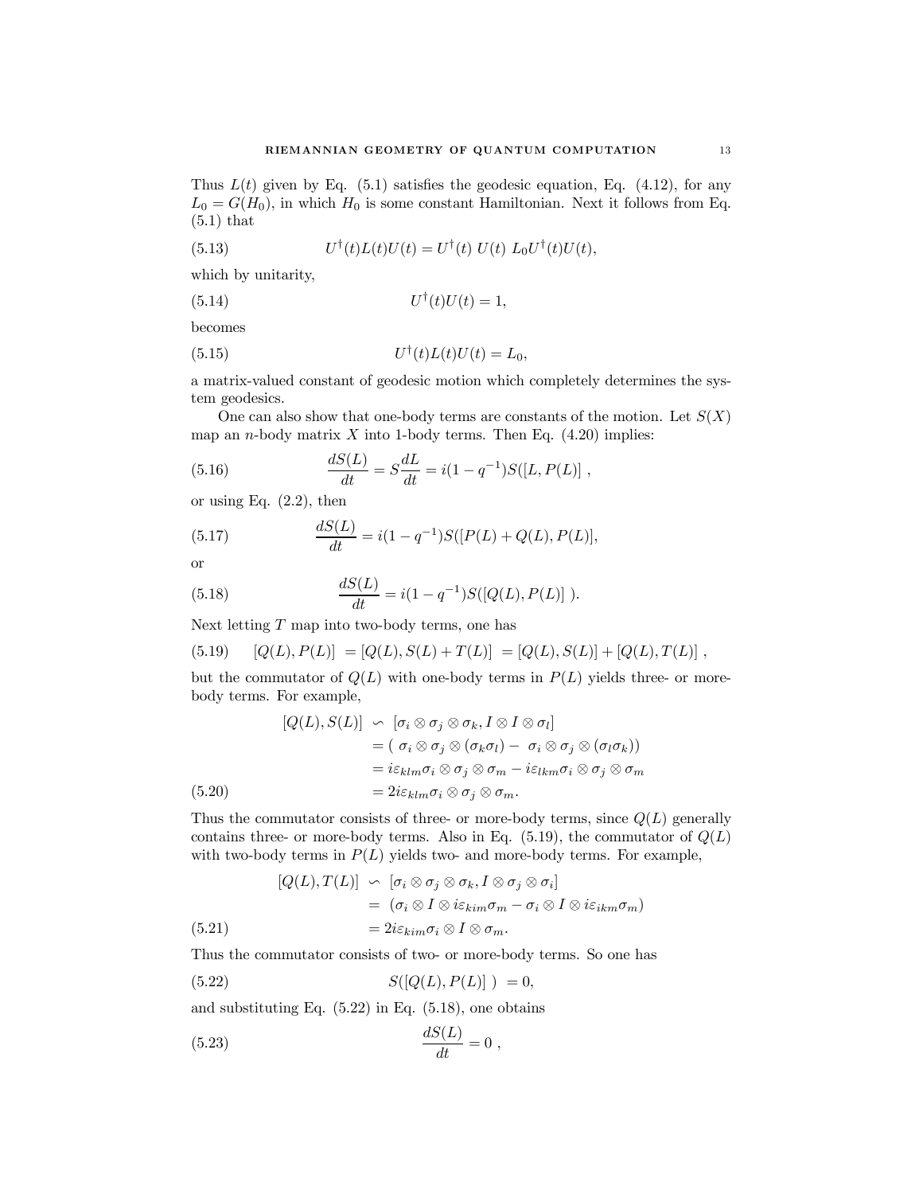Thus $L(t)$ given by Eq. (5.1) satisfies the geodesic equation, Eq. (4.12), for any $L_0 = G(H_0)$, in which $H_0$ is some constant Hamiltonian. Next it follows from Eq. (5.1) that

$$U^\dagger(t)L(t)U(t) = U^\dagger(t)\ U(t)\ L_0 U^\dagger(t)U(t), \tag{5.13}$$

which by unitarity,

$$U^\dagger(t)U(t) = 1, \tag{5.14}$$

becomes

$$U^\dagger(t)L(t)U(t) = L_0, \tag{5.15}$$

a matrix-valued constant of geodesic motion which completely determines the system geodesics.

One can also show that one-body terms are constants of the motion. Let $S(X)$ map an $n$-body matrix $X$ into 1-body terms. Then Eq. (4.20) implies:

$$\frac{dS(L)}{dt} = S\frac{dL}{dt} = i(1-q^{-1})S([L, P(L)]\ , \tag{5.16}$$

or using Eq. (2.2), then

$$\frac{dS(L)}{dt} = i(1-q^{-1})S([P(L)+Q(L), P(L)], \tag{5.17}$$

or

$$\frac{dS(L)}{dt} = i(1-q^{-1})S([Q(L), P(L)]\ ). \tag{5.18}$$

Next letting $T$ map into two-body terms, one has

$$[Q(L), P(L)]\ = [Q(L), S(L)+T(L)]\ = [Q(L), S(L)] + [Q(L), T(L)]\ , \tag{5.19}$$

but the commutator of $Q(L)$ with one-body terms in $P(L)$ yields three- or more-body terms. For example,

$$\begin{aligned}
[Q(L), S(L)] &\backsim [\sigma_i \otimes \sigma_j \otimes \sigma_k, I \otimes I \otimes \sigma_l] \\
&= (\ \sigma_i \otimes \sigma_j \otimes (\sigma_k \sigma_l) -\ \sigma_i \otimes \sigma_j \otimes (\sigma_l \sigma_k)) \\
&= i\varepsilon_{klm}\sigma_i \otimes \sigma_j \otimes \sigma_m - i\varepsilon_{lkm}\sigma_i \otimes \sigma_j \otimes \sigma_m \\
&= 2i\varepsilon_{klm}\sigma_i \otimes \sigma_j \otimes \sigma_m.
\end{aligned} \tag{5.20}$$

Thus the commutator consists of three- or more-body terms, since $Q(L)$ generally contains three- or more-body terms. Also in Eq. (5.19), the commutator of $Q(L)$ with two-body terms in $P(L)$ yields two- and more-body terms. For example,

$$\begin{aligned}
[Q(L), T(L)] &\backsim [\sigma_i \otimes \sigma_j \otimes \sigma_k, I \otimes \sigma_j \otimes \sigma_i] \\
&= (\sigma_i \otimes I \otimes i\varepsilon_{kim}\sigma_m - \sigma_i \otimes I \otimes i\varepsilon_{ikm}\sigma_m) \\
&= 2i\varepsilon_{kim}\sigma_i \otimes I \otimes \sigma_m.
\end{aligned} \tag{5.21}$$

Thus the commutator consists of two- or more-body terms. So one has

$$S([Q(L), P(L)]\ )\ = 0, \tag{5.22}$$

and substituting Eq. (5.22) in Eq. (5.18), one obtains

$$\frac{dS(L)}{dt} = 0\ , \tag{5.23}$$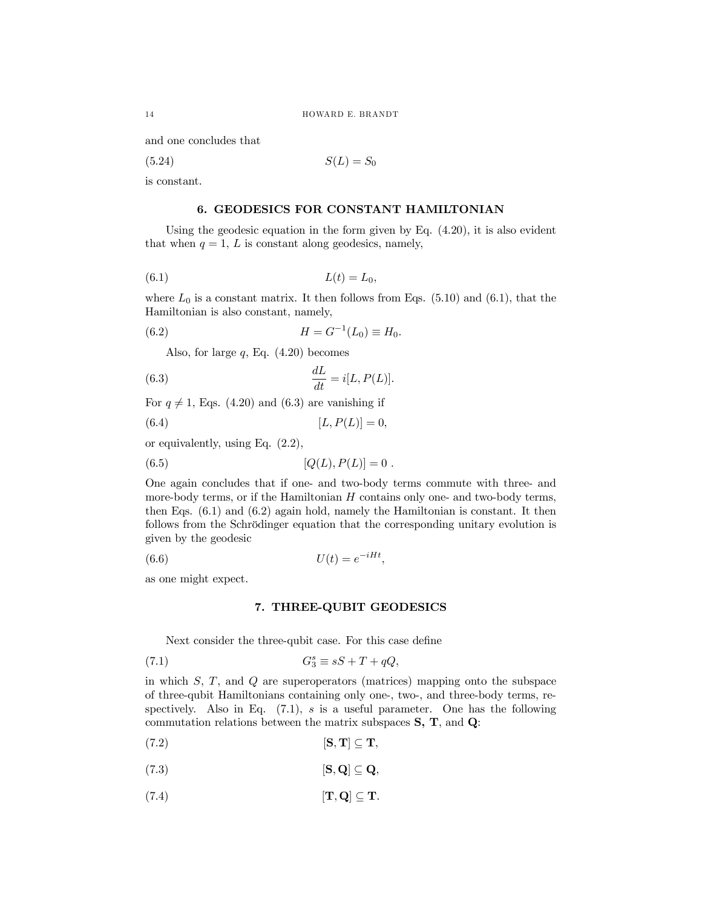and one concludes that

$$S(L) = S_0 \tag{5.24}$$

is constant.

## 6. GEODESICS FOR CONSTANT HAMILTONIAN

Using the geodesic equation in the form given by Eq. (4.20), it is also evident that when $q = 1$, $L$ is constant along geodesics, namely,

$$L(t) = L_0, \tag{6.1}$$

where $L_0$ is a constant matrix. It then follows from Eqs. (5.10) and (6.1), that the Hamiltonian is also constant, namely,

$$H = G^{-1}(L_0) \equiv H_0. \tag{6.2}$$

Also, for large $q$, Eq. (4.20) becomes

$$\frac{dL}{dt} = i[L, P(L)]. \tag{6.3}$$

For $q \neq 1$, Eqs. (4.20) and (6.3) are vanishing if

$$[L, P(L)] = 0, \tag{6.4}$$

or equivalently, using Eq. (2.2),

$$[Q(L), P(L)] = 0\ . \tag{6.5}$$

One again concludes that if one- and two-body terms commute with three- and more-body terms, or if the Hamiltonian $H$ contains only one- and two-body terms, then Eqs. (6.1) and (6.2) again hold, namely the Hamiltonian is constant. It then follows from the Schrödinger equation that the corresponding unitary evolution is given by the geodesic

$$U(t) = e^{-iHt}, \tag{6.6}$$

as one might expect.

## 7. THREE-QUBIT GEODESICS

Next consider the three-qubit case. For this case define

$$G_3^s \equiv sS + T + qQ, \tag{7.1}$$

in which $S$, $T$, and $Q$ are superoperators (matrices) mapping onto the subspace of three-qubit Hamiltonians containing only one-, two-, and three-body terms, respectively. Also in Eq. (7.1), $s$ is a useful parameter. One has the following commutation relations between the matrix subspaces **S, T**, and **Q**:

$$[\mathbf{S}, \mathbf{T}] \subseteq \mathbf{T}, \tag{7.2}$$

$$[\mathbf{S}, \mathbf{Q}] \subseteq \mathbf{Q}, \tag{7.3}$$

$$[\mathbf{T}, \mathbf{Q}] \subseteq \mathbf{T}. \tag{7.4}$$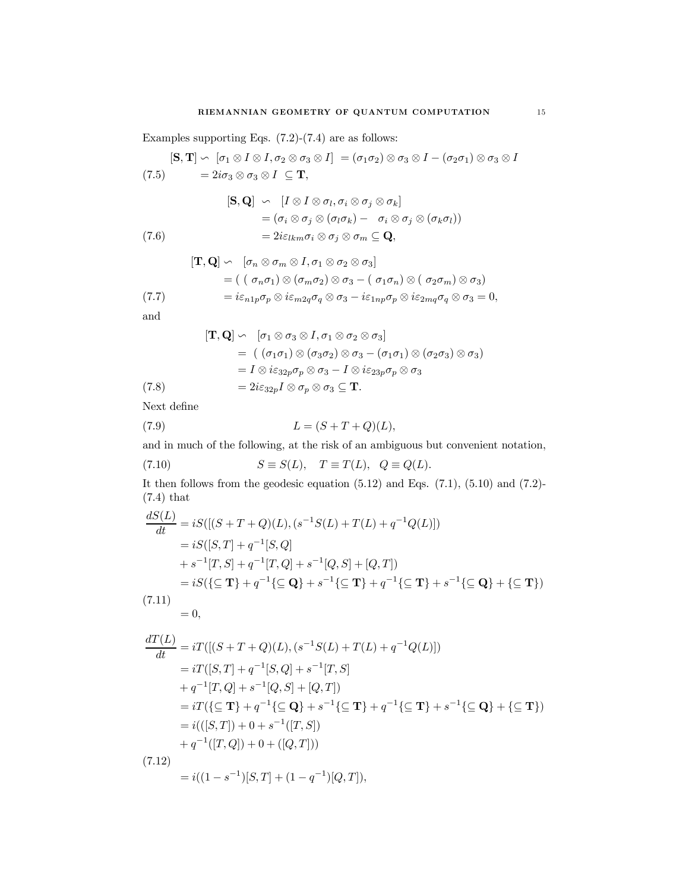Examples supporting Eqs. (7.2)-(7.4) are as follows:

$$
\begin{aligned}
[\mathbf{S}, \mathbf{T}] &\backsim [\sigma_1 \otimes I \otimes I, \sigma_2 \otimes \sigma_3 \otimes I] = (\sigma_1\sigma_2) \otimes \sigma_3 \otimes I - (\sigma_2\sigma_1) \otimes \sigma_3 \otimes I \\
&= 2i\sigma_3 \otimes \sigma_3 \otimes I \subseteq \mathbf{T},
\end{aligned} \tag{7.5}
$$

$$
\begin{aligned}
[\mathbf{S}, \mathbf{Q}] &\backsim [I \otimes I \otimes \sigma_l, \sigma_i \otimes \sigma_j \otimes \sigma_k] \\
&= (\sigma_i \otimes \sigma_j \otimes (\sigma_l\sigma_k) - \sigma_i \otimes \sigma_j \otimes (\sigma_k\sigma_l)) \\
&= 2i\varepsilon_{lkm}\sigma_i \otimes \sigma_j \otimes \sigma_m \subseteq \mathbf{Q},
\end{aligned} \tag{7.6}
$$

$$
\begin{aligned}
[\mathbf{T}, \mathbf{Q}] &\backsim [\sigma_n \otimes \sigma_m \otimes I, \sigma_1 \otimes \sigma_2 \otimes \sigma_3] \\
&= ( ( \sigma_n\sigma_1) \otimes (\sigma_m\sigma_2) \otimes \sigma_3 - ( \sigma_1\sigma_n) \otimes ( \sigma_2\sigma_m) \otimes \sigma_3) \\
&= i\varepsilon_{n1p}\sigma_p \otimes i\varepsilon_{m2q}\sigma_q \otimes \sigma_3 - i\varepsilon_{1np}\sigma_p \otimes i\varepsilon_{2mq}\sigma_q \otimes \sigma_3 = 0,
\end{aligned} \tag{7.7}
$$

and

$$
\begin{aligned}
[\mathbf{T}, \mathbf{Q}] &\backsim [\sigma_1 \otimes \sigma_3 \otimes I, \sigma_1 \otimes \sigma_2 \otimes \sigma_3] \\
&= ( (\sigma_1\sigma_1) \otimes (\sigma_3\sigma_2) \otimes \sigma_3 - (\sigma_1\sigma_1) \otimes (\sigma_2\sigma_3) \otimes \sigma_3) \\
&= I \otimes i\varepsilon_{32p}\sigma_p \otimes \sigma_3 - I \otimes i\varepsilon_{23p}\sigma_p \otimes \sigma_3 \\
&= 2i\varepsilon_{32p} I \otimes \sigma_p \otimes \sigma_3 \subseteq \mathbf{T}.
\end{aligned} \tag{7.8}
$$

Next define

$$
L = (S + T + Q)(L), \tag{7.9}
$$

and in much of the following, at the risk of an ambiguous but convenient notation,

$$
S \equiv S(L), \quad T \equiv T(L), \quad Q \equiv Q(L). \tag{7.10}
$$

It then follows from the geodesic equation (5.12) and Eqs. (7.1), (5.10) and (7.2)-(7.4) that

$$
\begin{aligned}
\frac{dS(L)}{dt} &= iS([(S + T + Q)(L), (s^{-1}S(L) + T(L) + q^{-1}Q(L)]) \\
&= iS([S, T] + q^{-1}[S, Q] \\
&+ s^{-1}[T, S] + q^{-1}[T, Q] + s^{-1}[Q, S] + [Q, T]) \\
&= iS(\{\subseteq \mathbf{T}\} + q^{-1}\{\subseteq \mathbf{Q}\} + s^{-1}\{\subseteq \mathbf{T}\} + q^{-1}\{\subseteq \mathbf{T}\} + s^{-1}\{\subseteq \mathbf{Q}\} + \{\subseteq \mathbf{T}\}) \\
&= 0,
\end{aligned} \tag{7.11}
$$

$$
\begin{aligned}
\frac{dT(L)}{dt} &= iT([(S + T + Q)(L), (s^{-1}S(L) + T(L) + q^{-1}Q(L)]) \\
&= iT([S, T] + q^{-1}[S, Q] + s^{-1}[T, S] \\
&+ q^{-1}[T, Q] + s^{-1}[Q, S] + [Q, T]) \\
&= iT(\{\subseteq \mathbf{T}\} + q^{-1}\{\subseteq \mathbf{Q}\} + s^{-1}\{\subseteq \mathbf{T}\} + q^{-1}\{\subseteq \mathbf{T}\} + s^{-1}\{\subseteq \mathbf{Q}\} + \{\subseteq \mathbf{T}\}) \\
&= i(([S, T]) + 0 + s^{-1}([T, S]) \\
&+ q^{-1}([T, Q]) + 0 + ([Q, T])) \\
&= i((1 - s^{-1})[S, T] + (1 - q^{-1})[Q, T]),
\end{aligned} \tag{7.12}
$$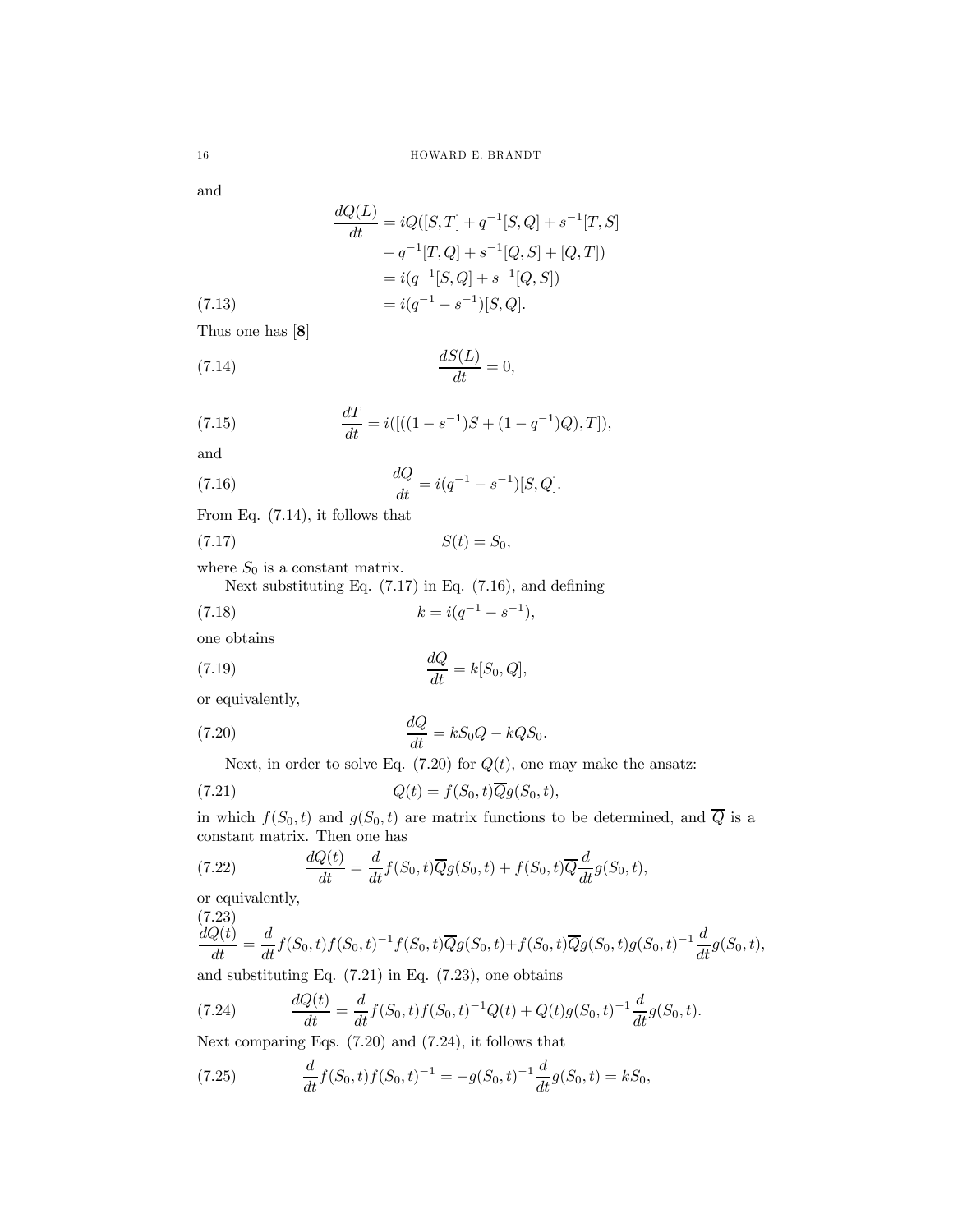and

$$\begin{aligned}
\frac{dQ(L)}{dt} &= iQ([S,T] + q^{-1}[S,Q] + s^{-1}[T,S] \\
&\quad + q^{-1}[T,Q] + s^{-1}[Q,S] + [Q,T]) \\
&= i(q^{-1}[S,Q] + s^{-1}[Q,S]) \\
&= i(q^{-1} - s^{-1})[S,Q]. \qquad (7.13)
\end{aligned}$$

Thus one has [8]

$$\frac{dS(L)}{dt} = 0, \tag{7.14}$$

$$\frac{dT}{dt} = i([((1-s^{-1})S + (1-q^{-1})Q), T]), \tag{7.15}$$

and

$$\frac{dQ}{dt} = i(q^{-1} - s^{-1})[S,Q]. \tag{7.16}$$

From Eq. (7.14), it follows that

$$S(t) = S_0, \tag{7.17}$$

where $S_0$ is a constant matrix.

Next substituting Eq. (7.17) in Eq. (7.16), and defining

$$k = i(q^{-1} - s^{-1}), \tag{7.18}$$

one obtains

$$\frac{dQ}{dt} = k[S_0, Q], \tag{7.19}$$

or equivalently,

$$\frac{dQ}{dt} = kS_0Q - kQS_0. \tag{7.20}$$

Next, in order to solve Eq. (7.20) for $Q(t)$, one may make the ansatz:

$$Q(t) = f(S_0,t)\overline{Q}g(S_0,t), \tag{7.21}$$

in which $f(S_0,t)$ and $g(S_0,t)$ are matrix functions to be determined, and $\overline{Q}$ is a constant matrix. Then one has

$$\frac{dQ(t)}{dt} = \frac{d}{dt}f(S_0,t)\overline{Q}g(S_0,t) + f(S_0,t)\overline{Q}\frac{d}{dt}g(S_0,t), \tag{7.22}$$

or equivalently,

$$\frac{dQ(t)}{dt} = \frac{d}{dt}f(S_0,t)f(S_0,t)^{-1}f(S_0,t)\overline{Q}g(S_0,t) + f(S_0,t)\overline{Q}g(S_0,t)g(S_0,t)^{-1}\frac{d}{dt}g(S_0,t), \tag{7.23}$$

and substituting Eq. (7.21) in Eq. (7.23), one obtains

$$\frac{dQ(t)}{dt} = \frac{d}{dt}f(S_0,t)f(S_0,t)^{-1}Q(t) + Q(t)g(S_0,t)^{-1}\frac{d}{dt}g(S_0,t). \tag{7.24}$$

Next comparing Eqs. (7.20) and (7.24), it follows that

$$\frac{d}{dt}f(S_0,t)f(S_0,t)^{-1} = -g(S_0,t)^{-1}\frac{d}{dt}g(S_0,t) = kS_0, \tag{7.25}$$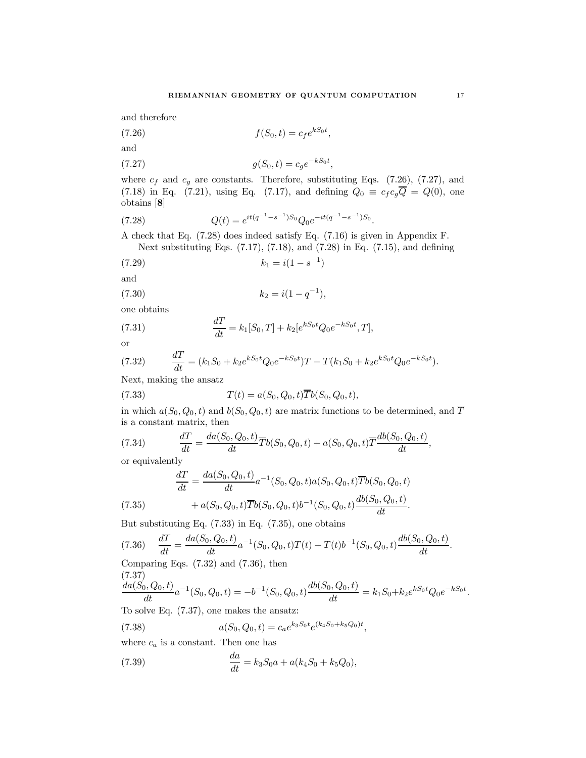and therefore

$$f(S_0, t) = c_f e^{kS_0 t}, \tag{7.26}$$

and

$$g(S_0, t) = c_g e^{-kS_0 t}, \tag{7.27}$$

where $c_f$ and $c_g$ are constants. Therefore, substituting Eqs. (7.26), (7.27), and (7.18) in Eq. (7.21), using Eq. (7.17), and defining $Q_0 \equiv c_f c_g \overline{Q} = Q(0)$, one obtains [**8**]

$$Q(t) = e^{it(q^{-1}-s^{-1})S_0} Q_0 e^{-it(q^{-1}-s^{-1})S_0}. \tag{7.28}$$

A check that Eq. (7.28) does indeed satisfy Eq. (7.16) is given in Appendix F.

Next substituting Eqs. (7.17), (7.18), and (7.28) in Eq. (7.15), and defining

$$k_1 = i(1 - s^{-1}) \tag{7.29}$$

and

$$k_2 = i(1 - q^{-1}), \tag{7.30}$$

one obtains

$$\frac{dT}{dt} = k_1[S_0, T] + k_2[e^{kS_0 t} Q_0 e^{-kS_0 t}, T], \tag{7.31}$$

or

$$\frac{dT}{dt} = (k_1 S_0 + k_2 e^{kS_0 t} Q_0 e^{-kS_0 t})T - T(k_1 S_0 + k_2 e^{kS_0 t} Q_0 e^{-kS_0 t}). \tag{7.32}$$

Next, making the ansatz

$$T(t) = a(S_0, Q_0, t)\overline{T} b(S_0, Q_0, t), \tag{7.33}$$

in which $a(S_0, Q_0, t)$ and $b(S_0, Q_0, t)$ are matrix functions to be determined, and $\overline{T}$ is a constant matrix, then

$$\frac{dT}{dt} = \frac{da(S_0, Q_0, t)}{dt}\overline{T} b(S_0, Q_0, t) + a(S_0, Q_0, t)\overline{T}\frac{db(S_0, Q_0, t)}{dt}, \tag{7.34}$$

or equivalently

$$\begin{aligned}\frac{dT}{dt} &= \frac{da(S_0, Q_0, t)}{dt} a^{-1}(S_0, Q_0, t) a(S_0, Q_0, t)\overline{T} b(S_0, Q_0, t) \\ &\quad + a(S_0, Q_0, t)\overline{T} b(S_0, Q_0, t) b^{-1}(S_0, Q_0, t)\frac{db(S_0, Q_0, t)}{dt}.\end{aligned} \tag{7.35}$$

But substituting Eq. (7.33) in Eq. (7.35), one obtains

$$\frac{dT}{dt} = \frac{da(S_0, Q_0, t)}{dt} a^{-1}(S_0, Q_0, t) T(t) + T(t) b^{-1}(S_0, Q_0, t)\frac{db(S_0, Q_0, t)}{dt}. \tag{7.36}$$

Comparing Eqs. (7.32) and (7.36), then

$$\frac{da(S_0, Q_0, t)}{dt} a^{-1}(S_0, Q_0, t) = -b^{-1}(S_0, Q_0, t)\frac{db(S_0, Q_0, t)}{dt} = k_1 S_0 + k_2 e^{kS_0 t} Q_0 e^{-kS_0 t}. \tag{7.37}$$

To solve Eq. (7.37), one makes the ansatz:

$$a(S_0, Q_0, t) = c_a e^{k_3 S_0 t} e^{(k_4 S_0 + k_5 Q_0)t}, \tag{7.38}$$

where $c_a$ is a constant. Then one has

$$\frac{da}{dt} = k_3 S_0 a + a(k_4 S_0 + k_5 Q_0), \tag{7.39}$$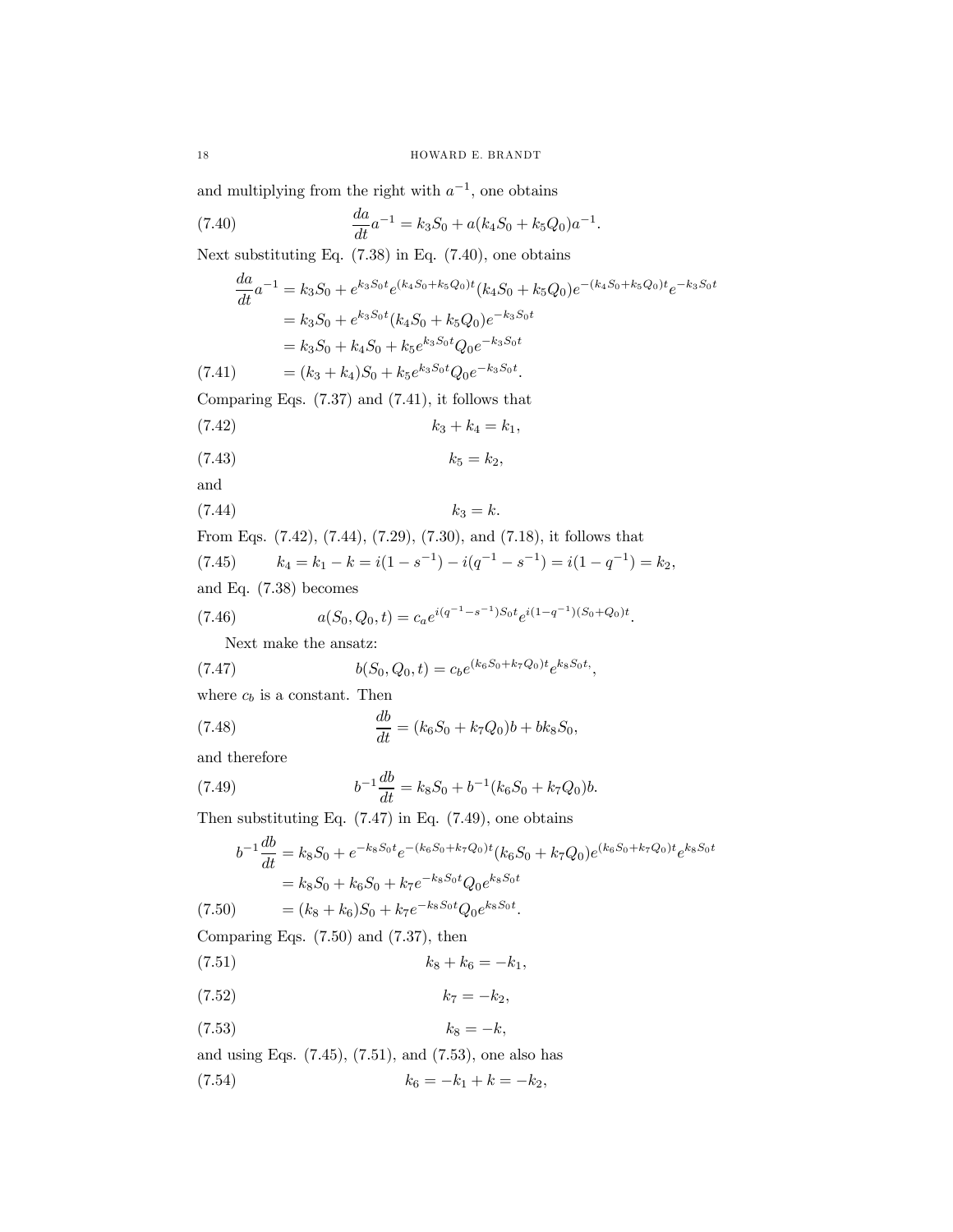and multiplying from the right with $a^{-1}$, one obtains

$$\frac{da}{dt}a^{-1} = k_3 S_0 + a(k_4 S_0 + k_5 Q_0)a^{-1}. \tag{7.40}$$

Next substituting Eq. (7.38) in Eq. (7.40), one obtains

$$\begin{aligned}
\frac{da}{dt}a^{-1} &= k_3 S_0 + e^{k_3 S_0 t} e^{(k_4 S_0 + k_5 Q_0)t}(k_4 S_0 + k_5 Q_0) e^{-(k_4 S_0 + k_5 Q_0)t} e^{-k_3 S_0 t} \\
&= k_3 S_0 + e^{k_3 S_0 t}(k_4 S_0 + k_5 Q_0) e^{-k_3 S_0 t} \\
&= k_3 S_0 + k_4 S_0 + k_5 e^{k_3 S_0 t} Q_0 e^{-k_3 S_0 t} \\
&= (k_3 + k_4) S_0 + k_5 e^{k_3 S_0 t} Q_0 e^{-k_3 S_0 t}.
\end{aligned} \tag{7.41}$$

Comparing Eqs. (7.37) and (7.41), it follows that

$$k_3 + k_4 = k_1, \tag{7.42}$$

$$k_5 = k_2, \tag{7.43}$$

and

$$k_3 = k. \tag{7.44}$$

From Eqs. (7.42), (7.44), (7.29), (7.30), and (7.18), it follows that

$$k_4 = k_1 - k = i(1 - s^{-1}) - i(q^{-1} - s^{-1}) = i(1 - q^{-1}) = k_2, \tag{7.45}$$

and Eq. (7.38) becomes

$$a(S_0, Q_0, t) = c_a e^{i(q^{-1} - s^{-1}) S_0 t} e^{i(1 - q^{-1})(S_0 + Q_0)t}. \tag{7.46}$$

Next make the ansatz:

$$b(S_0, Q_0, t) = c_b e^{(k_6 S_0 + k_7 Q_0)t} e^{k_8 S_0 t}, \tag{7.47}$$

where $c_b$ is a constant. Then

$$\frac{db}{dt} = (k_6 S_0 + k_7 Q_0) b + b k_8 S_0, \tag{7.48}$$

and therefore

$$b^{-1}\frac{db}{dt} = k_8 S_0 + b^{-1}(k_6 S_0 + k_7 Q_0) b. \tag{7.49}$$

Then substituting Eq. (7.47) in Eq. (7.49), one obtains

$$\begin{aligned}
b^{-1}\frac{db}{dt} &= k_8 S_0 + e^{-k_8 S_0 t} e^{-(k_6 S_0 + k_7 Q_0)t}(k_6 S_0 + k_7 Q_0) e^{(k_6 S_0 + k_7 Q_0)t} e^{k_8 S_0 t} \\
&= k_8 S_0 + k_6 S_0 + k_7 e^{-k_8 S_0 t} Q_0 e^{k_8 S_0 t} \\
&= (k_8 + k_6) S_0 + k_7 e^{-k_8 S_0 t} Q_0 e^{k_8 S_0 t}.
\end{aligned} \tag{7.50}$$

Comparing Eqs. (7.50) and (7.37), then

$$k_8 + k_6 = -k_1, \tag{7.51}$$

$$k_7 = -k_2, \tag{7.52}$$

$$k_8 = -k, \tag{7.53}$$

and using Eqs. (7.45), (7.51), and (7.53), one also has

$$k_6 = -k_1 + k = -k_2, \tag{7.54}$$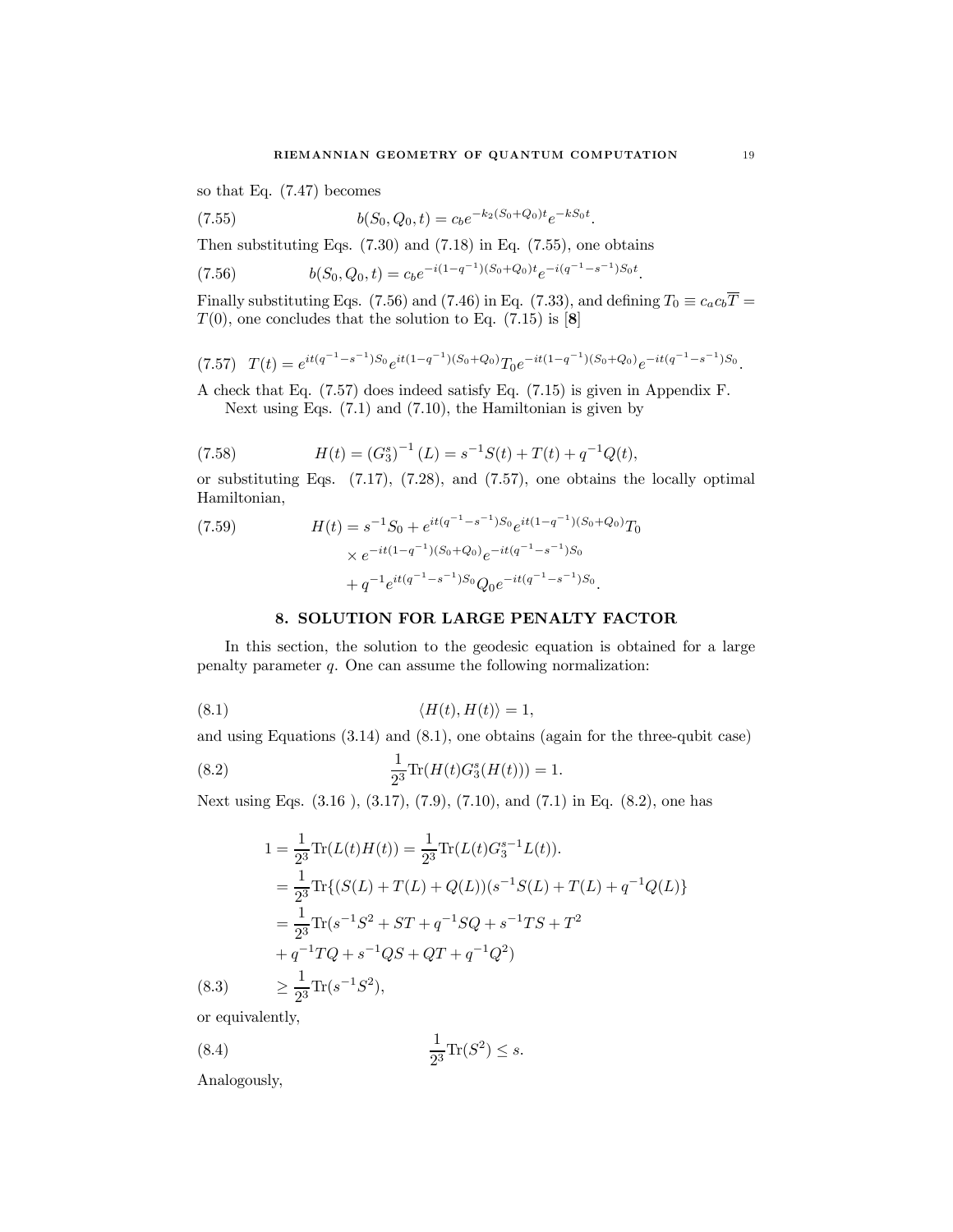so that Eq. (7.47) becomes

$$b(S_0, Q_0, t) = c_b e^{-k_2(S_0+Q_0)t} e^{-kS_0 t}. \tag{7.55}$$

Then substituting Eqs. (7.30) and (7.18) in Eq. (7.55), one obtains

$$b(S_0, Q_0, t) = c_b e^{-i(1-q^{-1})(S_0+Q_0)t} e^{-i(q^{-1}-s^{-1})S_0 t}. \tag{7.56}$$

Finally substituting Eqs. (7.56) and (7.46) in Eq. (7.33), and defining $T_0 \equiv c_a c_b \overline{T} = T(0)$, one concludes that the solution to Eq. (7.15) is [**8**]

$$T(t) = e^{it(q^{-1}-s^{-1})S_0} e^{it(1-q^{-1})(S_0+Q_0)} T_0 e^{-it(1-q^{-1})(S_0+Q_0)} e^{-it(q^{-1}-s^{-1})S_0}. \tag{7.57}$$

A check that Eq. (7.57) does indeed satisfy Eq. (7.15) is given in Appendix F.

Next using Eqs. (7.1) and (7.10), the Hamiltonian is given by

$$H(t) = \left(G_3^s\right)^{-1}(L) = s^{-1}S(t) + T(t) + q^{-1}Q(t), \tag{7.58}$$

or substituting Eqs. (7.17), (7.28), and (7.57), one obtains the locally optimal Hamiltonian,

$$\begin{aligned} H(t) &= s^{-1}S_0 + e^{it(q^{-1}-s^{-1})S_0} e^{it(1-q^{-1})(S_0+Q_0)} T_0 \\ &\quad \times e^{-it(1-q^{-1})(S_0+Q_0)} e^{-it(q^{-1}-s^{-1})S_0} \\ &\quad + q^{-1} e^{it(q^{-1}-s^{-1})S_0} Q_0 e^{-it(q^{-1}-s^{-1})S_0}. \end{aligned} \tag{7.59}$$

## 8. SOLUTION FOR LARGE PENALTY FACTOR

In this section, the solution to the geodesic equation is obtained for a large penalty parameter $q$. One can assume the following normalization:

$$\langle H(t), H(t) \rangle = 1, \tag{8.1}$$

and using Equations (3.14) and (8.1), one obtains (again for the three-qubit case)

$$\frac{1}{2^3}\mathrm{Tr}(H(t)G_3^s(H(t))) = 1. \tag{8.2}$$

Next using Eqs. (3.16 ), (3.17), (7.9), (7.10), and (7.1) in Eq. (8.2), one has

$$\begin{aligned} 1 &= \frac{1}{2^3}\mathrm{Tr}(L(t)H(t)) = \frac{1}{2^3}\mathrm{Tr}(L(t)G_3^{s-1}L(t)). \\ &= \frac{1}{2^3}\mathrm{Tr}\{(S(L) + T(L) + Q(L))(s^{-1}S(L) + T(L) + q^{-1}Q(L)\} \\ &= \frac{1}{2^3}\mathrm{Tr}(s^{-1}S^2 + ST + q^{-1}SQ + s^{-1}TS + T^2 \\ &\quad + q^{-1}TQ + s^{-1}QS + QT + q^{-1}Q^2) \\ &\geq \frac{1}{2^3}\mathrm{Tr}(s^{-1}S^2), \end{aligned} \tag{8.3}$$

or equivalently,

$$\frac{1}{2^3}\mathrm{Tr}(S^2) \leq s. \tag{8.4}$$

Analogously,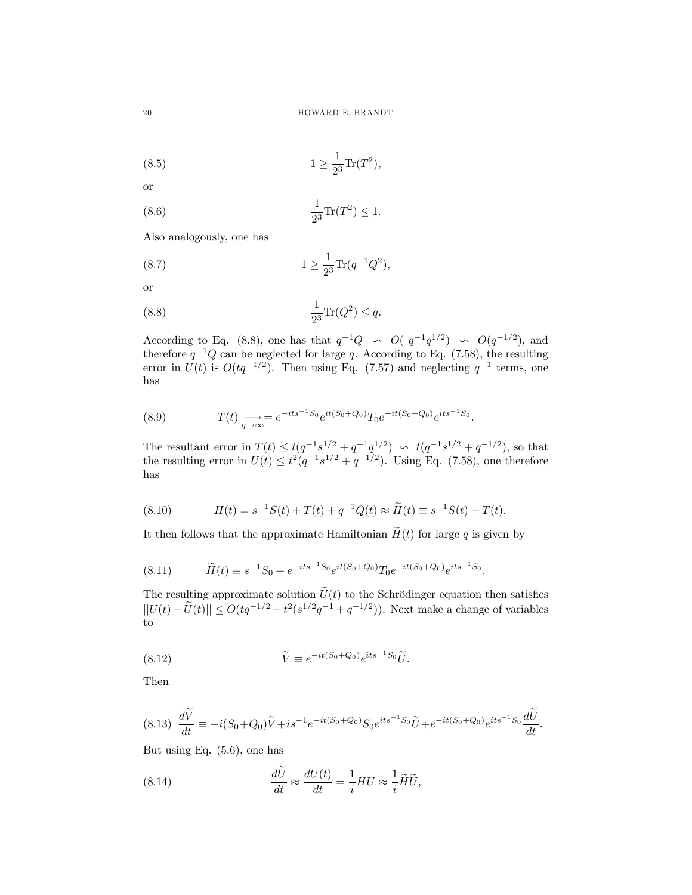$$1 \geq \frac{1}{2^3}\mathrm{Tr}(T^2), \tag{8.5}$$

or

$$\frac{1}{2^3}\mathrm{Tr}(T^2) \leq 1. \tag{8.6}$$

Also analogously, one has

$$1 \geq \frac{1}{2^3}\mathrm{Tr}(q^{-1}Q^2), \tag{8.7}$$

or

$$\frac{1}{2^3}\mathrm{Tr}(Q^2) \leq q. \tag{8.8}$$

According to Eq. (8.8), one has that $q^{-1}Q \backsim O(\, q^{-1}q^{1/2}) \backsim O(q^{-1/2})$, and therefore $q^{-1}Q$ can be neglected for large $q$. According to Eq. (7.58), the resulting error in $U(t)$ is $O(tq^{-1/2})$. Then using Eq. (7.57) and neglecting $q^{-1}$ terms, one has

$$T(t) \underset{q\to\infty}{\longrightarrow} = e^{-its^{-1}S_0}e^{it(S_0+Q_0)}T_0e^{-it(S_0+Q_0)}e^{its^{-1}S_0}. \tag{8.9}$$

The resultant error in $T(t) \leq t(q^{-1}s^{1/2} + q^{-1}q^{1/2}) \backsim t(q^{-1}s^{1/2} + q^{-1/2})$, so that the resulting error in $U(t) \leq t^2(q^{-1}s^{1/2} + q^{-1/2})$. Using Eq. (7.58), one therefore has

$$H(t) = s^{-1}S(t) + T(t) + q^{-1}Q(t) \approx \widetilde{H}(t) \equiv s^{-1}S(t) + T(t). \tag{8.10}$$

It then follows that the approximate Hamiltonian $\widetilde{H}(t)$ for large $q$ is given by

$$\widetilde{H}(t) \equiv s^{-1}S_0 + e^{-its^{-1}S_0}e^{it(S_0+Q_0)}T_0e^{-it(S_0+Q_0)}e^{its^{-1}S_0}. \tag{8.11}$$

The resulting approximate solution $\widetilde{U}(t)$ to the Schrödinger equation then satisfies $||U(t) - \widetilde{U}(t)|| \leq O(tq^{-1/2} + t^2(s^{1/2}q^{-1} + q^{-1/2}))$. Next make a change of variables to

$$\widetilde{V} \equiv e^{-it(S_0+Q_0)}e^{its^{-1}S_0}\widetilde{U}. \tag{8.12}$$

Then

$$\frac{d\widetilde{V}}{dt} \equiv -i(S_0+Q_0)\widetilde{V} + is^{-1}e^{-it(S_0+Q_0)}S_0e^{its^{-1}S_0}\widetilde{U} + e^{-it(S_0+Q_0)}e^{its^{-1}S_0}\frac{d\widetilde{U}}{dt}. \tag{8.13}$$

But using Eq. (5.6), one has

$$\frac{d\widetilde{U}}{dt} \approx \frac{dU(t)}{dt} = \frac{1}{i}HU \approx \frac{1}{i}\widetilde{H}\widetilde{U}, \tag{8.14}$$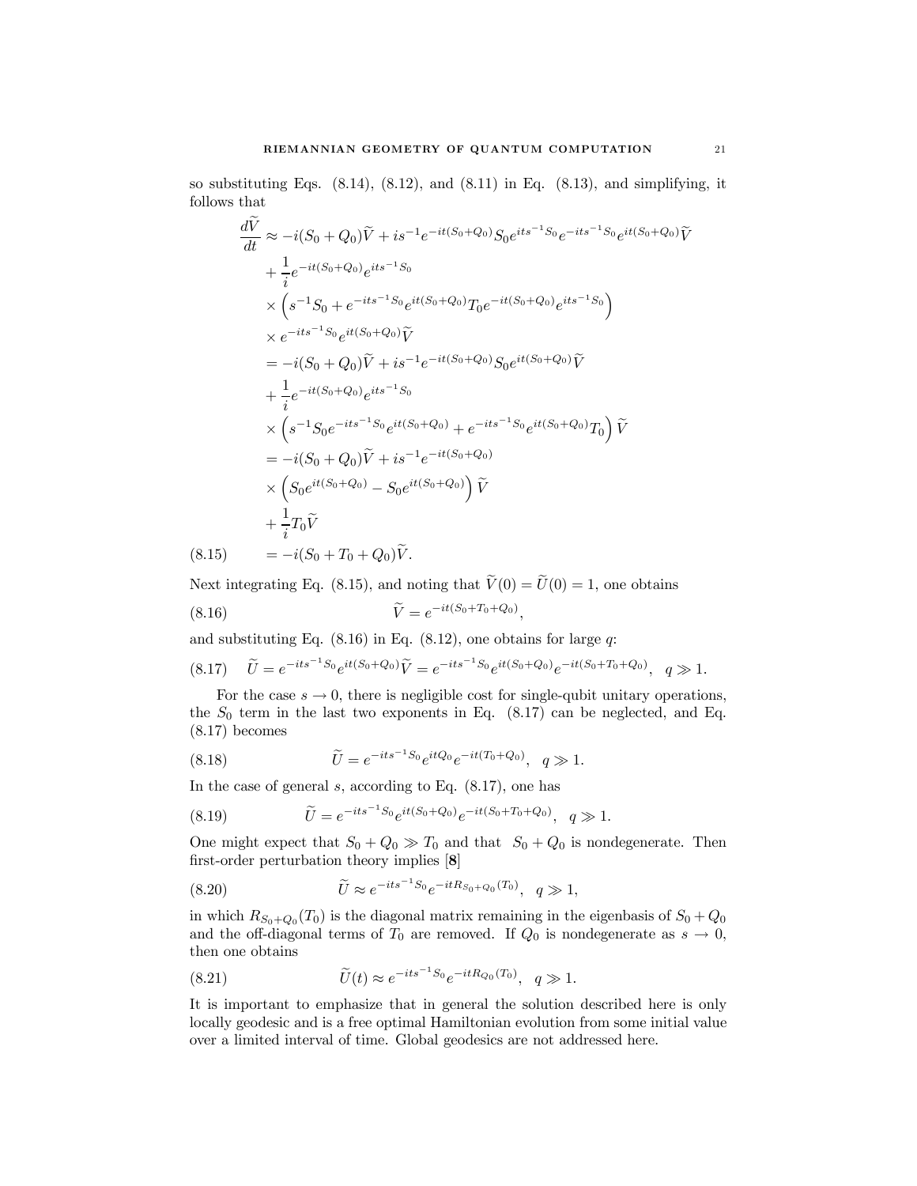so substituting Eqs. (8.14), (8.12), and (8.11) in Eq. (8.13), and simplifying, it follows that

$$
\begin{aligned}
\frac{d\widetilde{V}}{dt} &\approx -i(S_0+Q_0)\widetilde{V} + is^{-1}e^{-it(S_0+Q_0)}S_0 e^{its^{-1}S_0}e^{-its^{-1}S_0}e^{it(S_0+Q_0)}\widetilde{V} \\
&\quad + \frac{1}{i}e^{-it(S_0+Q_0)}e^{its^{-1}S_0} \\
&\quad \times \left(s^{-1}S_0 + e^{-its^{-1}S_0}e^{it(S_0+Q_0)}T_0 e^{-it(S_0+Q_0)}e^{its^{-1}S_0}\right) \\
&\quad \times e^{-its^{-1}S_0}e^{it(S_0+Q_0)}\widetilde{V} \\
&= -i(S_0+Q_0)\widetilde{V} + is^{-1}e^{-it(S_0+Q_0)}S_0 e^{it(S_0+Q_0)}\widetilde{V} \\
&\quad + \frac{1}{i}e^{-it(S_0+Q_0)}e^{its^{-1}S_0} \\
&\quad \times \left(s^{-1}S_0 e^{-its^{-1}S_0}e^{it(S_0+Q_0)} + e^{-its^{-1}S_0}e^{it(S_0+Q_0)}T_0\right)\widetilde{V} \\
&= -i(S_0+Q_0)\widetilde{V} + is^{-1}e^{-it(S_0+Q_0)} \\
&\quad \times \left(S_0 e^{it(S_0+Q_0)} - S_0 e^{it(S_0+Q_0)}\right)\widetilde{V} \\
&\quad + \frac{1}{i}T_0\widetilde{V} \\
&= -i(S_0+T_0+Q_0)\widetilde{V}. \qquad (8.15)
\end{aligned}
$$

Next integrating Eq. (8.15), and noting that $\widetilde{V}(0) = \widetilde{U}(0) = 1$, one obtains

$$
\widetilde{V} = e^{-it(S_0+T_0+Q_0)}, \tag{8.16}
$$

and substituting Eq. (8.16) in Eq. (8.12), one obtains for large $q$:

$$
\widetilde{U} = e^{-its^{-1}S_0}e^{it(S_0+Q_0)}\widetilde{V} = e^{-its^{-1}S_0}e^{it(S_0+Q_0)}e^{-it(S_0+T_0+Q_0)}, \quad q \gg 1. \tag{8.17}
$$

For the case $s \to 0$, there is negligible cost for single-qubit unitary operations, the $S_0$ term in the last two exponents in Eq. (8.17) can be neglected, and Eq. (8.17) becomes

$$
\widetilde{U} = e^{-its^{-1}S_0}e^{itQ_0}e^{-it(T_0+Q_0)}, \quad q \gg 1. \tag{8.18}
$$

In the case of general $s$, according to Eq. (8.17), one has

$$
\widetilde{U} = e^{-its^{-1}S_0}e^{it(S_0+Q_0)}e^{-it(S_0+T_0+Q_0)}, \quad q \gg 1. \tag{8.19}
$$

One might expect that $S_0 + Q_0 \gg T_0$ and that $S_0 + Q_0$ is nondegenerate. Then first-order perturbation theory implies [**8**]

$$
\widetilde{U} \approx e^{-its^{-1}S_0}e^{-itR_{S_0+Q_0}(T_0)}, \quad q \gg 1, \tag{8.20}
$$

in which $R_{S_0+Q_0}(T_0)$ is the diagonal matrix remaining in the eigenbasis of $S_0 + Q_0$ and the off-diagonal terms of $T_0$ are removed. If $Q_0$ is nondegenerate as $s \to 0$, then one obtains

$$
\widetilde{U}(t) \approx e^{-its^{-1}S_0}e^{-itR_{Q_0}(T_0)}, \quad q \gg 1. \tag{8.21}
$$

It is important to emphasize that in general the solution described here is only locally geodesic and is a free optimal Hamiltonian evolution from some initial value over a limited interval of time. Global geodesics are not addressed here.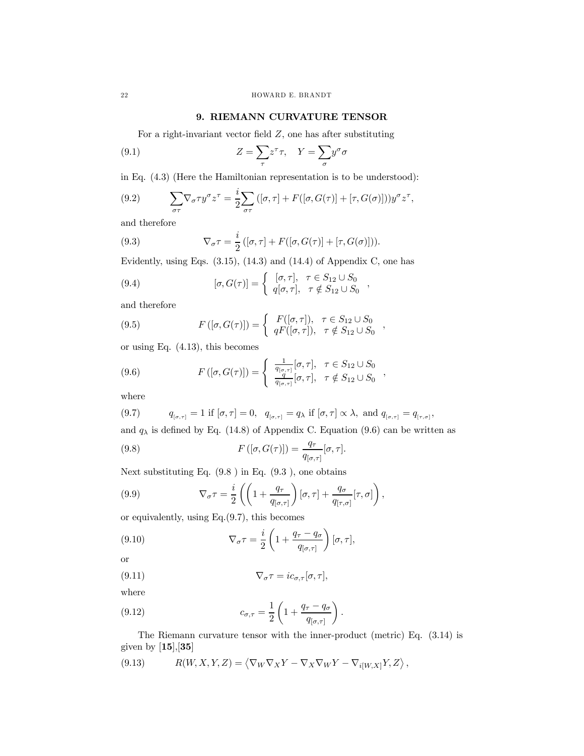## 9. RIEMANN CURVATURE TENSOR

For a right-invariant vector field $Z$, one has after substituting

$$Z = \sum_{\tau} z^{\tau}\tau, \quad Y = \sum_{\sigma} y^{\sigma}\sigma \tag{9.1}$$

in Eq. (4.3) (Here the Hamiltonian representation is to be understood):

$$\sum_{\sigma\tau} \nabla_{\sigma}\tau y^{\sigma} z^{\tau} = \frac{i}{2}\sum_{\sigma\tau} \left([\sigma,\tau] + F([\sigma, G(\tau)] + [\tau, G(\sigma)])\right) y^{\sigma} z^{\tau}, \tag{9.2}$$

and therefore

$$\nabla_{\sigma}\tau = \frac{i}{2}\left([\sigma,\tau] + F([\sigma, G(\tau)] + [\tau, G(\sigma)])\right). \tag{9.3}$$

Evidently, using Eqs. (3.15), (14.3) and (14.4) of Appendix C, one has

$$[\sigma, G(\tau)] = \begin{cases} [\sigma,\tau], & \tau \in S_{12} \cup S_0 \\ q[\sigma,\tau], & \tau \notin S_{12} \cup S_0 \end{cases}, \tag{9.4}$$

and therefore

$$F\left([\sigma, G(\tau)]\right) = \begin{cases} F([\sigma,\tau]), & \tau \in S_{12} \cup S_0 \\ qF([\sigma,\tau]), & \tau \notin S_{12} \cup S_0 \end{cases}, \tag{9.5}$$

or using Eq. (4.13), this becomes

$$F\left([\sigma, G(\tau)]\right) = \begin{cases} \frac{1}{q_{[\sigma,\tau]}}[\sigma,\tau], & \tau \in S_{12} \cup S_0 \\ \frac{q}{q_{[\sigma,\tau]}}[\sigma,\tau], & \tau \notin S_{12} \cup S_0 \end{cases}, \tag{9.6}$$

where

$$q_{[\sigma,\tau]} = 1 \text{ if } [\sigma,\tau] = 0, \quad q_{[\sigma,\tau]} = q_{\lambda} \text{ if } [\sigma,\tau] \propto \lambda, \text{ and } q_{[\sigma,\tau]} = q_{[\tau,\sigma]}, \tag{9.7}$$

and $q_{\lambda}$ is defined by Eq. (14.8) of Appendix C. Equation (9.6) can be written as

$$F\left([\sigma, G(\tau)]\right) = \frac{q_{\tau}}{q_{[\sigma,\tau]}}[\sigma,\tau]. \tag{9.8}$$

Next substituting Eq. (9.8 ) in Eq. (9.3 ), one obtains

$$\nabla_{\sigma}\tau = \frac{i}{2}\left(\left(1 + \frac{q_{\tau}}{q_{[\sigma,\tau]}}\right)[\sigma,\tau] + \frac{q_{\sigma}}{q_{[\tau,\sigma]}}[\tau,\sigma]\right), \tag{9.9}$$

or equivalently, using Eq.(9.7), this becomes

$$\nabla_{\sigma}\tau = \frac{i}{2}\left(1 + \frac{q_{\tau} - q_{\sigma}}{q_{[\sigma,\tau]}}\right)[\sigma,\tau], \tag{9.10}$$

or

$$\nabla_{\sigma}\tau = ic_{\sigma,\tau}[\sigma,\tau], \tag{9.11}$$

where

$$c_{\sigma,\tau} = \frac{1}{2}\left(1 + \frac{q_{\tau} - q_{\sigma}}{q_{[\sigma,\tau]}}\right). \tag{9.12}$$

The Riemann curvature tensor with the inner-product (metric) Eq. (3.14) is given by [**15**],[**35**]

$$R(W, X, Y, Z) = \left\langle \nabla_W \nabla_X Y - \nabla_X \nabla_W Y - \nabla_{i[W,X]} Y, Z \right\rangle, \tag{9.13}$$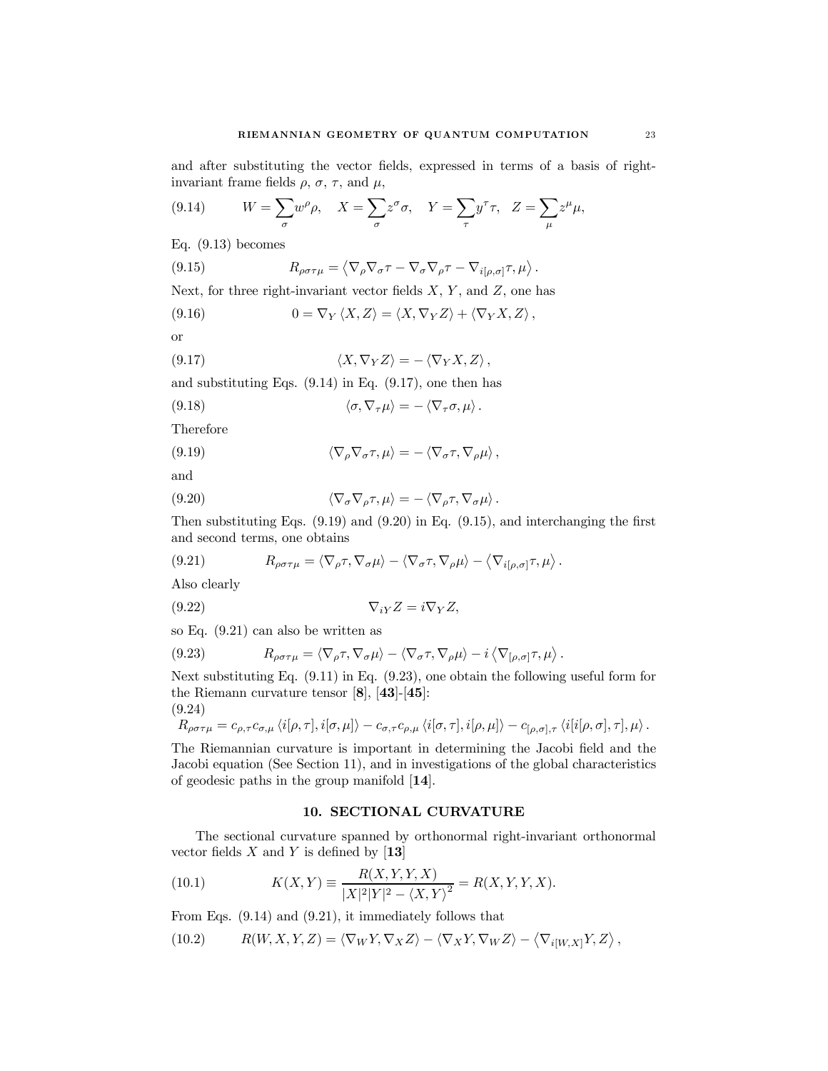and after substituting the vector fields, expressed in terms of a basis of right-invariant frame fields $\rho$, $\sigma$, $\tau$, and $\mu$,

$$W = \sum_{\sigma} w^{\rho}\rho, \quad X = \sum_{\sigma} z^{\sigma}\sigma, \quad Y = \sum_{\tau} y^{\tau}\tau, \quad Z = \sum_{\mu} z^{\mu}\mu, \tag{9.14}$$

Eq. (9.13) becomes

$$R_{\rho\sigma\tau\mu} = \left\langle \nabla_{\rho}\nabla_{\sigma}\tau - \nabla_{\sigma}\nabla_{\rho}\tau - \nabla_{i[\rho,\sigma]}\tau, \mu \right\rangle. \tag{9.15}$$

Next, for three right-invariant vector fields $X$, $Y$, and $Z$, one has

$$0 = \nabla_Y \langle X, Z\rangle = \langle X, \nabla_Y Z\rangle + \langle \nabla_Y X, Z\rangle, \tag{9.16}$$

or

$$\langle X, \nabla_Y Z\rangle = -\langle \nabla_Y X, Z\rangle, \tag{9.17}$$

and substituting Eqs. (9.14) in Eq. (9.17), one then has

$$\langle \sigma, \nabla_{\tau}\mu\rangle = -\langle \nabla_{\tau}\sigma, \mu\rangle. \tag{9.18}$$

Therefore

$$\langle \nabla_{\rho}\nabla_{\sigma}\tau, \mu\rangle = -\langle \nabla_{\sigma}\tau, \nabla_{\rho}\mu\rangle, \tag{9.19}$$

and

$$\langle \nabla_{\sigma}\nabla_{\rho}\tau, \mu\rangle = -\langle \nabla_{\rho}\tau, \nabla_{\sigma}\mu\rangle. \tag{9.20}$$

Then substituting Eqs. (9.19) and (9.20) in Eq. (9.15), and interchanging the first and second terms, one obtains

$$R_{\rho\sigma\tau\mu} = \langle \nabla_{\rho}\tau, \nabla_{\sigma}\mu\rangle - \langle \nabla_{\sigma}\tau, \nabla_{\rho}\mu\rangle - \left\langle \nabla_{i[\rho,\sigma]}\tau, \mu\right\rangle. \tag{9.21}$$

Also clearly

$$\nabla_{iY} Z = i\nabla_Y Z, \tag{9.22}$$

so Eq. (9.21) can also be written as

$$R_{\rho\sigma\tau\mu} = \langle \nabla_{\rho}\tau, \nabla_{\sigma}\mu\rangle - \langle \nabla_{\sigma}\tau, \nabla_{\rho}\mu\rangle - i\left\langle \nabla_{[\rho,\sigma]}\tau, \mu\right\rangle. \tag{9.23}$$

Next substituting Eq. (9.11) in Eq. (9.23), one obtain the following useful form for the Riemann curvature tensor [**8**], [**43**]-[**45**]:

$$R_{\rho\sigma\tau\mu} = c_{\rho,\tau}c_{\sigma,\mu}\left\langle i[\rho,\tau], i[\sigma,\mu]\right\rangle - c_{\sigma,\tau}c_{\rho,\mu}\left\langle i[\sigma,\tau], i[\rho,\mu]\right\rangle - c_{[\rho,\sigma],\tau}\left\langle i[i[\rho,\sigma],\tau],\mu\right\rangle. \tag{9.24}$$

The Riemannian curvature is important in determining the Jacobi field and the Jacobi equation (See Section 11), and in investigations of the global characteristics of geodesic paths in the group manifold [**14**].

## 10. SECTIONAL CURVATURE

The sectional curvature spanned by orthonormal right-invariant orthonormal vector fields $X$ and $Y$ is defined by [**13**]

$$K(X,Y) \equiv \frac{R(X,Y,Y,X)}{|X|^2|Y|^2 - \langle X, Y\rangle^2} = R(X,Y,Y,X). \tag{10.1}$$

From Eqs. (9.14) and (9.21), it immediately follows that

$$R(W,X,Y,Z) = \langle \nabla_W Y, \nabla_X Z\rangle - \langle \nabla_X Y, \nabla_W Z\rangle - \left\langle \nabla_{i[W,X]}Y, Z\right\rangle, \tag{10.2}$$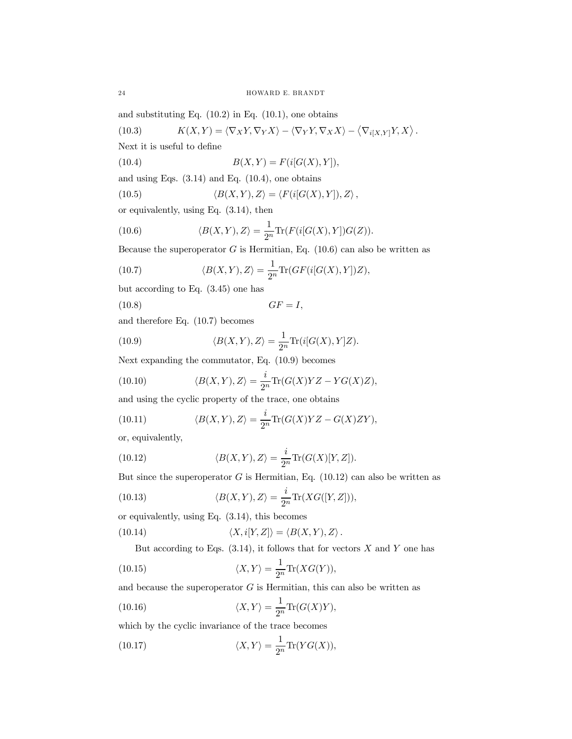and substituting Eq. (10.2) in Eq. (10.1), one obtains

$$K(X,Y) = \langle \nabla_X Y, \nabla_Y X \rangle - \langle \nabla_Y Y, \nabla_X X \rangle - \left\langle \nabla_{i[X,Y]} Y, X \right\rangle . \tag{10.3}$$

Next it is useful to define

$$B(X,Y) = F(i[G(X),Y]), \tag{10.4}$$

and using Eqs. (3.14) and Eq. (10.4), one obtains

$$\langle B(X,Y), Z \rangle = \langle F(i[G(X),Y]), Z \rangle , \tag{10.5}$$

or equivalently, using Eq. (3.14), then

$$\langle B(X,Y), Z \rangle = \frac{1}{2^n} \mathrm{Tr}(F(i[G(X),Y])G(Z)). \tag{10.6}$$

Because the superoperator $G$ is Hermitian, Eq. (10.6) can also be written as

$$\langle B(X,Y), Z \rangle = \frac{1}{2^n} \mathrm{Tr}(GF(i[G(X),Y])Z), \tag{10.7}$$

but according to Eq. (3.45) one has

$$GF = I, \tag{10.8}$$

and therefore Eq. (10.7) becomes

$$\langle B(X,Y), Z \rangle = \frac{1}{2^n} \mathrm{Tr}(i[G(X),Y]Z). \tag{10.9}$$

Next expanding the commutator, Eq. (10.9) becomes

$$\langle B(X,Y), Z \rangle = \frac{i}{2^n} \mathrm{Tr}(G(X)YZ - YG(X)Z), \tag{10.10}$$

and using the cyclic property of the trace, one obtains

$$\langle B(X,Y), Z \rangle = \frac{i}{2^n} \mathrm{Tr}(G(X)YZ - G(X)ZY), \tag{10.11}$$

or, equivalently,

$$\langle B(X,Y), Z \rangle = \frac{i}{2^n} \mathrm{Tr}(G(X)[Y,Z]). \tag{10.12}$$

But since the superoperator $G$ is Hermitian, Eq. (10.12) can also be written as

$$\langle B(X,Y), Z \rangle = \frac{i}{2^n} \mathrm{Tr}(XG([Y,Z])), \tag{10.13}$$

or equivalently, using Eq. (3.14), this becomes

$$\langle X, i[Y,Z] \rangle = \langle B(X,Y), Z \rangle . \tag{10.14}$$

But according to Eqs. (3.14), it follows that for vectors $X$ and $Y$ one has

$$\langle X, Y \rangle = \frac{1}{2^n} \mathrm{Tr}(XG(Y)), \tag{10.15}$$

and because the superoperator $G$ is Hermitian, this can also be written as

$$\langle X, Y \rangle = \frac{1}{2^n} \mathrm{Tr}(G(X)Y), \tag{10.16}$$

which by the cyclic invariance of the trace becomes

$$\langle X, Y \rangle = \frac{1}{2^n} \mathrm{Tr}(YG(X)), \tag{10.17}$$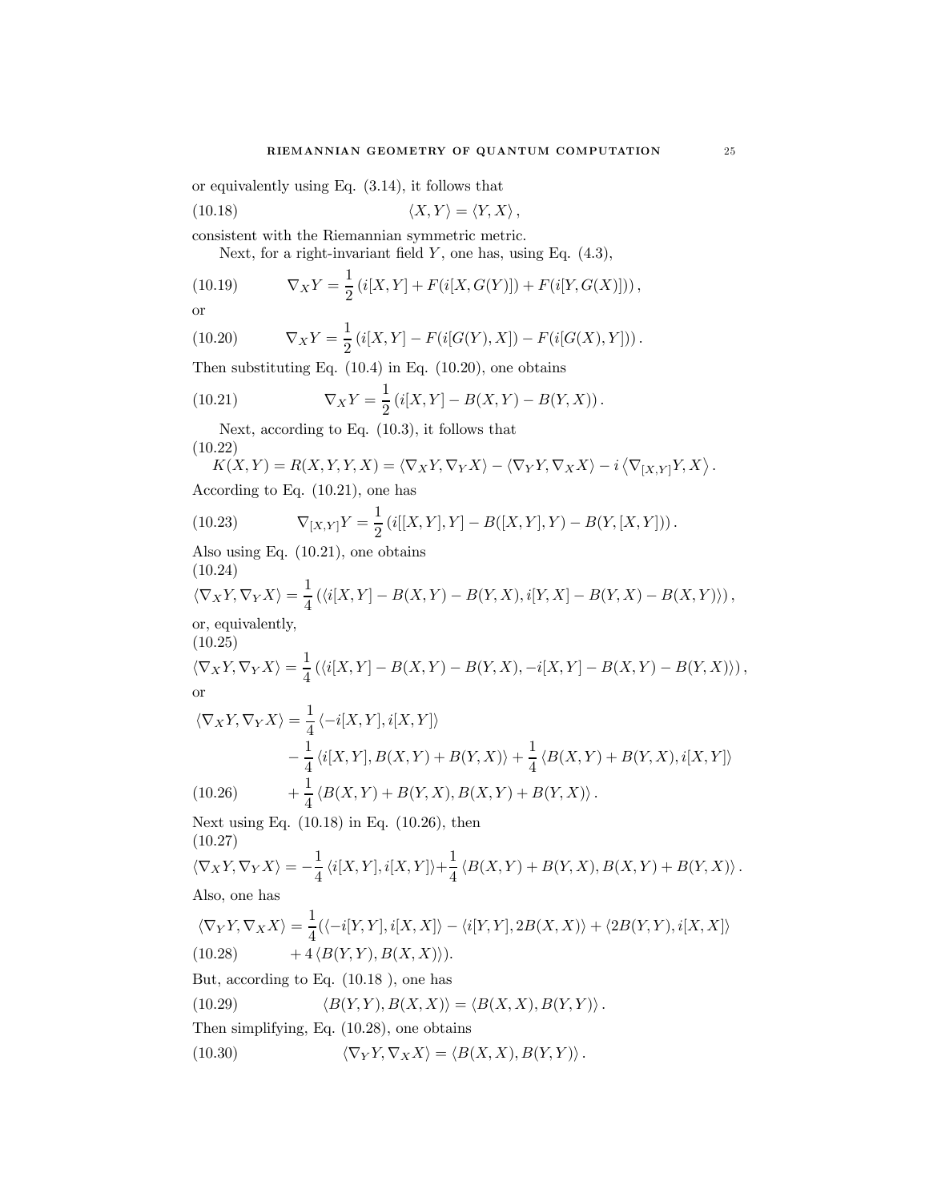or equivalently using Eq. (3.14), it follows that

$$\langle X, Y \rangle = \langle Y, X \rangle , \tag{10.18}$$

consistent with the Riemannian symmetric metric.

Next, for a right-invariant field $Y$, one has, using Eq. (4.3),

$$\nabla_X Y = \frac{1}{2} \left( i[X, Y] + F(i[X, G(Y)]) + F(i[Y, G(X)]) \right), \tag{10.19}$$

or

$$\nabla_X Y = \frac{1}{2} \left( i[X, Y] - F(i[G(Y), X]) - F(i[G(X), Y]) \right). \tag{10.20}$$

Then substituting Eq. (10.4) in Eq. (10.20), one obtains

$$\nabla_X Y = \frac{1}{2} \left( i[X, Y] - B(X, Y) - B(Y, X) \right). \tag{10.21}$$

Next, according to Eq. (10.3), it follows that

$$K(X, Y) = R(X, Y, Y, X) = \langle \nabla_X Y, \nabla_Y X \rangle - \langle \nabla_Y Y, \nabla_X X \rangle - i \left\langle \nabla_{[X,Y]} Y, X \right\rangle . \tag{10.22}$$

According to Eq. (10.21), one has

$$\nabla_{[X,Y]} Y = \frac{1}{2} \left( i[[X, Y], Y] - B([X, Y], Y) - B(Y, [X, Y]) \right). \tag{10.23}$$

Also using Eq. (10.21), one obtains

$$\langle \nabla_X Y, \nabla_Y X \rangle = \frac{1}{4} \left( \langle i[X, Y] - B(X, Y) - B(Y, X), i[Y, X] - B(Y, X) - B(X, Y) \rangle \right), \tag{10.24}$$

or, equivalently,

$$\langle \nabla_X Y, \nabla_Y X \rangle = \frac{1}{4} \left( \langle i[X, Y] - B(X, Y) - B(Y, X), -i[X, Y] - B(X, Y) - B(Y, X) \rangle \right), \tag{10.25}$$

or

$$\begin{aligned} \langle \nabla_X Y, \nabla_Y X \rangle = {} & \frac{1}{4} \langle -i[X, Y], i[X, Y] \rangle \\ & - \frac{1}{4} \langle i[X, Y], B(X, Y) + B(Y, X) \rangle + \frac{1}{4} \langle B(X, Y) + B(Y, X), i[X, Y] \rangle \\ & + \frac{1}{4} \langle B(X, Y) + B(Y, X), B(X, Y) + B(Y, X) \rangle . \end{aligned} \tag{10.26}$$

Next using Eq. (10.18) in Eq. (10.26), then

$$\langle \nabla_X Y, \nabla_Y X \rangle = -\frac{1}{4} \langle i[X, Y], i[X, Y] \rangle + \frac{1}{4} \langle B(X, Y) + B(Y, X), B(X, Y) + B(Y, X) \rangle . \tag{10.27}$$

Also, one has

$$\begin{aligned} \langle \nabla_Y Y, \nabla_X X \rangle = {} & \frac{1}{4} ( \langle -i[Y, Y], i[X, X] \rangle - \langle i[Y, Y], 2B(X, X) \rangle + \langle 2B(Y, Y), i[X, X] \rangle \\ & + 4 \langle B(Y, Y), B(X, X) \rangle ). \end{aligned} \tag{10.28}$$

But, according to Eq. (10.18 ), one has

$$\langle B(Y, Y), B(X, X) \rangle = \langle B(X, X), B(Y, Y) \rangle . \tag{10.29}$$

Then simplifying, Eq. (10.28), one obtains

$$\langle \nabla_Y Y, \nabla_X X \rangle = \langle B(X, X), B(Y, Y) \rangle . \tag{10.30}$$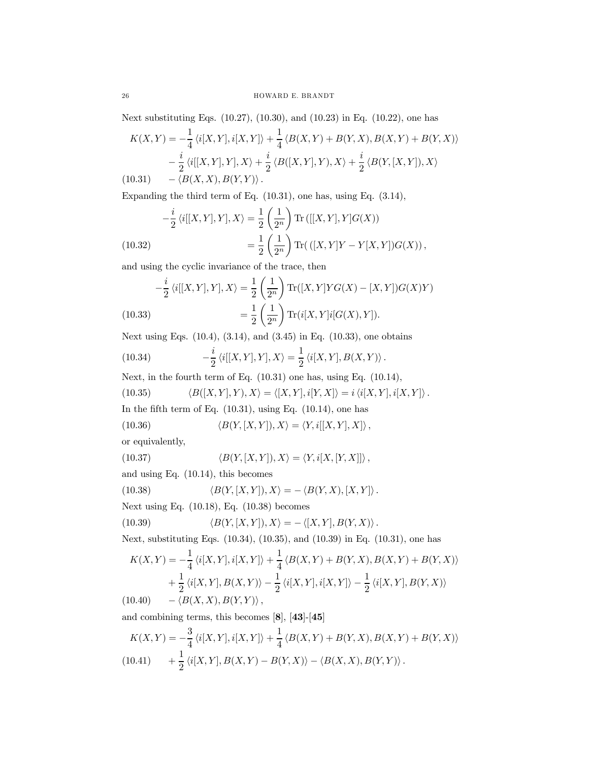Next substituting Eqs. (10.27), (10.30), and (10.23) in Eq. (10.22), one has

$$
\begin{aligned}
K(X,Y) = &-\frac{1}{4}\langle i[X,Y], i[X,Y]\rangle + \frac{1}{4}\langle B(X,Y)+B(Y,X), B(X,Y)+B(Y,X)\rangle \\
&-\frac{i}{2}\langle i[[X,Y],Y],X\rangle + \frac{i}{2}\langle B([X,Y],Y),X\rangle + \frac{i}{2}\langle B(Y,[X,Y]),X\rangle \\
&-\langle B(X,X),B(Y,Y)\rangle . 
\end{aligned} \tag{10.31}
$$

Expanding the third term of Eq. (10.31), one has, using Eq. (3.14),

$$
\begin{aligned}
-\frac{i}{2}\langle i[[X,Y],Y],X\rangle &= \frac{1}{2}\left(\frac{1}{2^n}\right)\mathrm{Tr}\left([[X,Y],Y]G(X)\right) \\
&= \frac{1}{2}\left(\frac{1}{2^n}\right)\mathrm{Tr}(\,([X,Y]Y - Y[X,Y])G(X))\,,
\end{aligned} \tag{10.32}
$$

and using the cyclic invariance of the trace, then

$$
\begin{aligned}
-\frac{i}{2}\langle i[[X,Y],Y],X\rangle &= \frac{1}{2}\left(\frac{1}{2^n}\right)\mathrm{Tr}([X,Y]YG(X) - [X,Y])G(X)Y) \\
&= \frac{1}{2}\left(\frac{1}{2^n}\right)\mathrm{Tr}(i[X,Y]i[G(X),Y]).
\end{aligned} \tag{10.33}
$$

Next using Eqs. (10.4), (3.14), and (3.45) in Eq. (10.33), one obtains

$$
-\frac{i}{2}\langle i[[X,Y],Y],X\rangle = \frac{1}{2}\langle i[X,Y],B(X,Y)\rangle . \tag{10.34}
$$

Next, in the fourth term of Eq. (10.31) one has, using Eq. (10.14),

$$
\langle B([X,Y],Y),X\rangle = \langle [X,Y], i[Y,X]\rangle = i\,\langle i[X,Y], i[X,Y]\rangle . \tag{10.35}
$$

In the fifth term of Eq. (10.31), using Eq. (10.14), one has

$$
\langle B(Y,[X,Y]),X\rangle = \langle Y, i[[X,Y],X]\rangle , \tag{10.36}
$$

or equivalently,

$$
\langle B(Y,[X,Y]),X\rangle = \langle Y, i[X,[Y,X]]\rangle , \tag{10.37}
$$

and using Eq. (10.14), this becomes

$$
\langle B(Y,[X,Y]),X\rangle = -\langle B(Y,X),[X,Y]\rangle . \tag{10.38}
$$

Next using Eq. (10.18), Eq. (10.38) becomes

$$
\langle B(Y,[X,Y]),X\rangle = -\langle [X,Y],B(Y,X)\rangle . \tag{10.39}
$$

Next, substituting Eqs. (10.34), (10.35), and (10.39) in Eq. (10.31), one has

$$
\begin{aligned}
K(X,Y) = &-\frac{1}{4}\langle i[X,Y], i[X,Y]\rangle + \frac{1}{4}\langle B(X,Y)+B(Y,X), B(X,Y)+B(Y,X)\rangle \\
&+\frac{1}{2}\langle i[X,Y],B(X,Y)\rangle - \frac{1}{2}\langle i[X,Y],i[X,Y]\rangle - \frac{1}{2}\langle i[X,Y],B(Y,X)\rangle \\
&-\langle B(X,X),B(Y,Y)\rangle ,
\end{aligned} \tag{10.40}
$$

and combining terms, this becomes [**8**], [**43**]-[**45**]

$$
\begin{aligned}
K(X,Y) = &-\frac{3}{4}\langle i[X,Y], i[X,Y]\rangle + \frac{1}{4}\langle B(X,Y)+B(Y,X), B(X,Y)+B(Y,X)\rangle \\
&+\frac{1}{2}\langle i[X,Y], B(X,Y)-B(Y,X)\rangle - \langle B(X,X),B(Y,Y)\rangle .
\end{aligned} \tag{10.41}
$$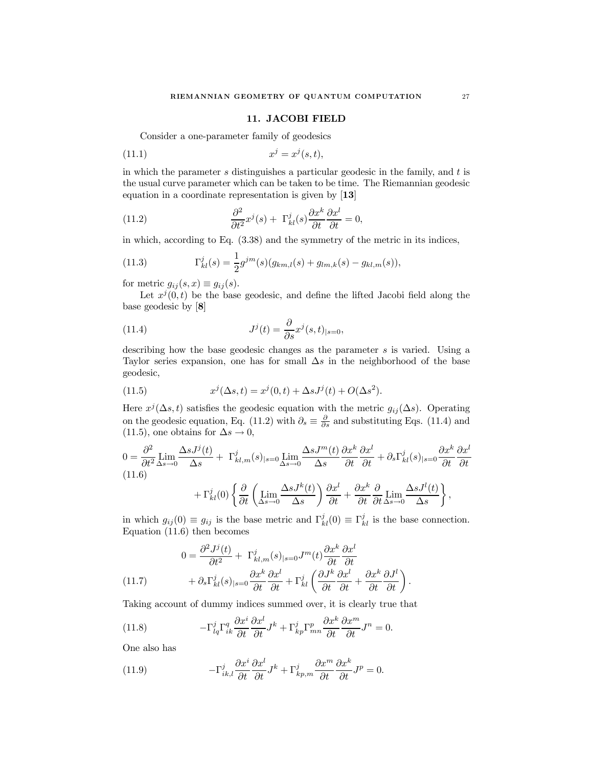## 11. JACOBI FIELD

Consider a one-parameter family of geodesics

$$x^j = x^j(s,t), \tag{11.1}$$

in which the parameter $s$ distinguishes a particular geodesic in the family, and $t$ is the usual curve parameter which can be taken to be time. The Riemannian geodesic equation in a coordinate representation is given by [13]

$$\frac{\partial^2}{\partial t^2}x^j(s) + \Gamma^j_{kl}(s)\frac{\partial x^k}{\partial t}\frac{\partial x^l}{\partial t} = 0, \tag{11.2}$$

in which, according to Eq. (3.38) and the symmetry of the metric in its indices,

$$\Gamma^j_{kl}(s) = \frac{1}{2}g^{jm}(s)(g_{km,l}(s) + g_{lm,k}(s) - g_{kl,m}(s)), \tag{11.3}$$

for metric $g_{ij}(s,x) \equiv g_{ij}(s)$.

Let $x^j(0,t)$ be the base geodesic, and define the lifted Jacobi field along the base geodesic by [8]

$$J^j(t) = \frac{\partial}{\partial s}x^j(s,t)_{|s=0}, \tag{11.4}$$

describing how the base geodesic changes as the parameter $s$ is varied. Using a Taylor series expansion, one has for small $\Delta s$ in the neighborhood of the base geodesic,

$$x^j(\Delta s,t) = x^j(0,t) + \Delta s J^j(t) + O(\Delta s^2). \tag{11.5}$$

Here $x^j(\Delta s,t)$ satisfies the geodesic equation with the metric $g_{ij}(\Delta s)$. Operating on the geodesic equation, Eq. (11.2) with $\partial_s \equiv \frac{\partial}{\partial s}$ and substituting Eqs. (11.4) and (11.5), one obtains for $\Delta s \to 0$,

$$\begin{aligned} 0 = {} & \frac{\partial^2}{\partial t^2}\operatorname*{Lim}_{\Delta s\to 0}\frac{\Delta s J^j(t)}{\Delta s} + \Gamma^j_{kl,m}(s)_{|s=0}\operatorname*{Lim}_{\Delta s\to 0}\frac{\Delta s J^m(t)}{\Delta s}\frac{\partial x^k}{\partial t}\frac{\partial x^l}{\partial t} + \partial_s\Gamma^j_{kl}(s)_{|s=0}\frac{\partial x^k}{\partial t}\frac{\partial x^l}{\partial t} \\ & + \Gamma^j_{kl}(0)\left\{\frac{\partial}{\partial t}\left(\operatorname*{Lim}_{\Delta s\to 0}\frac{\Delta s J^k(t)}{\Delta s}\right)\frac{\partial x^l}{\partial t} + \frac{\partial x^k}{\partial t}\frac{\partial}{\partial t}\operatorname*{Lim}_{\Delta s\to 0}\frac{\Delta s J^l(t)}{\Delta s}\right\}, \end{aligned} \tag{11.6}$$

in which $g_{ij}(0) \equiv g_{ij}$ is the base metric and $\Gamma^j_{kl}(0) \equiv \Gamma^j_{kl}$ is the base connection. Equation (11.6) then becomes

$$\begin{aligned} 0 = {} & \frac{\partial^2 J^j(t)}{\partial t^2} + \Gamma^j_{kl,m}(s)_{|s=0}J^m(t)\frac{\partial x^k}{\partial t}\frac{\partial x^l}{\partial t} \\ & + \partial_s\Gamma^j_{kl}(s)_{|s=0}\frac{\partial x^k}{\partial t}\frac{\partial x^l}{\partial t} + \Gamma^j_{kl}\left(\frac{\partial J^k}{\partial t}\frac{\partial x^l}{\partial t} + \frac{\partial x^k}{\partial t}\frac{\partial J^l}{\partial t}\right). \end{aligned} \tag{11.7}$$

Taking account of dummy indices summed over, it is clearly true that

$$-\Gamma^j_{lq}\Gamma^q_{ik}\frac{\partial x^i}{\partial t}\frac{\partial x^l}{\partial t}J^k + \Gamma^j_{kp}\Gamma^p_{mn}\frac{\partial x^k}{\partial t}\frac{\partial x^m}{\partial t}J^n = 0. \tag{11.8}$$

One also has

$$-\Gamma^j_{ik,l}\frac{\partial x^i}{\partial t}\frac{\partial x^l}{\partial t}J^k + \Gamma^j_{kp,m}\frac{\partial x^m}{\partial t}\frac{\partial x^k}{\partial t}J^p = 0. \tag{11.9}$$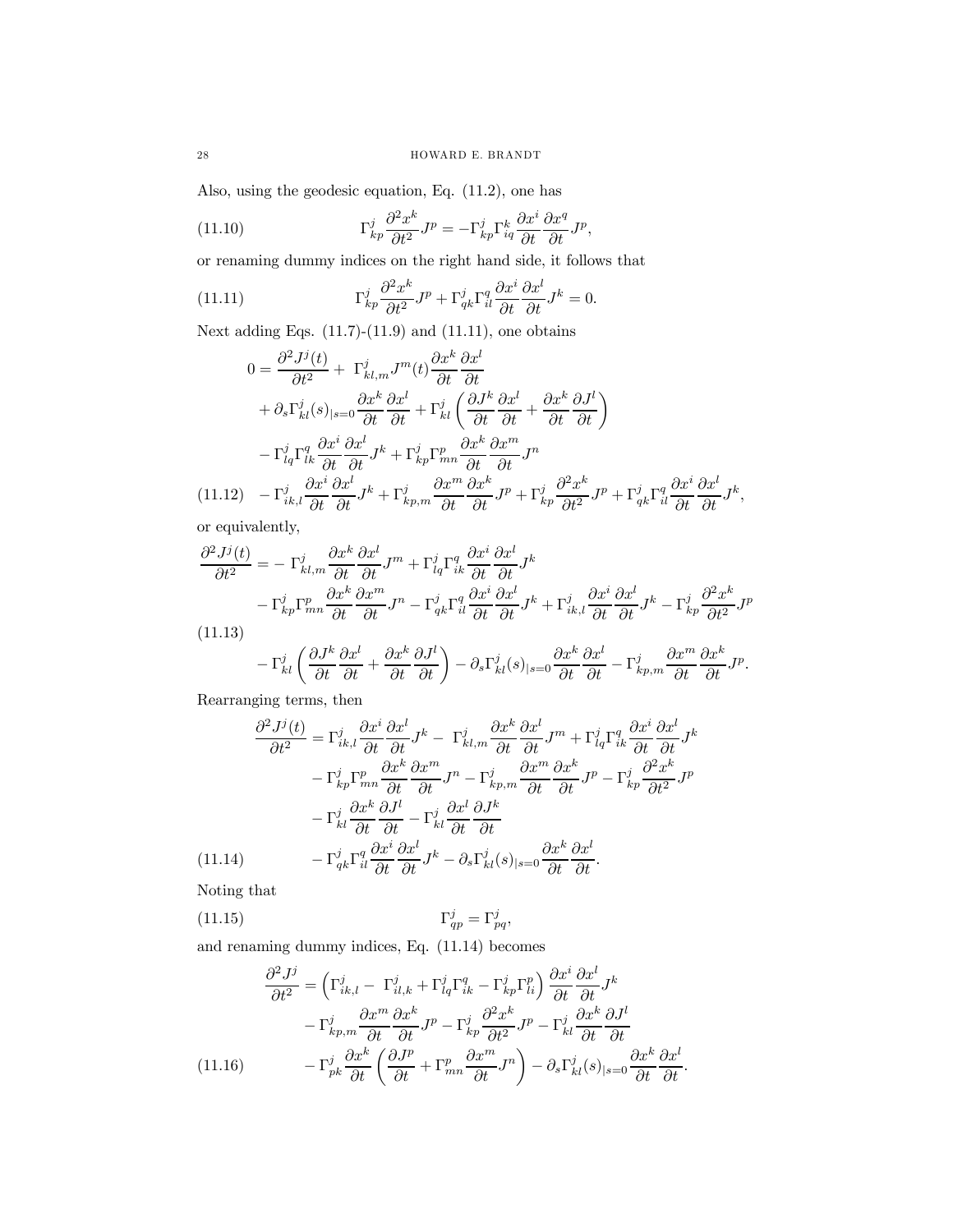Also, using the geodesic equation, Eq. (11.2), one has

$$\Gamma^j_{kp}\frac{\partial^2 x^k}{\partial t^2}J^p = -\Gamma^j_{kp}\Gamma^k_{iq}\frac{\partial x^i}{\partial t}\frac{\partial x^q}{\partial t}J^p, \tag{11.10}$$

or renaming dummy indices on the right hand side, it follows that

$$\Gamma^j_{kp}\frac{\partial^2 x^k}{\partial t^2}J^p + \Gamma^j_{qk}\Gamma^q_{il}\frac{\partial x^i}{\partial t}\frac{\partial x^l}{\partial t}J^k = 0. \tag{11.11}$$

Next adding Eqs. (11.7)-(11.9) and (11.11), one obtains

$$\begin{aligned}
0 = {} & \frac{\partial^2 J^j(t)}{\partial t^2} + \Gamma^j_{kl,m}J^m(t)\frac{\partial x^k}{\partial t}\frac{\partial x^l}{\partial t} \\
& + \partial_s\Gamma^j_{kl}(s)_{|s=0}\frac{\partial x^k}{\partial t}\frac{\partial x^l}{\partial t} + \Gamma^j_{kl}\left(\frac{\partial J^k}{\partial t}\frac{\partial x^l}{\partial t} + \frac{\partial x^k}{\partial t}\frac{\partial J^l}{\partial t}\right) \\
& - \Gamma^j_{lq}\Gamma^q_{lk}\frac{\partial x^i}{\partial t}\frac{\partial x^l}{\partial t}J^k + \Gamma^j_{kp}\Gamma^p_{mn}\frac{\partial x^k}{\partial t}\frac{\partial x^m}{\partial t}J^n \\
& - \Gamma^j_{ik,l}\frac{\partial x^i}{\partial t}\frac{\partial x^l}{\partial t}J^k + \Gamma^j_{kp,m}\frac{\partial x^m}{\partial t}\frac{\partial x^k}{\partial t}J^p + \Gamma^j_{kp}\frac{\partial^2 x^k}{\partial t^2}J^p + \Gamma^j_{qk}\Gamma^q_{il}\frac{\partial x^i}{\partial t}\frac{\partial x^l}{\partial t}J^k,
\end{aligned} \tag{11.12}$$

or equivalently,

$$\begin{aligned}
\frac{\partial^2 J^j(t)}{\partial t^2} = {} & -\Gamma^j_{kl,m}\frac{\partial x^k}{\partial t}\frac{\partial x^l}{\partial t}J^m + \Gamma^j_{lq}\Gamma^q_{ik}\frac{\partial x^i}{\partial t}\frac{\partial x^l}{\partial t}J^k \\
& - \Gamma^j_{kp}\Gamma^p_{mn}\frac{\partial x^k}{\partial t}\frac{\partial x^m}{\partial t}J^n - \Gamma^j_{qk}\Gamma^q_{il}\frac{\partial x^i}{\partial t}\frac{\partial x^l}{\partial t}J^k + \Gamma^j_{ik,l}\frac{\partial x^i}{\partial t}\frac{\partial x^l}{\partial t}J^k - \Gamma^j_{kp}\frac{\partial^2 x^k}{\partial t^2}J^p \\
& - \Gamma^j_{kl}\left(\frac{\partial J^k}{\partial t}\frac{\partial x^l}{\partial t} + \frac{\partial x^k}{\partial t}\frac{\partial J^l}{\partial t}\right) - \partial_s\Gamma^j_{kl}(s)_{|s=0}\frac{\partial x^k}{\partial t}\frac{\partial x^l}{\partial t} - \Gamma^j_{kp,m}\frac{\partial x^m}{\partial t}\frac{\partial x^k}{\partial t}J^p.
\end{aligned} \tag{11.13}$$

Rearranging terms, then

$$\begin{aligned}
\frac{\partial^2 J^j(t)}{\partial t^2} = {} & \Gamma^j_{ik,l}\frac{\partial x^i}{\partial t}\frac{\partial x^l}{\partial t}J^k - \Gamma^j_{kl,m}\frac{\partial x^k}{\partial t}\frac{\partial x^l}{\partial t}J^m + \Gamma^j_{lq}\Gamma^q_{ik}\frac{\partial x^i}{\partial t}\frac{\partial x^l}{\partial t}J^k \\
& - \Gamma^j_{kp}\Gamma^p_{mn}\frac{\partial x^k}{\partial t}\frac{\partial x^m}{\partial t}J^n - \Gamma^j_{kp,m}\frac{\partial x^m}{\partial t}\frac{\partial x^k}{\partial t}J^p - \Gamma^j_{kp}\frac{\partial^2 x^k}{\partial t^2}J^p \\
& - \Gamma^j_{kl}\frac{\partial x^k}{\partial t}\frac{\partial J^l}{\partial t} - \Gamma^j_{kl}\frac{\partial x^l}{\partial t}\frac{\partial J^k}{\partial t} \\
& - \Gamma^j_{qk}\Gamma^q_{il}\frac{\partial x^i}{\partial t}\frac{\partial x^l}{\partial t}J^k - \partial_s\Gamma^j_{kl}(s)_{|s=0}\frac{\partial x^k}{\partial t}\frac{\partial x^l}{\partial t}.
\end{aligned} \tag{11.14}$$

Noting that

$$\Gamma^j_{qp} = \Gamma^j_{pq}, \tag{11.15}$$

and renaming dummy indices, Eq. (11.14) becomes

$$\begin{aligned}
\frac{\partial^2 J^j}{\partial t^2} = {} & \left(\Gamma^j_{ik,l} - \Gamma^j_{il,k} + \Gamma^j_{lq}\Gamma^q_{ik} - \Gamma^j_{kp}\Gamma^p_{li}\right)\frac{\partial x^i}{\partial t}\frac{\partial x^l}{\partial t}J^k \\
& - \Gamma^j_{kp,m}\frac{\partial x^m}{\partial t}\frac{\partial x^k}{\partial t}J^p - \Gamma^j_{kp}\frac{\partial^2 x^k}{\partial t^2}J^p - \Gamma^j_{kl}\frac{\partial x^k}{\partial t}\frac{\partial J^l}{\partial t} \\
& - \Gamma^j_{pk}\frac{\partial x^k}{\partial t}\left(\frac{\partial J^p}{\partial t} + \Gamma^p_{mn}\frac{\partial x^m}{\partial t}J^n\right) - \partial_s\Gamma^j_{kl}(s)_{|s=0}\frac{\partial x^k}{\partial t}\frac{\partial x^l}{\partial t}.
\end{aligned} \tag{11.16}$$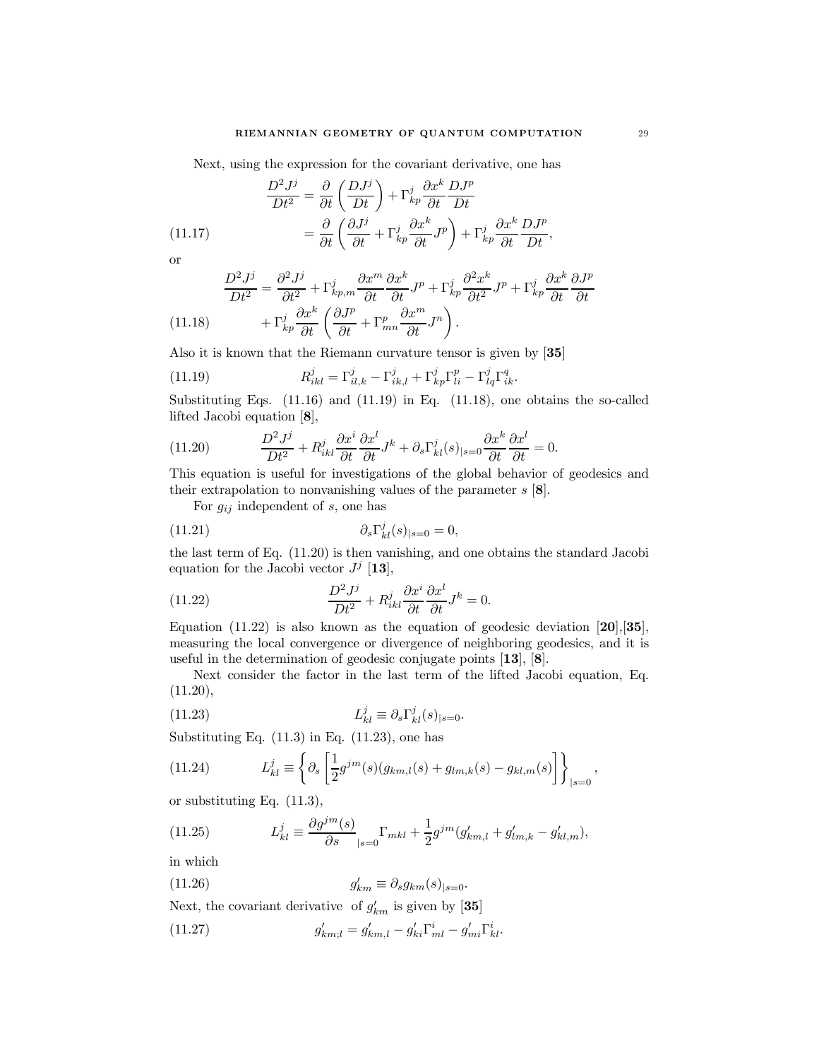Next, using the expression for the covariant derivative, one has

$$
\begin{aligned}
\frac{D^2 J^j}{Dt^2} &= \frac{\partial}{\partial t}\left(\frac{DJ^j}{Dt}\right) + \Gamma^j_{kp}\frac{\partial x^k}{\partial t}\frac{DJ^p}{Dt} \\
&= \frac{\partial}{\partial t}\left(\frac{\partial J^j}{\partial t} + \Gamma^j_{kp}\frac{\partial x^k}{\partial t}J^p\right) + \Gamma^j_{kp}\frac{\partial x^k}{\partial t}\frac{DJ^p}{Dt},
\end{aligned} \tag{11.17}
$$

or

$$
\begin{aligned}
\frac{D^2 J^j}{Dt^2} &= \frac{\partial^2 J^j}{\partial t^2} + \Gamma^j_{kp,m}\frac{\partial x^m}{\partial t}\frac{\partial x^k}{\partial t}J^p + \Gamma^j_{kp}\frac{\partial^2 x^k}{\partial t^2}J^p + \Gamma^j_{kp}\frac{\partial x^k}{\partial t}\frac{\partial J^p}{\partial t} \\
&\quad + \Gamma^j_{kp}\frac{\partial x^k}{\partial t}\left(\frac{\partial J^p}{\partial t} + \Gamma^p_{mn}\frac{\partial x^m}{\partial t}J^n\right).
\end{aligned} \tag{11.18}
$$

Also it is known that the Riemann curvature tensor is given by [35]

$$
R^j_{ikl} = \Gamma^j_{il,k} - \Gamma^j_{ik,l} + \Gamma^j_{kp}\Gamma^p_{li} - \Gamma^j_{lq}\Gamma^q_{ik}. \tag{11.19}
$$

Substituting Eqs. (11.16) and (11.19) in Eq. (11.18), one obtains the so-called lifted Jacobi equation [8],

$$
\frac{D^2 J^j}{Dt^2} + R^j_{ikl}\frac{\partial x^i}{\partial t}\frac{\partial x^l}{\partial t}J^k + \partial_s \Gamma^j_{kl}(s)_{|s=0}\frac{\partial x^k}{\partial t}\frac{\partial x^l}{\partial t} = 0. \tag{11.20}
$$

This equation is useful for investigations of the global behavior of geodesics and their extrapolation to nonvanishing values of the parameter $s$ [8].

For $g_{ij}$ independent of $s$, one has

$$
\partial_s \Gamma^j_{kl}(s)_{|s=0} = 0, \tag{11.21}
$$

the last term of Eq. (11.20) is then vanishing, and one obtains the standard Jacobi equation for the Jacobi vector $J^j$ [13],

$$
\frac{D^2 J^j}{Dt^2} + R^j_{ikl}\frac{\partial x^i}{\partial t}\frac{\partial x^l}{\partial t}J^k = 0. \tag{11.22}
$$

Equation (11.22) is also known as the equation of geodesic deviation [20],[35], measuring the local convergence or divergence of neighboring geodesics, and it is useful in the determination of geodesic conjugate points [13], [8].

Next consider the factor in the last term of the lifted Jacobi equation, Eq. (11.20),

$$
L^j_{kl} \equiv \partial_s \Gamma^j_{kl}(s)_{|s=0}. \tag{11.23}
$$

Substituting Eq. (11.3) in Eq. (11.23), one has

$$
L^j_{kl} \equiv \left\{ \partial_s \left[ \frac{1}{2} g^{jm}(s)(g_{km,l}(s) + g_{lm,k}(s) - g_{kl,m}(s) \right] \right\}_{|s=0}, \tag{11.24}
$$

or substituting Eq. (11.3),

$$
L^j_{kl} \equiv \frac{\partial g^{jm}(s)}{\partial s}_{|s=0}\Gamma_{mkl} + \frac{1}{2}g^{jm}(g'_{km,l} + g'_{lm,k} - g'_{kl,m}), \tag{11.25}
$$

in which

$$
g'_{km} \equiv \partial_s g_{km}(s)_{|s=0}. \tag{11.26}
$$

Next, the covariant derivative of $g'_{km}$ is given by [35]

$$
g'_{km;l} = g'_{km,l} - g'_{ki}\Gamma^i_{ml} - g'_{mi}\Gamma^i_{kl}. \tag{11.27}
$$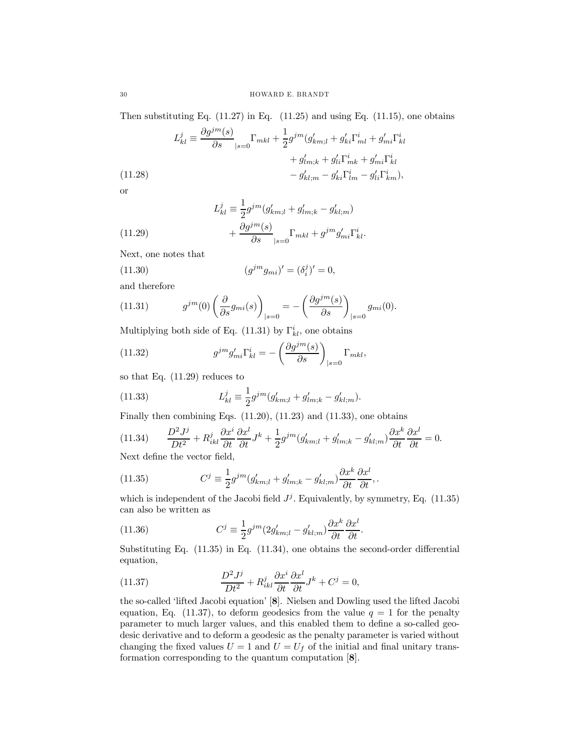Then substituting Eq. (11.27) in Eq. (11.25) and using Eq. (11.15), one obtains

$$
\begin{aligned}
L^j_{kl} \equiv \frac{\partial g^{jm}(s)}{\partial s}_{|s=0} \Gamma_{mkl} + \frac{1}{2} g^{jm}(g'_{km;l} &+ g'_{ki}\Gamma^i_{ml} + g'_{mi}\Gamma^i_{kl} \\
&+ g'_{lm;k} + g'_{li}\Gamma^i_{mk} + g'_{mi}\Gamma^i_{kl} \\
&- g'_{kl;m} - g'_{ki}\Gamma^i_{lm} - g'_{li}\Gamma^i_{km}),
\end{aligned} \tag{11.28}
$$

or

$$
\begin{aligned}
L^j_{kl} \equiv & \frac{1}{2} g^{jm}(g'_{km;l} + g'_{lm;k} - g'_{kl;m}) \\
& + \frac{\partial g^{jm}(s)}{\partial s}_{|s=0} \Gamma_{mkl} + g^{jm} g'_{mi}\Gamma^i_{kl}.
\end{aligned} \tag{11.29}
$$

Next, one notes that

$$
(g^{jm} g_{mi})' = (\delta^j_i)' = 0, \tag{11.30}
$$

and therefore

$$
g^{jm}(0) \left( \frac{\partial}{\partial s} g_{mi}(s) \right)_{|s=0} = - \left( \frac{\partial g^{jm}(s)}{\partial s} \right)_{|s=0} g_{mi}(0). \tag{11.31}
$$

Multiplying both side of Eq. (11.31) by $\Gamma^i_{kl}$, one obtains

$$
g^{jm} g'_{mi} \Gamma^i_{kl} = - \left( \frac{\partial g^{jm}(s)}{\partial s} \right)_{|s=0} \Gamma_{mkl}, \tag{11.32}
$$

so that Eq. (11.29) reduces to

$$
L^j_{kl} \equiv \frac{1}{2} g^{jm}(g'_{km;l} + g'_{lm;k} - g'_{kl;m}). \tag{11.33}
$$

Finally then combining Eqs. (11.20), (11.23) and (11.33), one obtains

$$
\frac{D^2 J^j}{Dt^2} + R^j_{ikl} \frac{\partial x^i}{\partial t} \frac{\partial x^l}{\partial t} J^k + \frac{1}{2} g^{jm}(g'_{km;l} + g'_{lm;k} - g'_{kl;m}) \frac{\partial x^k}{\partial t} \frac{\partial x^l}{\partial t} = 0. \tag{11.34}
$$

Next define the vector field,

$$
C^j \equiv \frac{1}{2} g^{jm}(g'_{km;l} + g'_{lm;k} - g'_{kl;m}) \frac{\partial x^k}{\partial t} \frac{\partial x^l}{\partial t}, . \tag{11.35}
$$

which is independent of the Jacobi field $J^j$. Equivalently, by symmetry, Eq. (11.35) can also be written as

$$
C^j \equiv \frac{1}{2} g^{jm}(2g'_{km;l} - g'_{kl;m}) \frac{\partial x^k}{\partial t} \frac{\partial x^l}{\partial t}. \tag{11.36}
$$

Substituting Eq. (11.35) in Eq. (11.34), one obtains the second-order differential equation,

$$
\frac{D^2 J^j}{Dt^2} + R^j_{ikl} \frac{\partial x^i}{\partial t} \frac{\partial x^l}{\partial t} J^k + C^j = 0, \tag{11.37}
$$

the so-called 'lifted Jacobi equation' [**8**]. Nielsen and Dowling used the lifted Jacobi equation, Eq. (11.37), to deform geodesics from the value $q = 1$ for the penalty parameter to much larger values, and this enabled them to define a so-called geodesic derivative and to deform a geodesic as the penalty parameter is varied without changing the fixed values $U = 1$ and $U = U_f$ of the initial and final unitary transformation corresponding to the quantum computation [**8**].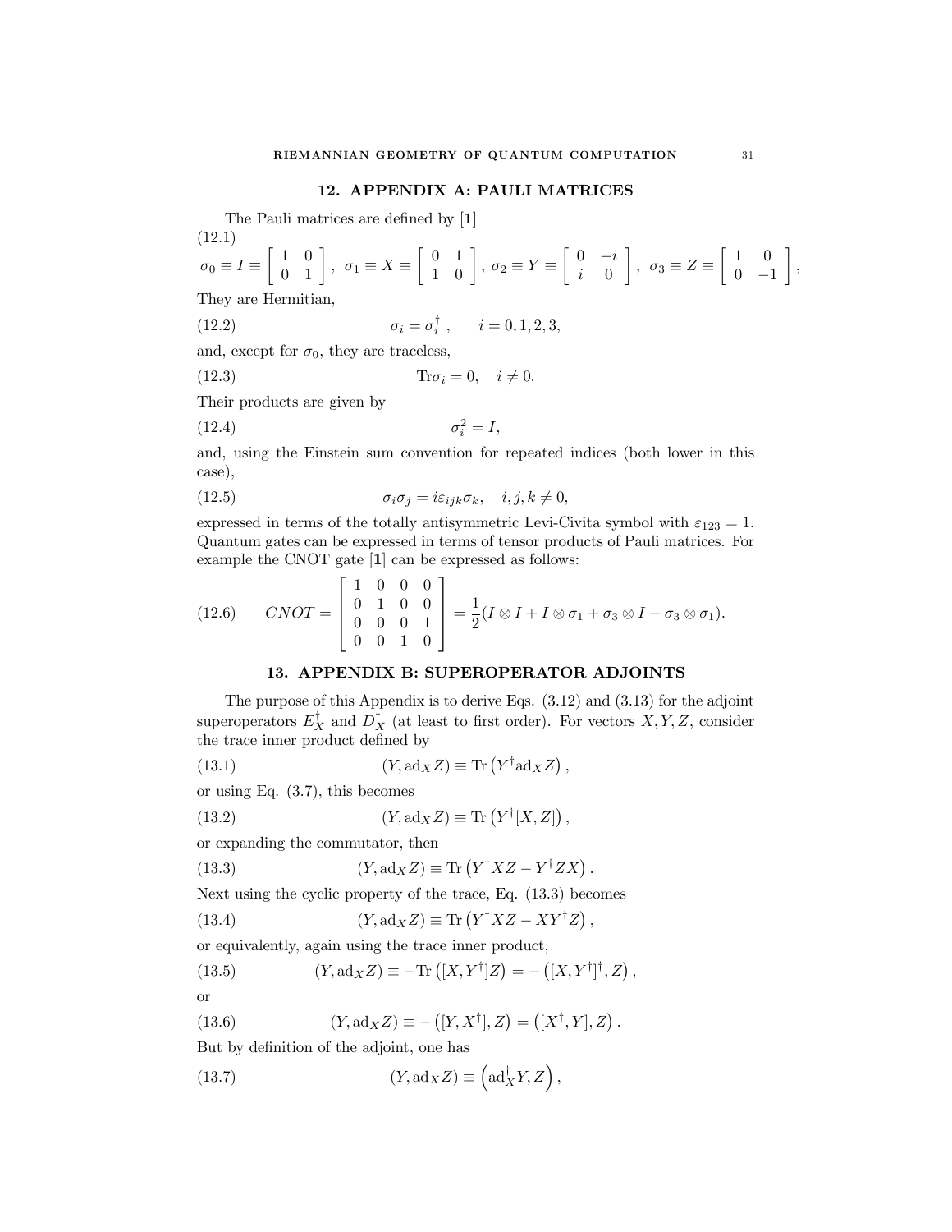## 12. APPENDIX A: PAULI MATRICES

The Pauli matrices are defined by [1]

$$\sigma_0 \equiv I \equiv \begin{bmatrix} 1 & 0 \\ 0 & 1 \end{bmatrix},\ \sigma_1 \equiv X \equiv \begin{bmatrix} 0 & 1 \\ 1 & 0 \end{bmatrix},\ \sigma_2 \equiv Y \equiv \begin{bmatrix} 0 & -i \\ i & 0 \end{bmatrix},\ \sigma_3 \equiv Z \equiv \begin{bmatrix} 1 & 0 \\ 0 & -1 \end{bmatrix}, \tag{12.1}$$

They are Hermitian,

$$\sigma_i = \sigma_i^\dagger\ , \qquad i = 0, 1, 2, 3, \tag{12.2}$$

and, except for $\sigma_0$, they are traceless,

$$\mathrm{Tr}\sigma_i = 0, \quad i \neq 0. \tag{12.3}$$

Their products are given by

$$\sigma_i^2 = I, \tag{12.4}$$

and, using the Einstein sum convention for repeated indices (both lower in this case),

$$\sigma_i \sigma_j = i\varepsilon_{ijk}\sigma_k, \quad i, j, k \neq 0, \tag{12.5}$$

expressed in terms of the totally antisymmetric Levi-Civita symbol with $\varepsilon_{123} = 1$. Quantum gates can be expressed in terms of tensor products of Pauli matrices. For example the CNOT gate [1] can be expressed as follows:

$$CNOT = \begin{bmatrix} 1 & 0 & 0 & 0 \\ 0 & 1 & 0 & 0 \\ 0 & 0 & 0 & 1 \\ 0 & 0 & 1 & 0 \end{bmatrix} = \frac{1}{2}(I \otimes I + I \otimes \sigma_1 + \sigma_3 \otimes I - \sigma_3 \otimes \sigma_1). \tag{12.6}$$

## 13. APPENDIX B: SUPEROPERATOR ADJOINTS

The purpose of this Appendix is to derive Eqs. (3.12) and (3.13) for the adjoint superoperators $E_X^\dagger$ and $D_X^\dagger$ (at least to first order). For vectors $X, Y, Z$, consider the trace inner product defined by

$$(Y, \mathrm{ad}_X Z) \equiv \mathrm{Tr}\left(Y^\dagger \mathrm{ad}_X Z\right), \tag{13.1}$$

or using Eq. (3.7), this becomes

$$(Y, \mathrm{ad}_X Z) \equiv \mathrm{Tr}\left(Y^\dagger [X, Z]\right), \tag{13.2}$$

or expanding the commutator, then

$$(Y, \mathrm{ad}_X Z) \equiv \mathrm{Tr}\left(Y^\dagger X Z - Y^\dagger Z X\right). \tag{13.3}$$

Next using the cyclic property of the trace, Eq. (13.3) becomes

$$(Y, \mathrm{ad}_X Z) \equiv \mathrm{Tr}\left(Y^\dagger X Z - X Y^\dagger Z\right), \tag{13.4}$$

or equivalently, again using the trace inner product,

$$(Y, \mathrm{ad}_X Z) \equiv -\mathrm{Tr}\left([X, Y^\dagger] Z\right) = -\left([X, Y^\dagger]^\dagger, Z\right), \tag{13.5}$$

or

$$(Y, \mathrm{ad}_X Z) \equiv -\left([Y, X^\dagger], Z\right) = \left([X^\dagger, Y], Z\right). \tag{13.6}$$

But by definition of the adjoint, one has

$$(Y, \mathrm{ad}_X Z) \equiv \left(\mathrm{ad}_X^\dagger Y, Z\right), \tag{13.7}$$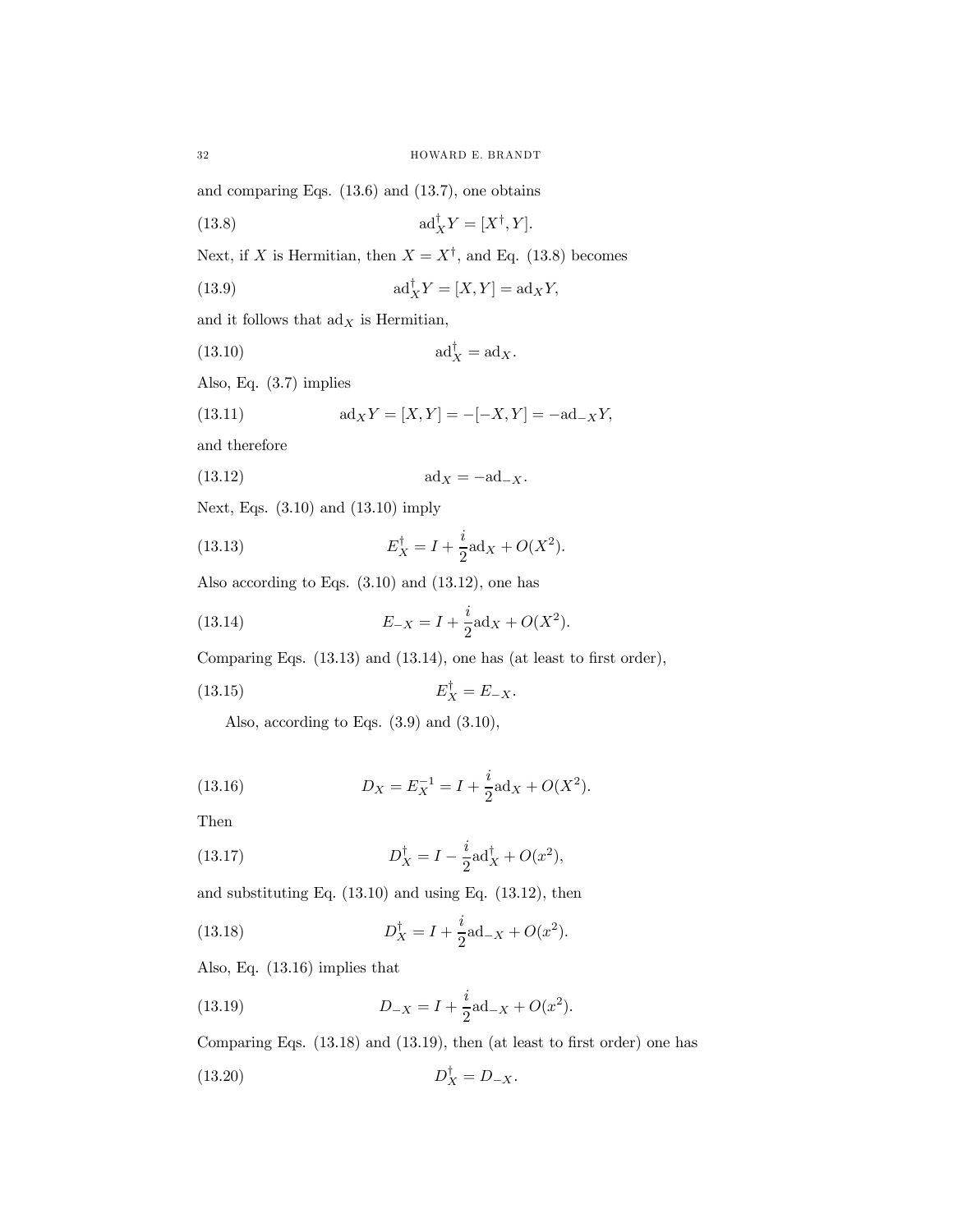and comparing Eqs. (13.6) and (13.7), one obtains

$$\mathrm{ad}_X^\dagger Y = [X^\dagger, Y]. \tag{13.8}$$

Next, if $X$ is Hermitian, then $X = X^\dagger$, and Eq. (13.8) becomes

$$\mathrm{ad}_X^\dagger Y = [X, Y] = \mathrm{ad}_X Y, \tag{13.9}$$

and it follows that $\mathrm{ad}_X$ is Hermitian,

$$\mathrm{ad}_X^\dagger = \mathrm{ad}_X. \tag{13.10}$$

Also, Eq. (3.7) implies

$$\mathrm{ad}_X Y = [X, Y] = -[-X, Y] = -\mathrm{ad}_{-X} Y, \tag{13.11}$$

and therefore

$$\mathrm{ad}_X = -\mathrm{ad}_{-X}. \tag{13.12}$$

Next, Eqs. (3.10) and (13.10) imply

$$E_X^\dagger = I + \frac{i}{2}\mathrm{ad}_X + O(X^2). \tag{13.13}$$

Also according to Eqs. (3.10) and (13.12), one has

$$E_{-X} = I + \frac{i}{2}\mathrm{ad}_X + O(X^2). \tag{13.14}$$

Comparing Eqs. (13.13) and (13.14), one has (at least to first order),

$$E_X^\dagger = E_{-X}. \tag{13.15}$$

Also, according to Eqs. (3.9) and (3.10),

$$D_X = E_X^{-1} = I + \frac{i}{2}\mathrm{ad}_X + O(X^2). \tag{13.16}$$

Then

$$D_X^\dagger = I - \frac{i}{2}\mathrm{ad}_X^\dagger + O(x^2), \tag{13.17}$$

and substituting Eq. (13.10) and using Eq. (13.12), then

$$D_X^\dagger = I + \frac{i}{2}\mathrm{ad}_{-X} + O(x^2). \tag{13.18}$$

Also, Eq. (13.16) implies that

$$D_{-X} = I + \frac{i}{2}\mathrm{ad}_{-X} + O(x^2). \tag{13.19}$$

Comparing Eqs. (13.18) and (13.19), then (at least to first order) one has

$$D_X^\dagger = D_{-X}. \tag{13.20}$$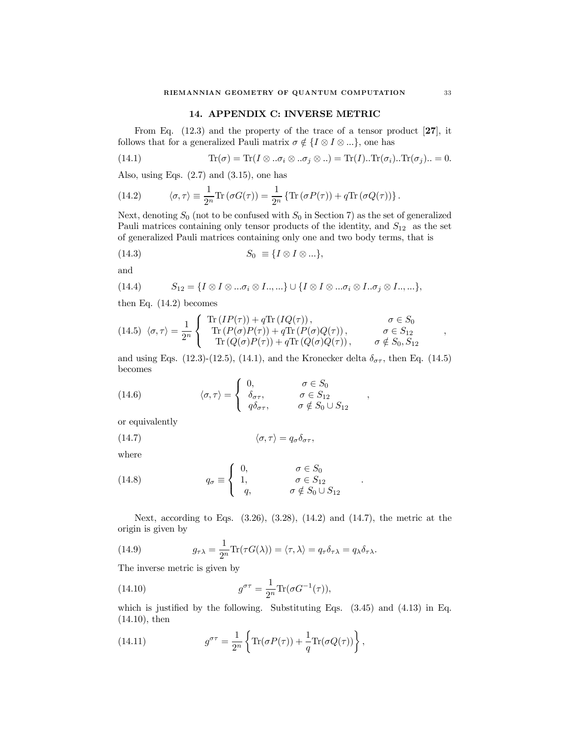## 14. APPENDIX C: INVERSE METRIC

From Eq. (12.3) and the property of the trace of a tensor product [**27**], it follows that for a generalized Pauli matrix $\sigma \notin \{I \otimes I \otimes ...\}$, one has

$$\operatorname{Tr}(\sigma) = \operatorname{Tr}(I \otimes ..\sigma_i \otimes ..\sigma_j \otimes ..) = \operatorname{Tr}(I)..\operatorname{Tr}(\sigma_i)..\operatorname{Tr}(\sigma_j).. = 0. \tag{14.1}$$

Also, using Eqs. (2.7) and (3.15), one has

$$\langle \sigma, \tau \rangle \equiv \frac{1}{2^n} \operatorname{Tr}\left(\sigma G(\tau)\right) = \frac{1}{2^n} \left\{ \operatorname{Tr}\left(\sigma P(\tau)\right) + q \operatorname{Tr}\left(\sigma Q(\tau)\right) \right\}. \tag{14.2}$$

Next, denoting $S_0$ (not to be confused with $S_0$ in Section 7) as the set of generalized Pauli matrices containing only tensor products of the identity, and $S_{12}$ as the set of generalized Pauli matrices containing only one and two body terms, that is

$$S_0 \equiv \{I \otimes I \otimes ...\}, \tag{14.3}$$

and

$$S_{12} = \{I \otimes I \otimes ...\sigma_i \otimes I.., ...\} \cup \{I \otimes I \otimes ...\sigma_i \otimes I..\sigma_j \otimes I.., ...\}, \tag{14.4}$$

then Eq. (14.2) becomes

$$\langle \sigma, \tau \rangle = \frac{1}{2^n} \left\{ \begin{array}{lr} \operatorname{Tr}\left(IP(\tau)\right) + q \operatorname{Tr}\left(IQ(\tau)\right), & \sigma \in S_0 \\ \operatorname{Tr}\left(P(\sigma)P(\tau)\right) + q \operatorname{Tr}\left(P(\sigma)Q(\tau)\right), & \sigma \in S_{12} \\ \operatorname{Tr}\left(Q(\sigma)P(\tau)\right) + q \operatorname{Tr}\left(Q(\sigma)Q(\tau)\right), & \sigma \notin S_0, S_{12} \end{array} \right. , \tag{14.5}$$

and using Eqs. (12.3)-(12.5), (14.1), and the Kronecker delta $\delta_{\sigma\tau}$, then Eq. (14.5) becomes

$$\langle \sigma, \tau \rangle = \left\{ \begin{array}{ll} 0, & \sigma \in S_0 \\ \delta_{\sigma\tau}, & \sigma \in S_{12} \\ q\delta_{\sigma\tau}, & \sigma \notin S_0 \cup S_{12} \end{array} \right. , \tag{14.6}$$

or equivalently

$$\langle \sigma, \tau \rangle = q_\sigma \delta_{\sigma\tau}, \tag{14.7}$$

where

$$q_\sigma \equiv \left\{ \begin{array}{ll} 0, & \sigma \in S_0 \\ 1, & \sigma \in S_{12} \\ q, & \sigma \notin S_0 \cup S_{12} \end{array} \right. . \tag{14.8}$$

Next, according to Eqs. (3.26), (3.28), (14.2) and (14.7), the metric at the origin is given by

$$g_{\tau\lambda} = \frac{1}{2^n} \operatorname{Tr}(\tau G(\lambda)) = \langle \tau, \lambda \rangle = q_\tau \delta_{\tau\lambda} = q_\lambda \delta_{\tau\lambda}. \tag{14.9}$$

The inverse metric is given by

$$g^{\sigma\tau} = \frac{1}{2^n} \operatorname{Tr}(\sigma G^{-1}(\tau)), \tag{14.10}$$

which is justified by the following. Substituting Eqs. (3.45) and (4.13) in Eq. (14.10), then

$$g^{\sigma\tau} = \frac{1}{2^n} \left\{ \operatorname{Tr}(\sigma P(\tau)) + \frac{1}{q} \operatorname{Tr}(\sigma Q(\tau)) \right\}, \tag{14.11}$$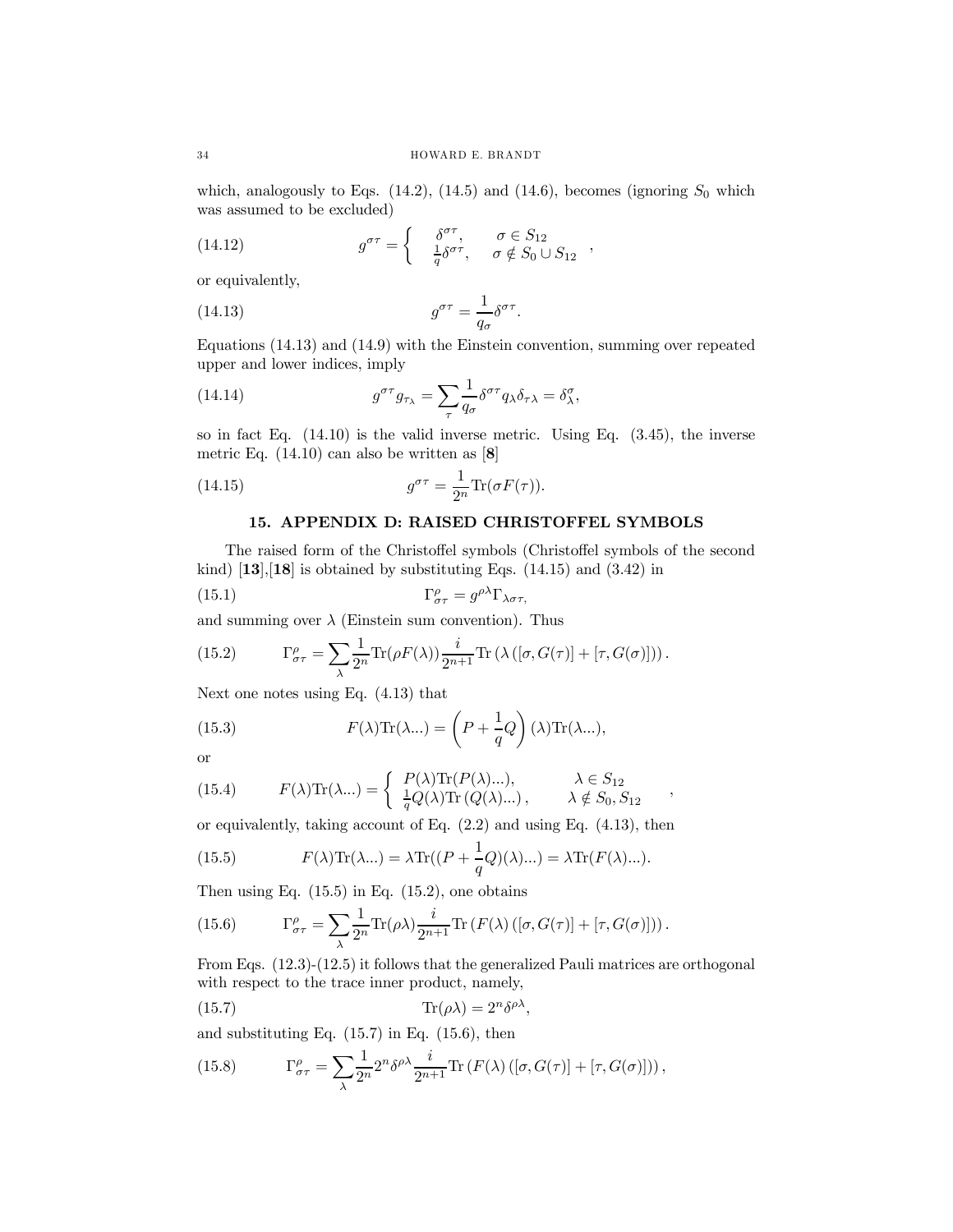which, analogously to Eqs. (14.2), (14.5) and (14.6), becomes (ignoring $S_0$ which was assumed to be excluded)

$$g^{\sigma\tau} = \begin{cases} \delta^{\sigma\tau}, & \sigma \in S_{12} \\ \frac{1}{q}\delta^{\sigma\tau}, & \sigma \notin S_0 \cup S_{12} \end{cases}, \tag{14.12}$$

or equivalently,

$$g^{\sigma\tau} = \frac{1}{q_\sigma}\delta^{\sigma\tau}. \tag{14.13}$$

Equations (14.13) and (14.9) with the Einstein convention, summing over repeated upper and lower indices, imply

$$g^{\sigma\tau} g_{\tau_\lambda} = \sum_\tau \frac{1}{q_\sigma}\delta^{\sigma\tau} q_\lambda \delta_{\tau\lambda} = \delta^\sigma_\lambda, \tag{14.14}$$

so in fact Eq. (14.10) is the valid inverse metric. Using Eq. (3.45), the inverse metric Eq. (14.10) can also be written as [**8**]

$$g^{\sigma\tau} = \frac{1}{2^n}\mathrm{Tr}(\sigma F(\tau)). \tag{14.15}$$

## 15. APPENDIX D: RAISED CHRISTOFFEL SYMBOLS

The raised form of the Christoffel symbols (Christoffel symbols of the second kind) [**13**],[**18**] is obtained by substituting Eqs. (14.15) and (3.42) in

$$\Gamma^\rho_{\sigma\tau} = g^{\rho\lambda}\Gamma_{\lambda\sigma\tau}, \tag{15.1}$$

and summing over $\lambda$ (Einstein sum convention). Thus

$$\Gamma^\rho_{\sigma\tau} = \sum_\lambda \frac{1}{2^n}\mathrm{Tr}(\rho F(\lambda))\frac{i}{2^{n+1}}\mathrm{Tr}\left(\lambda\left([\sigma, G(\tau)] + [\tau, G(\sigma)]\right)\right). \tag{15.2}$$

Next one notes using Eq. (4.13) that

$$F(\lambda)\mathrm{Tr}(\lambda ...) = \left(P + \frac{1}{q}Q\right)(\lambda)\mathrm{Tr}(\lambda ...), \tag{15.3}$$

or

$$F(\lambda)\mathrm{Tr}(\lambda ...) = \begin{cases} P(\lambda)\mathrm{Tr}(P(\lambda)...), & \lambda \in S_{12} \\ \frac{1}{q}Q(\lambda)\mathrm{Tr}\left(Q(\lambda)...\right), & \lambda \notin S_0, S_{12} \end{cases}, \tag{15.4}$$

or equivalently, taking account of Eq. (2.2) and using Eq. (4.13), then

$$F(\lambda)\mathrm{Tr}(\lambda ...) = \lambda \mathrm{Tr}((P + \frac{1}{q}Q)(\lambda)...) = \lambda \mathrm{Tr}(F(\lambda)...). \tag{15.5}$$

Then using Eq. (15.5) in Eq. (15.2), one obtains

$$\Gamma^\rho_{\sigma\tau} = \sum_\lambda \frac{1}{2^n}\mathrm{Tr}(\rho\lambda)\frac{i}{2^{n+1}}\mathrm{Tr}\left(F(\lambda)\left([\sigma, G(\tau)] + [\tau, G(\sigma)]\right)\right). \tag{15.6}$$

From Eqs. (12.3)-(12.5) it follows that the generalized Pauli matrices are orthogonal with respect to the trace inner product, namely,

$$\mathrm{Tr}(\rho\lambda) = 2^n \delta^{\rho\lambda}, \tag{15.7}$$

and substituting Eq. (15.7) in Eq. (15.6), then

$$\Gamma^\rho_{\sigma\tau} = \sum_\lambda \frac{1}{2^n}2^n\delta^{\rho\lambda}\frac{i}{2^{n+1}}\mathrm{Tr}\left(F(\lambda)\left([\sigma, G(\tau)] + [\tau, G(\sigma)]\right)\right), \tag{15.8}$$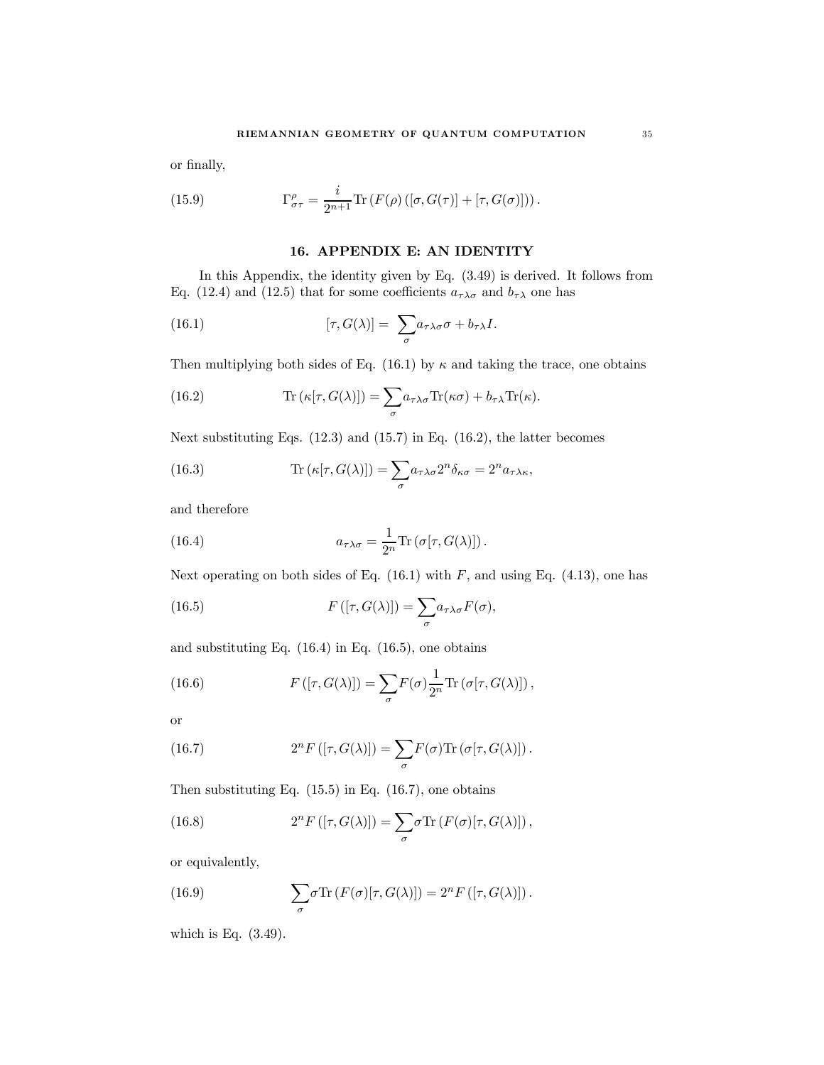or finally,

$$\Gamma^{\rho}_{\sigma\tau} = \frac{i}{2^{n+1}} \mathrm{Tr}\left(F(\rho)\left([\sigma, G(\tau)] + [\tau, G(\sigma)]\right)\right). \tag{15.9}$$

## 16. APPENDIX E: AN IDENTITY

In this Appendix, the identity given by Eq. (3.49) is derived. It follows from Eq. (12.4) and (12.5) that for some coefficients $a_{\tau\lambda\sigma}$ and $b_{\tau\lambda}$ one has

$$[\tau, G(\lambda)] = \sum_{\sigma} a_{\tau\lambda\sigma}\sigma + b_{\tau\lambda} I. \tag{16.1}$$

Then multiplying both sides of Eq. (16.1) by $\kappa$ and taking the trace, one obtains

$$\mathrm{Tr}\left(\kappa[\tau, G(\lambda)]\right) = \sum_{\sigma} a_{\tau\lambda\sigma}\mathrm{Tr}(\kappa\sigma) + b_{\tau\lambda}\mathrm{Tr}(\kappa). \tag{16.2}$$

Next substituting Eqs. (12.3) and (15.7) in Eq. (16.2), the latter becomes

$$\mathrm{Tr}\left(\kappa[\tau, G(\lambda)]\right) = \sum_{\sigma} a_{\tau\lambda\sigma} 2^n \delta_{\kappa\sigma} = 2^n a_{\tau\lambda\kappa}, \tag{16.3}$$

and therefore

$$a_{\tau\lambda\sigma} = \frac{1}{2^n}\mathrm{Tr}\left(\sigma[\tau, G(\lambda)]\right). \tag{16.4}$$

Next operating on both sides of Eq. (16.1) with $F$, and using Eq. (4.13), one has

$$F\left([\tau, G(\lambda)]\right) = \sum_{\sigma} a_{\tau\lambda\sigma} F(\sigma), \tag{16.5}$$

and substituting Eq. (16.4) in Eq. (16.5), one obtains

$$F\left([\tau, G(\lambda)]\right) = \sum_{\sigma} F(\sigma)\frac{1}{2^n}\mathrm{Tr}\left(\sigma[\tau, G(\lambda)]\right), \tag{16.6}$$

or

$$2^n F\left([\tau, G(\lambda)]\right) = \sum_{\sigma} F(\sigma)\mathrm{Tr}\left(\sigma[\tau, G(\lambda)]\right). \tag{16.7}$$

Then substituting Eq. (15.5) in Eq. (16.7), one obtains

$$2^n F\left([\tau, G(\lambda)]\right) = \sum_{\sigma} \sigma\mathrm{Tr}\left(F(\sigma)[\tau, G(\lambda)]\right), \tag{16.8}$$

or equivalently,

$$\sum_{\sigma} \sigma\mathrm{Tr}\left(F(\sigma)[\tau, G(\lambda)]\right) = 2^n F\left([\tau, G(\lambda)]\right). \tag{16.9}$$

which is Eq. (3.49).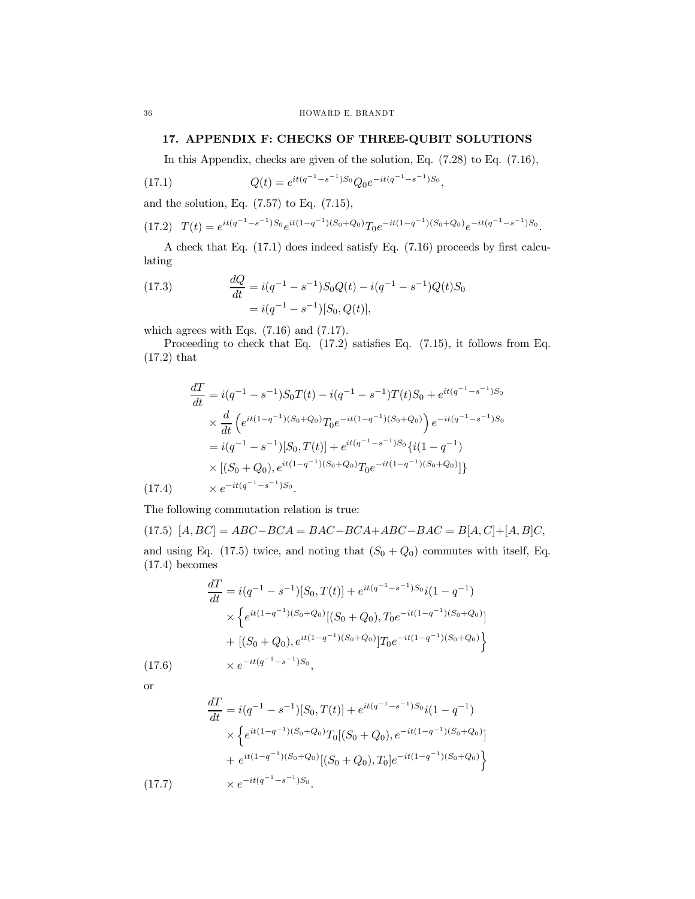## 17. APPENDIX F: CHECKS OF THREE-QUBIT SOLUTIONS

In this Appendix, checks are given of the solution, Eq. (7.28) to Eq. (7.16),

$$Q(t) = e^{it(q^{-1}-s^{-1})S_0} Q_0 e^{-it(q^{-1}-s^{-1})S_0}, \tag{17.1}$$

and the solution, Eq. (7.57) to Eq. (7.15),

$$T(t) = e^{it(q^{-1}-s^{-1})S_0} e^{it(1-q^{-1})(S_0+Q_0)} T_0 e^{-it(1-q^{-1})(S_0+Q_0)} e^{-it(q^{-1}-s^{-1})S_0}. \tag{17.2}$$

A check that Eq. (17.1) does indeed satisfy Eq. (7.16) proceeds by first calculating

$$\begin{aligned}
\frac{dQ}{dt} &= i(q^{-1}-s^{-1})S_0 Q(t) - i(q^{-1}-s^{-1})Q(t)S_0 \\
&= i(q^{-1}-s^{-1})[S_0, Q(t)],
\end{aligned} \tag{17.3}$$

which agrees with Eqs. (7.16) and (7.17).

Proceeding to check that Eq. (17.2) satisfies Eq. (7.15), it follows from Eq. (17.2) that

$$\begin{aligned}
\frac{dT}{dt} &= i(q^{-1}-s^{-1})S_0 T(t) - i(q^{-1}-s^{-1})T(t)S_0 + e^{it(q^{-1}-s^{-1})S_0} \\
&\times \frac{d}{dt}\left(e^{it(1-q^{-1})(S_0+Q_0)} T_0 e^{-it(1-q^{-1})(S_0+Q_0)}\right) e^{-it(q^{-1}-s^{-1})S_0} \\
&= i(q^{-1}-s^{-1})[S_0, T(t)] + e^{it(q^{-1}-s^{-1})S_0}\{i(1-q^{-1}) \\
&\times [(S_0+Q_0), e^{it(1-q^{-1})(S_0+Q_0)} T_0 e^{-it(1-q^{-1})(S_0+Q_0)}]\} \\
&\times e^{-it(q^{-1}-s^{-1})S_0}.
\end{aligned} \tag{17.4}$$

The following commutation relation is true:

$$[A, BC] = ABC - BCA = BAC - BCA + ABC - BAC = B[A, C] + [A, B]C, \tag{17.5}$$

and using Eq. (17.5) twice, and noting that $(S_0 + Q_0)$ commutes with itself, Eq. (17.4) becomes

$$\begin{aligned}
\frac{dT}{dt} &= i(q^{-1}-s^{-1})[S_0, T(t)] + e^{it(q^{-1}-s^{-1})S_0} i(1-q^{-1}) \\
&\times \Big\{ e^{it(1-q^{-1})(S_0+Q_0)}[(S_0+Q_0), T_0 e^{-it(1-q^{-1})(S_0+Q_0)}] \\
&+ [(S_0+Q_0), e^{it(1-q^{-1})(S_0+Q_0)}] T_0 e^{-it(1-q^{-1})(S_0+Q_0)} \Big\} \\
&\times e^{-it(q^{-1}-s^{-1})S_0},
\end{aligned} \tag{17.6}$$

or

$$\begin{aligned}
\frac{dT}{dt} &= i(q^{-1}-s^{-1})[S_0, T(t)] + e^{it(q^{-1}-s^{-1})S_0} i(1-q^{-1}) \\
&\times \Big\{ e^{it(1-q^{-1})(S_0+Q_0)} T_0 [(S_0+Q_0), e^{-it(1-q^{-1})(S_0+Q_0)}] \\
&+ e^{it(1-q^{-1})(S_0+Q_0)}[(S_0+Q_0), T_0] e^{-it(1-q^{-1})(S_0+Q_0)} \Big\} \\
&\times e^{-it(q^{-1}-s^{-1})S_0}.
\end{aligned} \tag{17.7}$$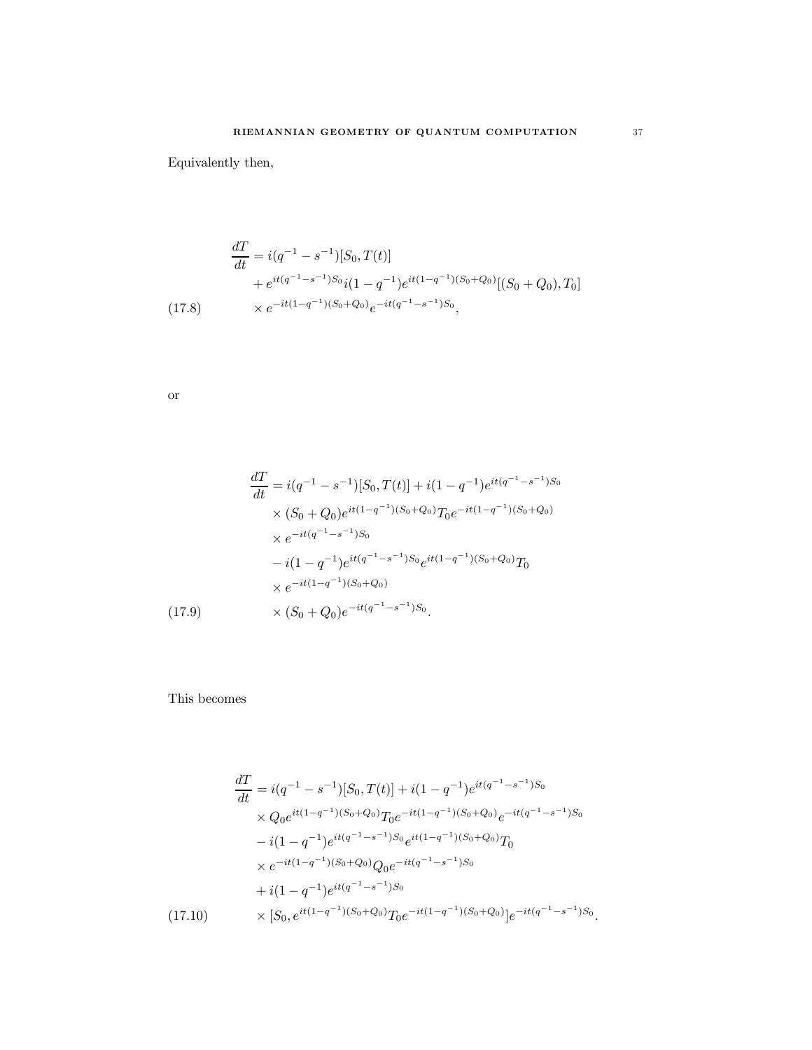Equivalently then,

$$
\begin{aligned}
\frac{dT}{dt} &= i(q^{-1} - s^{-1})[S_0, T(t)] \\
&\quad + e^{it(q^{-1}-s^{-1})S_0} i(1-q^{-1}) e^{it(1-q^{-1})(S_0+Q_0)} [(S_0+Q_0), T_0] \\
&\quad \times e^{-it(1-q^{-1})(S_0+Q_0)} e^{-it(q^{-1}-s^{-1})S_0},
\end{aligned}
\tag{17.8}
$$

or

$$
\begin{aligned}
\frac{dT}{dt} &= i(q^{-1} - s^{-1})[S_0, T(t)] + i(1-q^{-1}) e^{it(q^{-1}-s^{-1})S_0} \\
&\quad \times (S_0+Q_0) e^{it(1-q^{-1})(S_0+Q_0)} T_0 e^{-it(1-q^{-1})(S_0+Q_0)} \\
&\quad \times e^{-it(q^{-1}-s^{-1})S_0} \\
&\quad - i(1-q^{-1}) e^{it(q^{-1}-s^{-1})S_0} e^{it(1-q^{-1})(S_0+Q_0)} T_0 \\
&\quad \times e^{-it(1-q^{-1})(S_0+Q_0)} \\
&\quad \times (S_0+Q_0) e^{-it(q^{-1}-s^{-1})S_0}.
\end{aligned}
\tag{17.9}
$$

This becomes

$$
\begin{aligned}
\frac{dT}{dt} &= i(q^{-1} - s^{-1})[S_0, T(t)] + i(1-q^{-1}) e^{it(q^{-1}-s^{-1})S_0} \\
&\quad \times Q_0 e^{it(1-q^{-1})(S_0+Q_0)} T_0 e^{-it(1-q^{-1})(S_0+Q_0)} e^{-it(q^{-1}-s^{-1})S_0} \\
&\quad - i(1-q^{-1}) e^{it(q^{-1}-s^{-1})S_0} e^{it(1-q^{-1})(S_0+Q_0)} T_0 \\
&\quad \times e^{-it(1-q^{-1})(S_0+Q_0)} Q_0 e^{-it(q^{-1}-s^{-1})S_0} \\
&\quad + i(1-q^{-1}) e^{it(q^{-1}-s^{-1})S_0} \\
&\quad \times [S_0, e^{it(1-q^{-1})(S_0+Q_0)} T_0 e^{-it(1-q^{-1})(S_0+Q_0)}] e^{-it(q^{-1}-s^{-1})S_0}.
\end{aligned}
\tag{17.10}
$$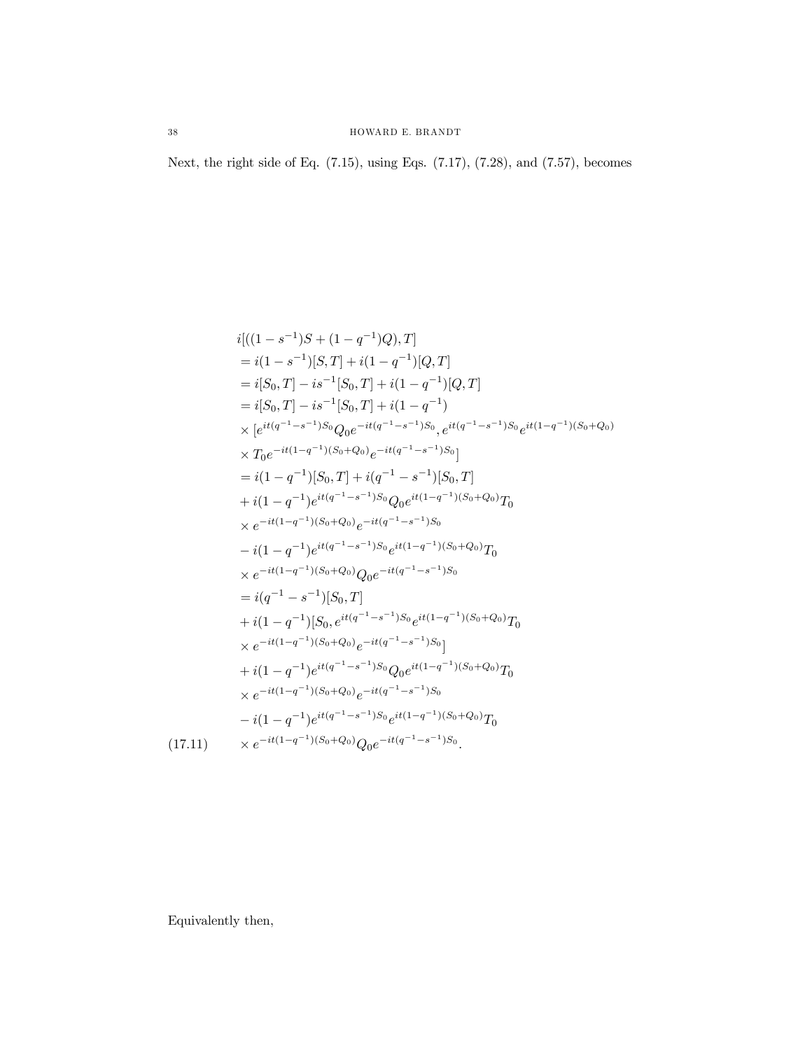Next, the right side of Eq. (7.15), using Eqs. (7.17), (7.28), and (7.57), becomes

$$
\begin{aligned}
& i[((1-s^{-1})S + (1-q^{-1})Q), T] \\
& = i(1-s^{-1})[S,T] + i(1-q^{-1})[Q,T] \\
& = i[S_0,T] - is^{-1}[S_0,T] + i(1-q^{-1})[Q,T] \\
& = i[S_0,T] - is^{-1}[S_0,T] + i(1-q^{-1}) \\
& \times [e^{it(q^{-1}-s^{-1})S_0} Q_0 e^{-it(q^{-1}-s^{-1})S_0}, e^{it(q^{-1}-s^{-1})S_0} e^{it(1-q^{-1})(S_0+Q_0)} \\
& \times T_0 e^{-it(1-q^{-1})(S_0+Q_0)} e^{-it(q^{-1}-s^{-1})S_0}] \\
& = i(1-q^{-1})[S_0,T] + i(q^{-1}-s^{-1})[S_0,T] \\
& + i(1-q^{-1}) e^{it(q^{-1}-s^{-1})S_0} Q_0 e^{it(1-q^{-1})(S_0+Q_0)} T_0 \\
& \times e^{-it(1-q^{-1})(S_0+Q_0)} e^{-it(q^{-1}-s^{-1})S_0} \\
& - i(1-q^{-1}) e^{it(q^{-1}-s^{-1})S_0} e^{it(1-q^{-1})(S_0+Q_0)} T_0 \\
& \times e^{-it(1-q^{-1})(S_0+Q_0)} Q_0 e^{-it(q^{-1}-s^{-1})S_0} \\
& = i(q^{-1}-s^{-1})[S_0,T] \\
& + i(1-q^{-1})[S_0, e^{it(q^{-1}-s^{-1})S_0} e^{it(1-q^{-1})(S_0+Q_0)} T_0 \\
& \times e^{-it(1-q^{-1})(S_0+Q_0)} e^{-it(q^{-1}-s^{-1})S_0}] \\
& + i(1-q^{-1}) e^{it(q^{-1}-s^{-1})S_0} Q_0 e^{it(1-q^{-1})(S_0+Q_0)} T_0 \\
& \times e^{-it(1-q^{-1})(S_0+Q_0)} e^{-it(q^{-1}-s^{-1})S_0} \\
& - i(1-q^{-1}) e^{it(q^{-1}-s^{-1})S_0} e^{it(1-q^{-1})(S_0+Q_0)} T_0 \\
& \times e^{-it(1-q^{-1})(S_0+Q_0)} Q_0 e^{-it(q^{-1}-s^{-1})S_0}.
\end{aligned} \tag{17.11}
$$

Equivalently then,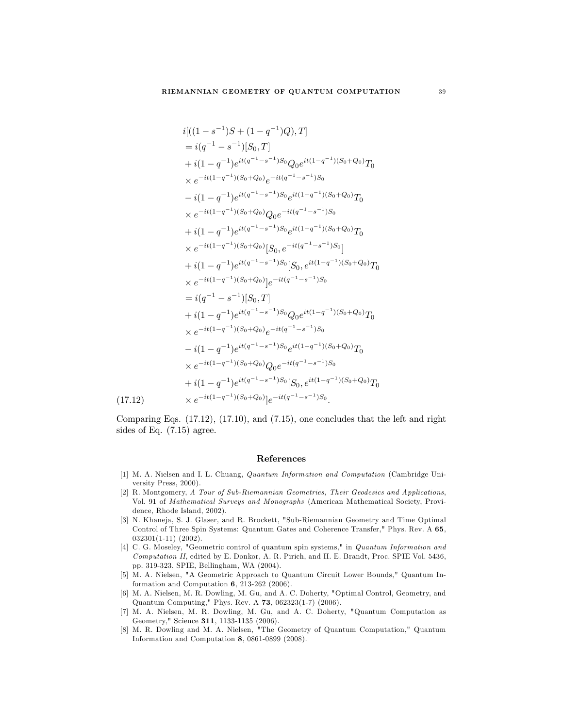$$
\begin{aligned}
& i[((1-s^{-1})S+(1-q^{-1})Q),T] \\
& = i(q^{-1}-s^{-1})[S_0,T] \\
& + i(1-q^{-1})e^{it(q^{-1}-s^{-1})S_0}Q_0 e^{it(1-q^{-1})(S_0+Q_0)}T_0 \\
& \times e^{-it(1-q^{-1})(S_0+Q_0)}e^{-it(q^{-1}-s^{-1})S_0} \\
& - i(1-q^{-1})e^{it(q^{-1}-s^{-1})S_0}e^{it(1-q^{-1})(S_0+Q_0)}T_0 \\
& \times e^{-it(1-q^{-1})(S_0+Q_0)}Q_0 e^{-it(q^{-1}-s^{-1})S_0} \\
& + i(1-q^{-1})e^{it(q^{-1}-s^{-1})S_0}e^{it(1-q^{-1})(S_0+Q_0)}T_0 \\
& \times e^{-it(1-q^{-1})(S_0+Q_0)}[S_0, e^{-it(q^{-1}-s^{-1})S_0}] \\
& + i(1-q^{-1})e^{it(q^{-1}-s^{-1})S_0}[S_0, e^{it(1-q^{-1})(S_0+Q_0)}T_0 \\
& \times e^{-it(1-q^{-1})(S_0+Q_0)}]e^{-it(q^{-1}-s^{-1})S_0} \\
& = i(q^{-1}-s^{-1})[S_0,T] \\
& + i(1-q^{-1})e^{it(q^{-1}-s^{-1})S_0}Q_0 e^{it(1-q^{-1})(S_0+Q_0)}T_0 \\
& \times e^{-it(1-q^{-1})(S_0+Q_0)}e^{-it(q^{-1}-s^{-1})S_0} \\
& - i(1-q^{-1})e^{it(q^{-1}-s^{-1})S_0}e^{it(1-q^{-1})(S_0+Q_0)}T_0 \\
& \times e^{-it(1-q^{-1})(S_0+Q_0)}Q_0 e^{-it(q^{-1}-s^{-1})S_0} \\
& + i(1-q^{-1})e^{it(q^{-1}-s^{-1})S_0}[S_0, e^{it(1-q^{-1})(S_0+Q_0)}T_0 \\
& \times e^{-it(1-q^{-1})(S_0+Q_0)}]e^{-it(q^{-1}-s^{-1})S_0}.
\end{aligned}
\tag{17.12}
$$

Comparing Eqs. (17.12), (17.10), and (7.15), one concludes that the left and right sides of Eq. (7.15) agree.

## References

[1] M. A. Nielsen and I. L. Chuang, *Quantum Information and Computation* (Cambridge University Press, 2000).

[2] R. Montgomery, *A Tour of Sub-Riemannian Geometries, Their Geodesics and Applications*, Vol. 91 of *Mathematical Surveys and Monographs* (American Mathematical Society, Providence, Rhode Island, 2002).

[3] N. Khaneja, S. J. Glaser, and R. Brockett, "Sub-Riemannian Geometry and Time Optimal Control of Three Spin Systems: Quantum Gates and Coherence Transfer," Phys. Rev. A **65**, 032301(1-11) (2002).

[4] C. G. Moseley, "Geometric control of quantum spin systems," in *Quantum Information and Computation II,* edited by E. Donkor, A. R. Pirich, and H. E. Brandt, Proc. SPIE Vol. 5436, pp. 319-323, SPIE, Bellingham, WA (2004).

[5] M. A. Nielsen, "A Geometric Approach to Quantum Circuit Lower Bounds," Quantum Information and Computation **6**, 213-262 (2006).

[6] M. A. Nielsen, M. R. Dowling, M. Gu, and A. C. Doherty, "Optimal Control, Geometry, and Quantum Computing," Phys. Rev. A **73**, 062323(1-7) (2006).

[7] M. A. Nielsen, M. R. Dowling, M. Gu, and A. C. Doherty, "Quantum Computation as Geometry," Science **311**, 1133-1135 (2006).

[8] M. R. Dowling and M. A. Nielsen, "The Geometry of Quantum Computation," Quantum Information and Computation **8**, 0861-0899 (2008).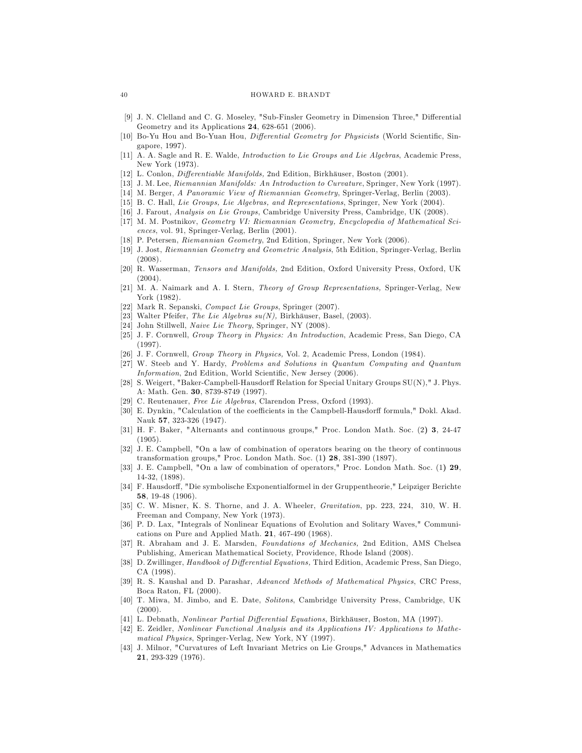[9] J. N. Clelland and C. G. Moseley, "Sub-Finsler Geometry in Dimension Three," Differential Geometry and its Applications **24**, 628-651 (2006).

[10] Bo-Yu Hou and Bo-Yuan Hou, *Differential Geometry for Physicists* (World Scientific, Singapore, 1997).

[11] A. A. Sagle and R. E. Walde, *Introduction to Lie Groups and Lie Algebras*, Academic Press, New York (1973).

[12] L. Conlon, *Differentiable Manifolds,* 2nd Edition, Birkhäuser, Boston (2001).

[13] J. M. Lee, *Riemannian Manifolds: An Introduction to Curvature*, Springer, New York (1997).

[14] M. Berger, *A Panoramic View of Riemannian Geometry*, Springer-Verlag, Berlin (2003).

[15] B. C. Hall, *Lie Groups, Lie Algebras, and Representations*, Springer, New York (2004).

[16] J. Farout, *Analysis on Lie Groups*, Cambridge University Press, Cambridge, UK (2008).

[17] M. M. Postnikov, *Geometry VI: Riemannian Geometry, Encyclopedia of Mathematical Sciences*, vol. 91, Springer-Verlag, Berlin (2001).

[18] P. Petersen, *Riemannian Geometry*, 2nd Edition, Springer, New York (2006).

[19] J. Jost, *Riemannian Geometry and Geometric Analysis*, 5th Edition, Springer-Verlag, Berlin (2008).

[20] R. Wasserman, *Tensors and Manifolds,* 2nd Edition, Oxford University Press, Oxford, UK (2004).

[21] M. A. Naimark and A. I. Stern, *Theory of Group Representations*, Springer-Verlag, New York (1982).

[22] Mark R. Sepanski, *Compact Lie Groups*, Springer (2007).

[23] Walter Pfeifer, *The Lie Algebras su(N),* Birkhäuser, Basel, (2003).

[24] John Stillwell, *Naive Lie Theory*, Springer, NY (2008).

[25] J. F. Cornwell, *Group Theory in Physics: An Introduction*, Academic Press, San Diego, CA (1997).

[26] J. F. Cornwell, *Group Theory in Physics,* Vol. 2, Academic Press, London (1984).

[27] W. Steeb and Y. Hardy, *Problems and Solutions in Quantum Computing and Quantum Information*, 2nd Edition, World Scientific, New Jersey (2006).

[28] S. Weigert, "Baker-Campbell-Hausdorff Relation for Special Unitary Groups SU(N)," J. Phys. A: Math. Gen. **30**, 8739-8749 (1997).

[29] C. Reutenauer, *Free Lie Algebras*, Clarendon Press, Oxford (1993).

[30] E. Dynkin, "Calculation of the coefficients in the Campbell-Hausdorff formula," Dokl. Akad. Nauk **57**, 323-326 (1947).

[31] H. F. Baker, "Alternants and continuous groups," Proc. London Math. Soc. (2**) 3**, 24-47 (1905).

[32] J. E. Campbell, "On a law of combination of operators bearing on the theory of continuous transformation groups," Proc. London Math. Soc. (1**) 28**, 381-390 (1897).

[33] J. E. Campbell, "On a law of combination of operators," Proc. London Math. Soc. (1**) 29**, 14-32, (1898).

[34] F. Hausdorff, "Die symbolische Exponentialformel in der Gruppentheorie," Leipziger Berichte **58**, 19-48 (1906).

[35] C. W. Misner, K. S. Thorne, and J. A. Wheeler, *Gravitation*, pp. 223, 224, 310, W. H. Freeman and Company, New York (1973).

[36] P. D. Lax, "Integrals of Nonlinear Equations of Evolution and Solitary Waves," Communications on Pure and Applied Math. **21**, 467-490 (1968).

[37] R. Abraham and J. E. Marsden, *Foundations of Mechanics,* 2nd Edition, AMS Chelsea Publishing, American Mathematical Society, Providence, Rhode Island (2008).

[38] D. Zwillinger, *Handbook of Differential Equations,* Third Edition, Academic Press, San Diego, CA (1998).

[39] R. S. Kaushal and D. Parashar, *Advanced Methods of Mathematical Physics*, CRC Press, Boca Raton, FL (2000).

[40] T. Miwa, M. Jimbo, and E. Date, *Solitons*, Cambridge University Press, Cambridge, UK (2000).

[41] L. Debnath, *Nonlinear Partial Differential Equations*, Birkhäuser, Boston, MA (1997).

[42] E. Zeidler, *Nonlinear Functional Analysis and its Applications IV: Applications to Mathematical Physics*, Springer-Verlag, New York, NY (1997).

[43] J. Milnor, "Curvatures of Left Invariant Metrics on Lie Groups," Advances in Mathematics **21**, 293-329 (1976).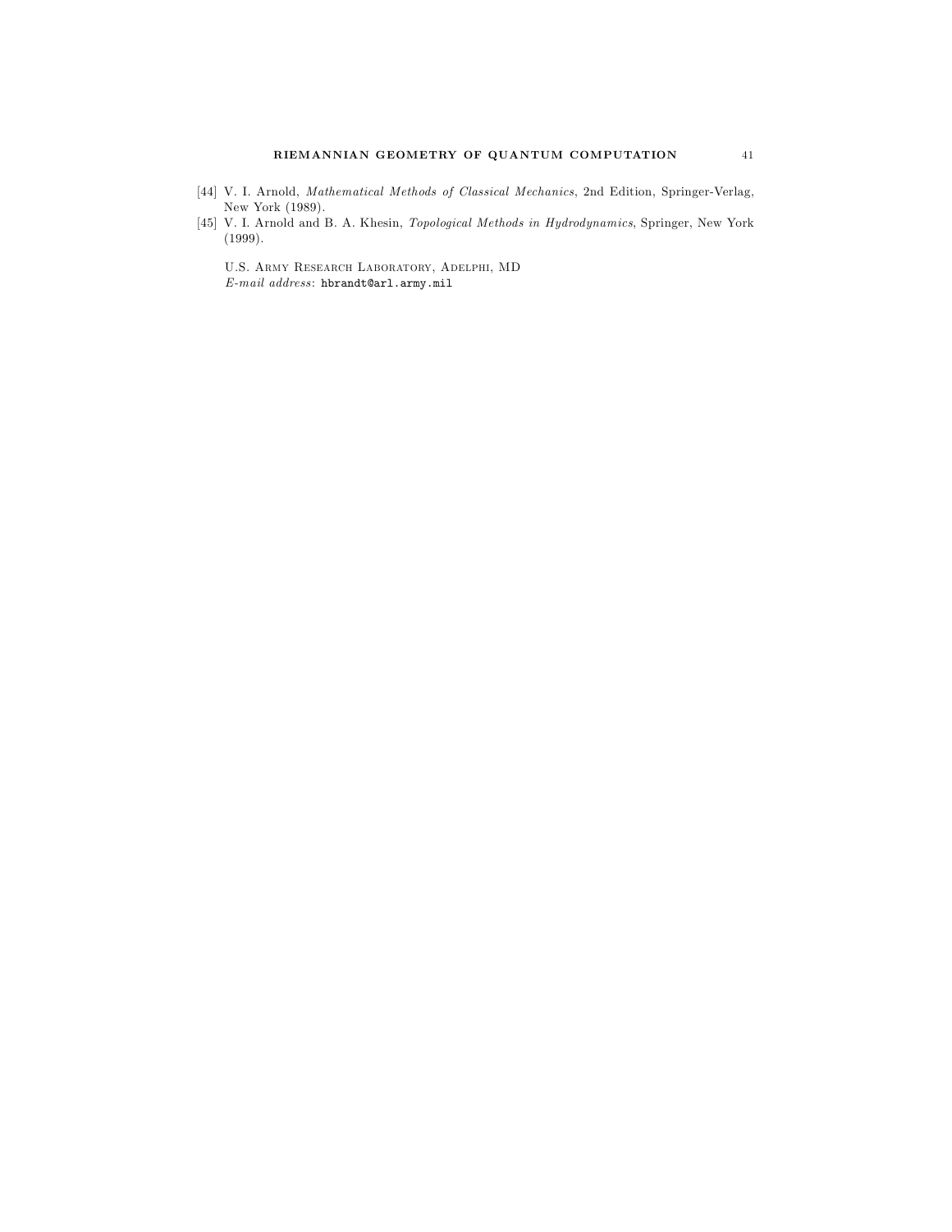[44] V. I. Arnold, *Mathematical Methods of Classical Mechanics*, 2nd Edition, Springer-Verlag, New York (1989).

[45] V. I. Arnold and B. A. Khesin, *Topological Methods in Hydrodynamics*, Springer, New York (1999).

U.S. Army Research Laboratory, Adelphi, MD
*E-mail address*: hbrandt@arl.army.mil